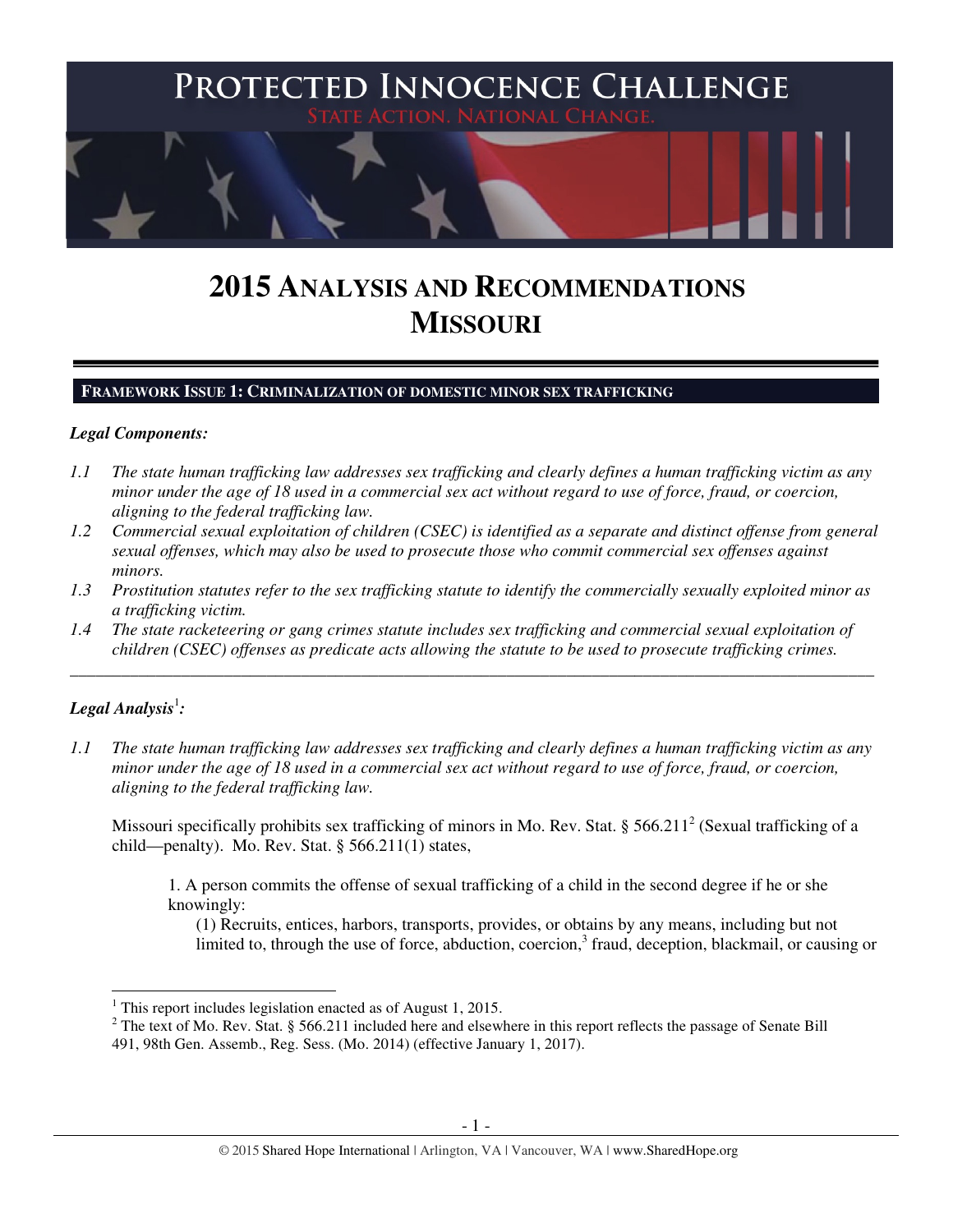# PROTECTED INNOCENCE CHALLENGE

STATE ACTION. NATIONAL CHANGE.

# 2015 ANALYSIS AND RECOMMENDATIONS
# MISSOURI

## FRAMEWORK ISSUE 1: CRIMINALIZATION OF DOMESTIC MINOR SEX TRAFFICKING

***Legal Components:***

*1.1 The state human trafficking law addresses sex trafficking and clearly defines a human trafficking victim as any minor under the age of 18 used in a commercial sex act without regard to use of force, fraud, or coercion, aligning to the federal trafficking law.*

*1.2 Commercial sexual exploitation of children (CSEC) is identified as a separate and distinct offense from general sexual offenses, which may also be used to prosecute those who commit commercial sex offenses against minors.*

*1.3 Prostitution statutes refer to the sex trafficking statute to identify the commercially sexually exploited minor as a trafficking victim.*

*1.4 The state racketeering or gang crimes statute includes sex trafficking and commercial sexual exploitation of children (CSEC) offenses as predicate acts allowing the statute to be used to prosecute trafficking crimes.*

---

***Legal Analysis***[1]***:***

*1.1 The state human trafficking law addresses sex trafficking and clearly defines a human trafficking victim as any minor under the age of 18 used in a commercial sex act without regard to use of force, fraud, or coercion, aligning to the federal trafficking law.*

Missouri specifically prohibits sex trafficking of minors in Mo. Rev. Stat. § 566.211[2] (Sexual trafficking of a child—penalty). Mo. Rev. Stat. § 566.211(1) states,

> 1. A person commits the offense of sexual trafficking of a child in the second degree if he or she knowingly:
>
> (1) Recruits, entices, harbors, transports, provides, or obtains by any means, including but not limited to, through the use of force, abduction, coercion,[3] fraud, deception, blackmail, or causing or

---

[1] This report includes legislation enacted as of August 1, 2015.

[2] The text of Mo. Rev. Stat. § 566.211 included here and elsewhere in this report reflects the passage of Senate Bill 491, 98th Gen. Assemb., Reg. Sess. (Mo. 2014) (effective January 1, 2017).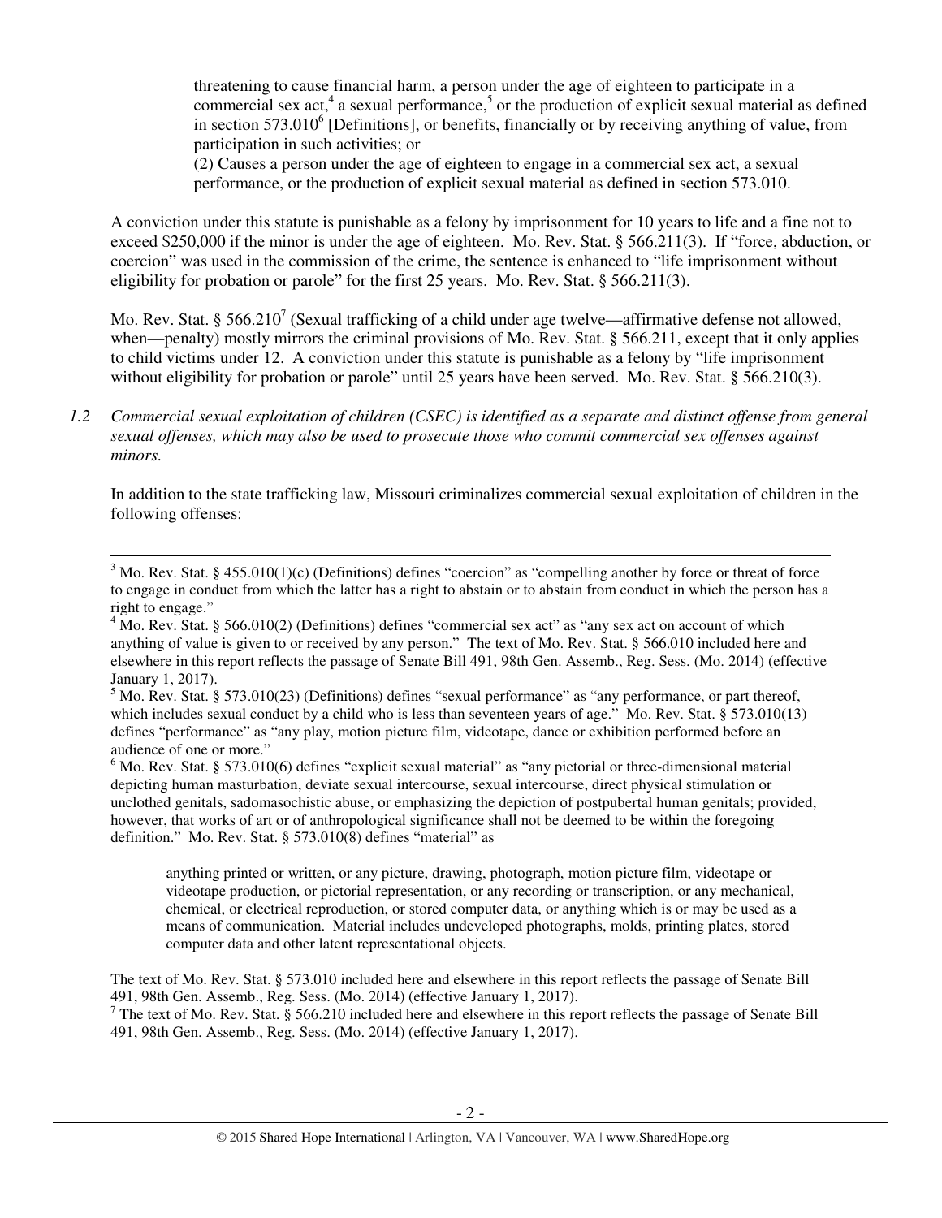threatening to cause financial harm, a person under the age of eighteen to participate in a commercial sex act,[4] a sexual performance,[5] or the production of explicit sexual material as defined in section 573.010[6] [Definitions], or benefits, financially or by receiving anything of value, from participation in such activities; or

(2) Causes a person under the age of eighteen to engage in a commercial sex act, a sexual performance, or the production of explicit sexual material as defined in section 573.010.

A conviction under this statute is punishable as a felony by imprisonment for 10 years to life and a fine not to exceed $250,000 if the minor is under the age of eighteen. Mo. Rev. Stat. § 566.211(3). If "force, abduction, or coercion" was used in the commission of the crime, the sentence is enhanced to "life imprisonment without eligibility for probation or parole" for the first 25 years. Mo. Rev. Stat. § 566.211(3).

Mo. Rev. Stat. § 566.210[7] (Sexual trafficking of a child under age twelve—affirmative defense not allowed, when—penalty) mostly mirrors the criminal provisions of Mo. Rev. Stat. § 566.211, except that it only applies to child victims under 12. A conviction under this statute is punishable as a felony by "life imprisonment without eligibility for probation or parole" until 25 years have been served. Mo. Rev. Stat. § 566.210(3).

*1.2 Commercial sexual exploitation of children (CSEC) is identified as a separate and distinct offense from general sexual offenses, which may also be used to prosecute those who commit commercial sex offenses against minors.*

In addition to the state trafficking law, Missouri criminalizes commercial sexual exploitation of children in the following offenses:

---

[3] Mo. Rev. Stat. § 455.010(1)(c) (Definitions) defines "coercion" as "compelling another by force or threat of force to engage in conduct from which the latter has a right to abstain or to abstain from conduct in which the person has a right to engage."

[4] Mo. Rev. Stat. § 566.010(2) (Definitions) defines "commercial sex act" as "any sex act on account of which anything of value is given to or received by any person." The text of Mo. Rev. Stat. § 566.010 included here and elsewhere in this report reflects the passage of Senate Bill 491, 98th Gen. Assemb., Reg. Sess. (Mo. 2014) (effective January 1, 2017).

[5] Mo. Rev. Stat. § 573.010(23) (Definitions) defines "sexual performance" as "any performance, or part thereof, which includes sexual conduct by a child who is less than seventeen years of age." Mo. Rev. Stat. § 573.010(13) defines "performance" as "any play, motion picture film, videotape, dance or exhibition performed before an audience of one or more."

[6] Mo. Rev. Stat. § 573.010(6) defines "explicit sexual material" as "any pictorial or three-dimensional material depicting human masturbation, deviate sexual intercourse, sexual intercourse, direct physical stimulation or unclothed genitals, sadomasochistic abuse, or emphasizing the depiction of postpubertal human genitals; provided, however, that works of art or of anthropological significance shall not be deemed to be within the foregoing definition." Mo. Rev. Stat. § 573.010(8) defines "material" as

> anything printed or written, or any picture, drawing, photograph, motion picture film, videotape or videotape production, or pictorial representation, or any recording or transcription, or any mechanical, chemical, or electrical reproduction, or stored computer data, or anything which is or may be used as a means of communication. Material includes undeveloped photographs, molds, printing plates, stored computer data and other latent representational objects.

The text of Mo. Rev. Stat. § 573.010 included here and elsewhere in this report reflects the passage of Senate Bill 491, 98th Gen. Assemb., Reg. Sess. (Mo. 2014) (effective January 1, 2017).

[7] The text of Mo. Rev. Stat. § 566.210 included here and elsewhere in this report reflects the passage of Senate Bill 491, 98th Gen. Assemb., Reg. Sess. (Mo. 2014) (effective January 1, 2017).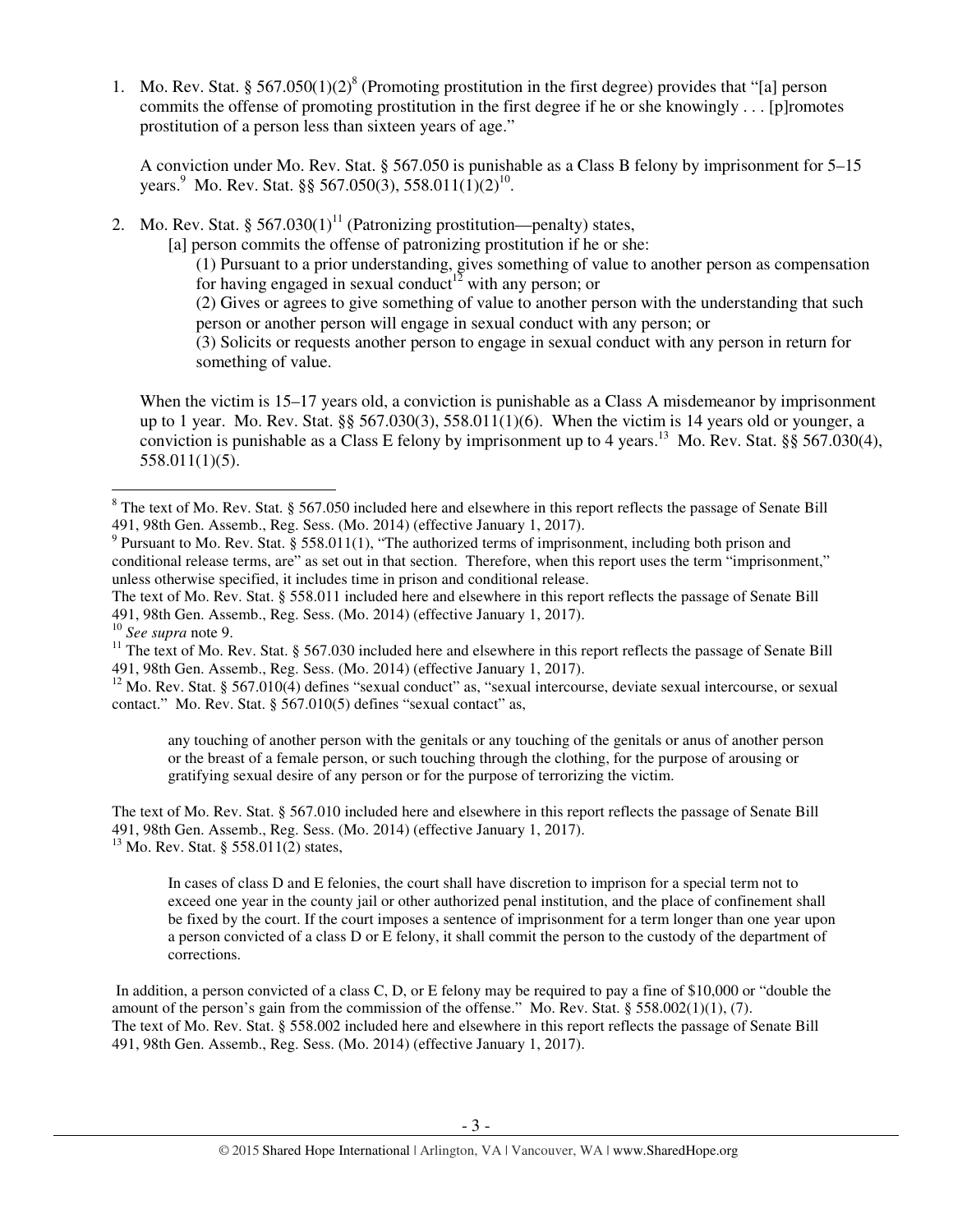1. Mo. Rev. Stat. § 567.050(1)(2)[8] (Promoting prostitution in the first degree) provides that "[a] person commits the offense of promoting prostitution in the first degree if he or she knowingly . . . [p]romotes prostitution of a person less than sixteen years of age."

   A conviction under Mo. Rev. Stat. § 567.050 is punishable as a Class B felony by imprisonment for 5–15 years.[9] Mo. Rev. Stat. §§ 567.050(3), 558.011(1)(2)[10].

2. Mo. Rev. Stat. § 567.030(1)[11] (Patronizing prostitution—penalty) states,

   > [a] person commits the offense of patronizing prostitution if he or she:
   >
   > (1) Pursuant to a prior understanding, gives something of value to another person as compensation for having engaged in sexual conduct[12] with any person; or
   >
   > (2) Gives or agrees to give something of value to another person with the understanding that such person or another person will engage in sexual conduct with any person; or
   >
   > (3) Solicits or requests another person to engage in sexual conduct with any person in return for something of value.

   When the victim is 15–17 years old, a conviction is punishable as a Class A misdemeanor by imprisonment up to 1 year. Mo. Rev. Stat. §§ 567.030(3), 558.011(1)(6). When the victim is 14 years old or younger, a conviction is punishable as a Class E felony by imprisonment up to 4 years.[13] Mo. Rev. Stat. §§ 567.030(4), 558.011(1)(5).

---

[8] The text of Mo. Rev. Stat. § 567.050 included here and elsewhere in this report reflects the passage of Senate Bill 491, 98th Gen. Assemb., Reg. Sess. (Mo. 2014) (effective January 1, 2017).

[9] Pursuant to Mo. Rev. Stat. § 558.011(1), "The authorized terms of imprisonment, including both prison and conditional release terms, are" as set out in that section. Therefore, when this report uses the term "imprisonment," unless otherwise specified, it includes time in prison and conditional release.
The text of Mo. Rev. Stat. § 558.011 included here and elsewhere in this report reflects the passage of Senate Bill 491, 98th Gen. Assemb., Reg. Sess. (Mo. 2014) (effective January 1, 2017).

[10] *See supra* note 9.

[11] The text of Mo. Rev. Stat. § 567.030 included here and elsewhere in this report reflects the passage of Senate Bill 491, 98th Gen. Assemb., Reg. Sess. (Mo. 2014) (effective January 1, 2017).

[12] Mo. Rev. Stat. § 567.010(4) defines "sexual conduct" as, "sexual intercourse, deviate sexual intercourse, or sexual contact." Mo. Rev. Stat. § 567.010(5) defines "sexual contact" as,

> any touching of another person with the genitals or any touching of the genitals or anus of another person or the breast of a female person, or such touching through the clothing, for the purpose of arousing or gratifying sexual desire of any person or for the purpose of terrorizing the victim.

The text of Mo. Rev. Stat. § 567.010 included here and elsewhere in this report reflects the passage of Senate Bill 491, 98th Gen. Assemb., Reg. Sess. (Mo. 2014) (effective January 1, 2017).

[13] Mo. Rev. Stat. § 558.011(2) states,

> In cases of class D and E felonies, the court shall have discretion to imprison for a special term not to exceed one year in the county jail or other authorized penal institution, and the place of confinement shall be fixed by the court. If the court imposes a sentence of imprisonment for a term longer than one year upon a person convicted of a class D or E felony, it shall commit the person to the custody of the department of corrections.

In addition, a person convicted of a class C, D, or E felony may be required to pay a fine of $10,000 or "double the amount of the person's gain from the commission of the offense." Mo. Rev. Stat. § 558.002(1)(1), (7).
The text of Mo. Rev. Stat. § 558.002 included here and elsewhere in this report reflects the passage of Senate Bill 491, 98th Gen. Assemb., Reg. Sess. (Mo. 2014) (effective January 1, 2017).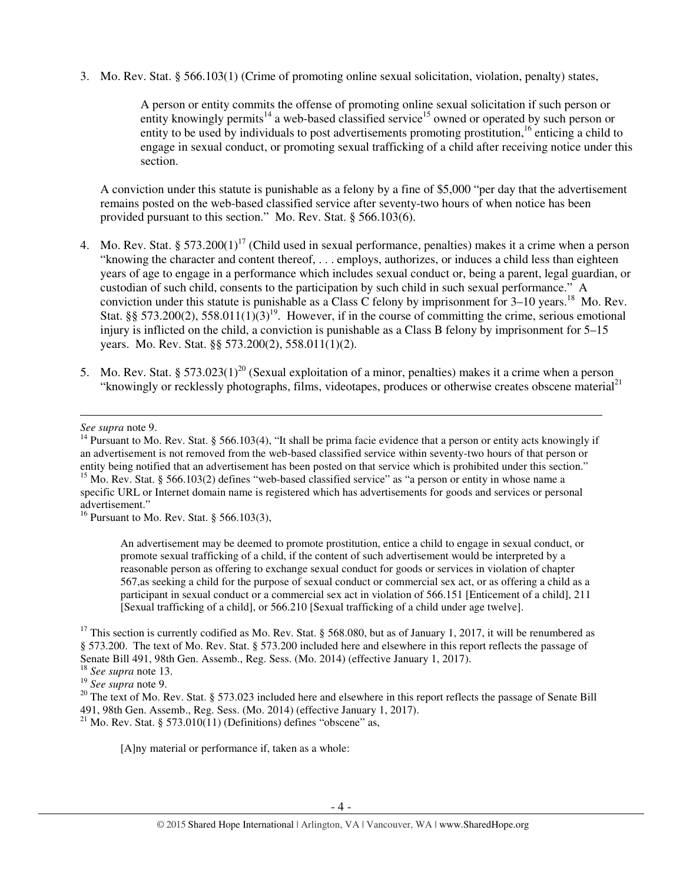3. Mo. Rev. Stat. § 566.103(1) (Crime of promoting online sexual solicitation, violation, penalty) states,

   > A person or entity commits the offense of promoting online sexual solicitation if such person or entity knowingly permits[14] a web-based classified service[15] owned or operated by such person or entity to be used by individuals to post advertisements promoting prostitution,[16] enticing a child to engage in sexual conduct, or promoting sexual trafficking of a child after receiving notice under this section.

   A conviction under this statute is punishable as a felony by a fine of $5,000 "per day that the advertisement remains posted on the web-based classified service after seventy-two hours of when notice has been provided pursuant to this section." Mo. Rev. Stat. § 566.103(6).

4. Mo. Rev. Stat. § 573.200(1)[17] (Child used in sexual performance, penalties) makes it a crime when a person "knowing the character and content thereof, . . . employs, authorizes, or induces a child less than eighteen years of age to engage in a performance which includes sexual conduct or, being a parent, legal guardian, or custodian of such child, consents to the participation by such child in such sexual performance." A conviction under this statute is punishable as a Class C felony by imprisonment for 3–10 years.[18] Mo. Rev. Stat. §§ 573.200(2), 558.011(1)(3)[19]. However, if in the course of committing the crime, serious emotional injury is inflicted on the child, a conviction is punishable as a Class B felony by imprisonment for 5–15 years. Mo. Rev. Stat. §§ 573.200(2), 558.011(1)(2).

5. Mo. Rev. Stat. § 573.023(1)[20] (Sexual exploitation of a minor, penalties) makes it a crime when a person "knowingly or recklessly photographs, films, videotapes, produces or otherwise creates obscene material[21]

---

*See supra* note 9.

[14] Pursuant to Mo. Rev. Stat. § 566.103(4), "It shall be prima facie evidence that a person or entity acts knowingly if an advertisement is not removed from the web-based classified service within seventy-two hours of that person or entity being notified that an advertisement has been posted on that service which is prohibited under this section."

[15] Mo. Rev. Stat. § 566.103(2) defines "web-based classified service" as "a person or entity in whose name a specific URL or Internet domain name is registered which has advertisements for goods and services or personal advertisement."

[16] Pursuant to Mo. Rev. Stat. § 566.103(3),

> An advertisement may be deemed to promote prostitution, entice a child to engage in sexual conduct, or promote sexual trafficking of a child, if the content of such advertisement would be interpreted by a reasonable person as offering to exchange sexual conduct for goods or services in violation of chapter 567,as seeking a child for the purpose of sexual conduct or commercial sex act, or as offering a child as a participant in sexual conduct or a commercial sex act in violation of 566.151 [Enticement of a child], 211 [Sexual trafficking of a child], or 566.210 [Sexual trafficking of a child under age twelve].

[17] This section is currently codified as Mo. Rev. Stat. § 568.080, but as of January 1, 2017, it will be renumbered as § 573.200. The text of Mo. Rev. Stat. § 573.200 included here and elsewhere in this report reflects the passage of Senate Bill 491, 98th Gen. Assemb., Reg. Sess. (Mo. 2014) (effective January 1, 2017).

[18] *See supra* note 13.

[19] *See supra* note 9.

[20] The text of Mo. Rev. Stat. § 573.023 included here and elsewhere in this report reflects the passage of Senate Bill 491, 98th Gen. Assemb., Reg. Sess. (Mo. 2014) (effective January 1, 2017).

[21] Mo. Rev. Stat. § 573.010(11) (Definitions) defines "obscene" as,

> [A]ny material or performance if, taken as a whole: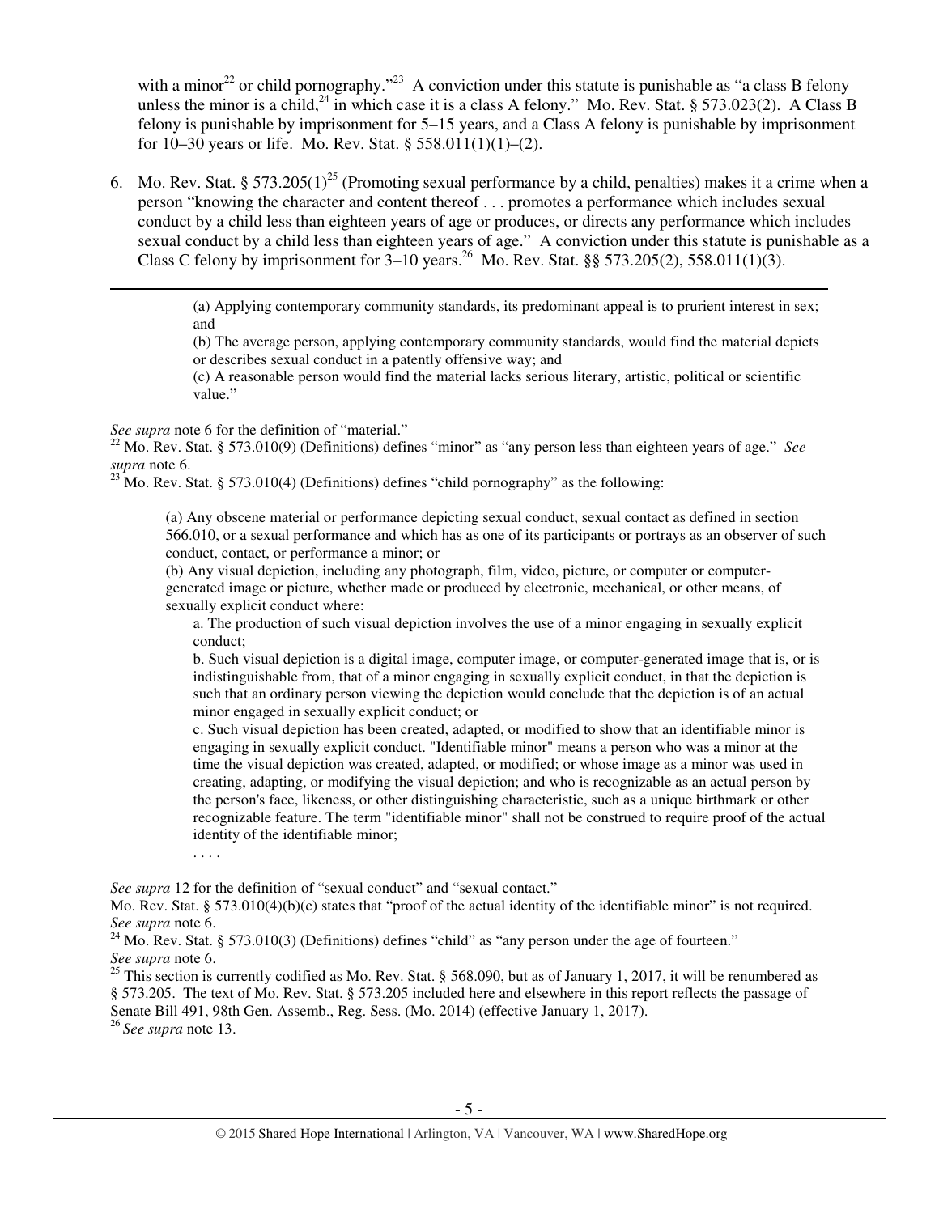with a minor[22] or child pornography."[23] A conviction under this statute is punishable as "a class B felony unless the minor is a child,[24] in which case it is a class A felony." Mo. Rev. Stat. § 573.023(2). A Class B felony is punishable by imprisonment for 5–15 years, and a Class A felony is punishable by imprisonment for 10–30 years or life. Mo. Rev. Stat. § 558.011(1)(1)–(2).

6. Mo. Rev. Stat. § 573.205(1)[25] (Promoting sexual performance by a child, penalties) makes it a crime when a person "knowing the character and content thereof . . . promotes a performance which includes sexual conduct by a child less than eighteen years of age or produces, or directs any performance which includes sexual conduct by a child less than eighteen years of age." A conviction under this statute is punishable as a Class C felony by imprisonment for 3–10 years.[26] Mo. Rev. Stat. §§ 573.205(2), 558.011(1)(3).

---

> (a) Applying contemporary community standards, its predominant appeal is to prurient interest in sex; and
>
> (b) The average person, applying contemporary community standards, would find the material depicts or describes sexual conduct in a patently offensive way; and
>
> (c) A reasonable person would find the material lacks serious literary, artistic, political or scientific value."

*See supra* note 6 for the definition of "material."

[22] Mo. Rev. Stat. § 573.010(9) (Definitions) defines "minor" as "any person less than eighteen years of age." *See supra* note 6.

[23] Mo. Rev. Stat. § 573.010(4) (Definitions) defines "child pornography" as the following:

> (a) Any obscene material or performance depicting sexual conduct, sexual contact as defined in section 566.010, or a sexual performance and which has as one of its participants or portrays as an observer of such conduct, contact, or performance a minor; or
>
> (b) Any visual depiction, including any photograph, film, video, picture, or computer or computer-generated image or picture, whether made or produced by electronic, mechanical, or other means, of sexually explicit conduct where:
>
> a. The production of such visual depiction involves the use of a minor engaging in sexually explicit conduct;
>
> b. Such visual depiction is a digital image, computer image, or computer-generated image that is, or is indistinguishable from, that of a minor engaging in sexually explicit conduct, in that the depiction is such that an ordinary person viewing the depiction would conclude that the depiction is of an actual minor engaged in sexually explicit conduct; or
>
> c. Such visual depiction has been created, adapted, or modified to show that an identifiable minor is engaging in sexually explicit conduct. "Identifiable minor" means a person who was a minor at the time the visual depiction was created, adapted, or modified; or whose image as a minor was used in creating, adapting, or modifying the visual depiction; and who is recognizable as an actual person by the person's face, likeness, or other distinguishing characteristic, such as a unique birthmark or other recognizable feature. The term "identifiable minor" shall not be construed to require proof of the actual identity of the identifiable minor;
>
> . . . .

*See supra* 12 for the definition of "sexual conduct" and "sexual contact."

Mo. Rev. Stat. § 573.010(4)(b)(c) states that "proof of the actual identity of the identifiable minor" is not required. *See supra* note 6.

[24] Mo. Rev. Stat. § 573.010(3) (Definitions) defines "child" as "any person under the age of fourteen." *See supra* note 6.

[25] This section is currently codified as Mo. Rev. Stat. § 568.090, but as of January 1, 2017, it will be renumbered as § 573.205. The text of Mo. Rev. Stat. § 573.205 included here and elsewhere in this report reflects the passage of Senate Bill 491, 98th Gen. Assemb., Reg. Sess. (Mo. 2014) (effective January 1, 2017).

[26] *See supra* note 13.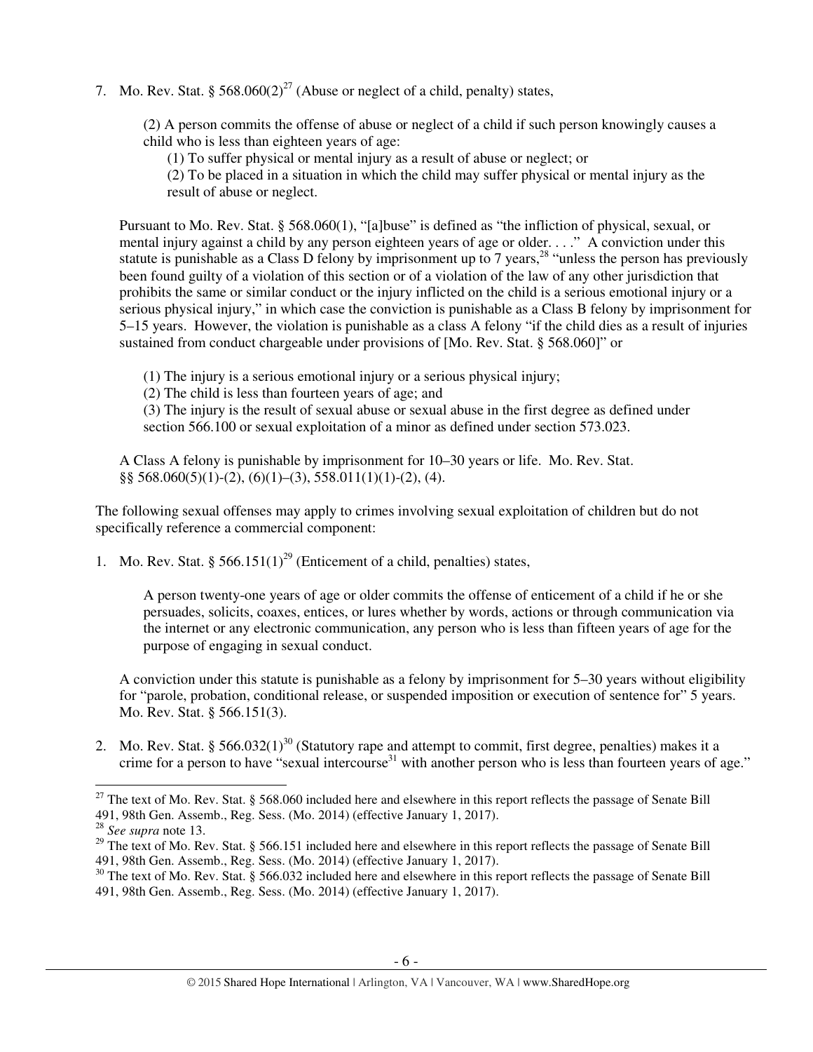7. Mo. Rev. Stat. § 568.060(2)[27] (Abuse or neglect of a child, penalty) states,

   (2) A person commits the offense of abuse or neglect of a child if such person knowingly causes a child who is less than eighteen years of age:

   (1) To suffer physical or mental injury as a result of abuse or neglect; or

   (2) To be placed in a situation in which the child may suffer physical or mental injury as the result of abuse or neglect.

   Pursuant to Mo. Rev. Stat. § 568.060(1), "[a]buse" is defined as "the infliction of physical, sexual, or mental injury against a child by any person eighteen years of age or older. . . ." A conviction under this statute is punishable as a Class D felony by imprisonment up to 7 years,[28] "unless the person has previously been found guilty of a violation of this section or of a violation of the law of any other jurisdiction that prohibits the same or similar conduct or the injury inflicted on the child is a serious emotional injury or a serious physical injury," in which case the conviction is punishable as a Class B felony by imprisonment for 5–15 years. However, the violation is punishable as a class A felony "if the child dies as a result of injuries sustained from conduct chargeable under provisions of [Mo. Rev. Stat. § 568.060]" or

   (1) The injury is a serious emotional injury or a serious physical injury;

   (2) The child is less than fourteen years of age; and

   (3) The injury is the result of sexual abuse or sexual abuse in the first degree as defined under section 566.100 or sexual exploitation of a minor as defined under section 573.023.

   A Class A felony is punishable by imprisonment for 10–30 years or life. Mo. Rev. Stat. §§ 568.060(5)(1)-(2), (6)(1)–(3), 558.011(1)(1)-(2), (4).

The following sexual offenses may apply to crimes involving sexual exploitation of children but do not specifically reference a commercial component:

1. Mo. Rev. Stat. § 566.151(1)[29] (Enticement of a child, penalties) states,

   A person twenty-one years of age or older commits the offense of enticement of a child if he or she persuades, solicits, coaxes, entices, or lures whether by words, actions or through communication via the internet or any electronic communication, any person who is less than fifteen years of age for the purpose of engaging in sexual conduct.

   A conviction under this statute is punishable as a felony by imprisonment for 5–30 years without eligibility for "parole, probation, conditional release, or suspended imposition or execution of sentence for" 5 years. Mo. Rev. Stat. § 566.151(3).

2. Mo. Rev. Stat. § 566.032(1)[30] (Statutory rape and attempt to commit, first degree, penalties) makes it a crime for a person to have "sexual intercourse[31] with another person who is less than fourteen years of age."

---

[27] The text of Mo. Rev. Stat. § 568.060 included here and elsewhere in this report reflects the passage of Senate Bill 491, 98th Gen. Assemb., Reg. Sess. (Mo. 2014) (effective January 1, 2017).

[28] *See supra* note 13.

[29] The text of Mo. Rev. Stat. § 566.151 included here and elsewhere in this report reflects the passage of Senate Bill 491, 98th Gen. Assemb., Reg. Sess. (Mo. 2014) (effective January 1, 2017).

[30] The text of Mo. Rev. Stat. § 566.032 included here and elsewhere in this report reflects the passage of Senate Bill 491, 98th Gen. Assemb., Reg. Sess. (Mo. 2014) (effective January 1, 2017).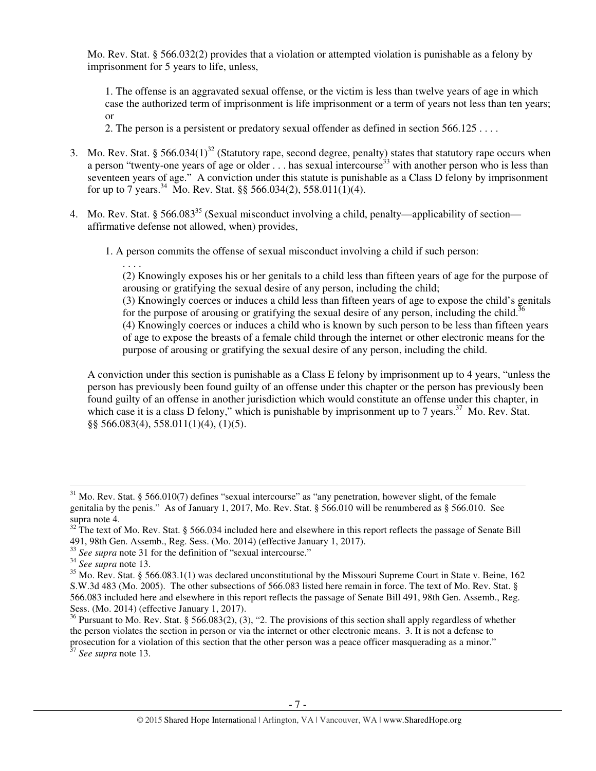Mo. Rev. Stat. § 566.032(2) provides that a violation or attempted violation is punishable as a felony by imprisonment for 5 years to life, unless,

> 1. The offense is an aggravated sexual offense, or the victim is less than twelve years of age in which case the authorized term of imprisonment is life imprisonment or a term of years not less than ten years; or
> 2. The person is a persistent or predatory sexual offender as defined in section 566.125 . . . .

3. Mo. Rev. Stat. § 566.034(1)[32] (Statutory rape, second degree, penalty) states that statutory rape occurs when a person "twenty-one years of age or older . . . has sexual intercourse[33] with another person who is less than seventeen years of age." A conviction under this statute is punishable as a Class D felony by imprisonment for up to 7 years.[34] Mo. Rev. Stat. §§ 566.034(2), 558.011(1)(4).

4. Mo. Rev. Stat. § 566.083[35] (Sexual misconduct involving a child, penalty—applicability of section—affirmative defense not allowed, when) provides,

   1. A person commits the offense of sexual misconduct involving a child if such person:
      . . . .
      (2) Knowingly exposes his or her genitals to a child less than fifteen years of age for the purpose of arousing or gratifying the sexual desire of any person, including the child;
      (3) Knowingly coerces or induces a child less than fifteen years of age to expose the child's genitals for the purpose of arousing or gratifying the sexual desire of any person, including the child.[36]
      (4) Knowingly coerces or induces a child who is known by such person to be less than fifteen years of age to expose the breasts of a female child through the internet or other electronic means for the purpose of arousing or gratifying the sexual desire of any person, including the child.

   A conviction under this section is punishable as a Class E felony by imprisonment up to 4 years, "unless the person has previously been found guilty of an offense under this chapter or the person has previously been found guilty of an offense in another jurisdiction which would constitute an offense under this chapter, in which case it is a class D felony," which is punishable by imprisonment up to 7 years.[37] Mo. Rev. Stat. §§ 566.083(4), 558.011(1)(4), (1)(5).

---

[31] Mo. Rev. Stat. § 566.010(7) defines "sexual intercourse" as "any penetration, however slight, of the female genitalia by the penis." As of January 1, 2017, Mo. Rev. Stat. § 566.010 will be renumbered as § 566.010. See supra note 4.

[32] The text of Mo. Rev. Stat. § 566.034 included here and elsewhere in this report reflects the passage of Senate Bill 491, 98th Gen. Assemb., Reg. Sess. (Mo. 2014) (effective January 1, 2017).

[33] *See supra* note 31 for the definition of "sexual intercourse."

[34] *See supra* note 13.

[35] Mo. Rev. Stat. § 566.083.1(1) was declared unconstitutional by the Missouri Supreme Court in State v. Beine, 162 S.W.3d 483 (Mo. 2005). The other subsections of 566.083 listed here remain in force. The text of Mo. Rev. Stat. § 566.083 included here and elsewhere in this report reflects the passage of Senate Bill 491, 98th Gen. Assemb., Reg. Sess. (Mo. 2014) (effective January 1, 2017).

[36] Pursuant to Mo. Rev. Stat. § 566.083(2), (3), "2. The provisions of this section shall apply regardless of whether the person violates the section in person or via the internet or other electronic means. 3. It is not a defense to prosecution for a violation of this section that the other person was a peace officer masquerading as a minor."

[37] *See supra* note 13.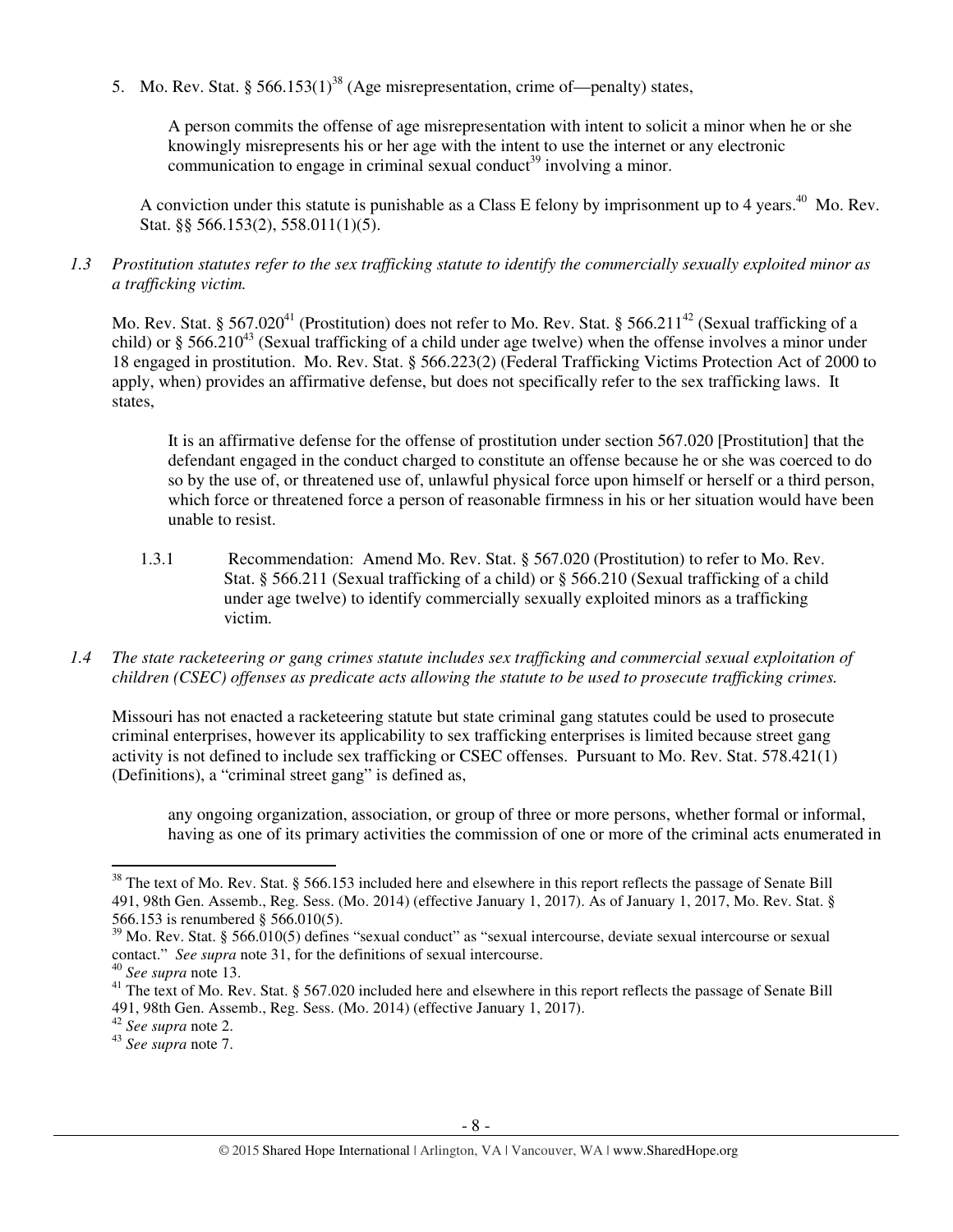5. Mo. Rev. Stat. § 566.153(1)[38] (Age misrepresentation, crime of—penalty) states,

   > A person commits the offense of age misrepresentation with intent to solicit a minor when he or she knowingly misrepresents his or her age with the intent to use the internet or any electronic communication to engage in criminal sexual conduct[39] involving a minor.

   A conviction under this statute is punishable as a Class E felony by imprisonment up to 4 years.[40] Mo. Rev. Stat. §§ 566.153(2), 558.011(1)(5).

*1.3 Prostitution statutes refer to the sex trafficking statute to identify the commercially sexually exploited minor as a trafficking victim.*

Mo. Rev. Stat. § 567.020[41] (Prostitution) does not refer to Mo. Rev. Stat. § 566.211[42] (Sexual trafficking of a child) or § 566.210[43] (Sexual trafficking of a child under age twelve) when the offense involves a minor under 18 engaged in prostitution. Mo. Rev. Stat. § 566.223(2) (Federal Trafficking Victims Protection Act of 2000 to apply, when) provides an affirmative defense, but does not specifically refer to the sex trafficking laws. It states,

> It is an affirmative defense for the offense of prostitution under section 567.020 [Prostitution] that the defendant engaged in the conduct charged to constitute an offense because he or she was coerced to do so by the use of, or threatened use of, unlawful physical force upon himself or herself or a third person, which force or threatened force a person of reasonable firmness in his or her situation would have been unable to resist.

1.3.1 Recommendation: Amend Mo. Rev. Stat. § 567.020 (Prostitution) to refer to Mo. Rev. Stat. § 566.211 (Sexual trafficking of a child) or § 566.210 (Sexual trafficking of a child under age twelve) to identify commercially sexually exploited minors as a trafficking victim.

*1.4 The state racketeering or gang crimes statute includes sex trafficking and commercial sexual exploitation of children (CSEC) offenses as predicate acts allowing the statute to be used to prosecute trafficking crimes.*

Missouri has not enacted a racketeering statute but state criminal gang statutes could be used to prosecute criminal enterprises, however its applicability to sex trafficking enterprises is limited because street gang activity is not defined to include sex trafficking or CSEC offenses. Pursuant to Mo. Rev. Stat. 578.421(1) (Definitions), a "criminal street gang" is defined as,

> any ongoing organization, association, or group of three or more persons, whether formal or informal, having as one of its primary activities the commission of one or more of the criminal acts enumerated in

---

[38] The text of Mo. Rev. Stat. § 566.153 included here and elsewhere in this report reflects the passage of Senate Bill 491, 98th Gen. Assemb., Reg. Sess. (Mo. 2014) (effective January 1, 2017). As of January 1, 2017, Mo. Rev. Stat. § 566.153 is renumbered § 566.010(5).

[39] Mo. Rev. Stat. § 566.010(5) defines "sexual conduct" as "sexual intercourse, deviate sexual intercourse or sexual contact." *See supra* note 31, for the definitions of sexual intercourse.

[40] *See supra* note 13.

[41] The text of Mo. Rev. Stat. § 567.020 included here and elsewhere in this report reflects the passage of Senate Bill 491, 98th Gen. Assemb., Reg. Sess. (Mo. 2014) (effective January 1, 2017).

[42] *See supra* note 2.

[43] *See supra* note 7.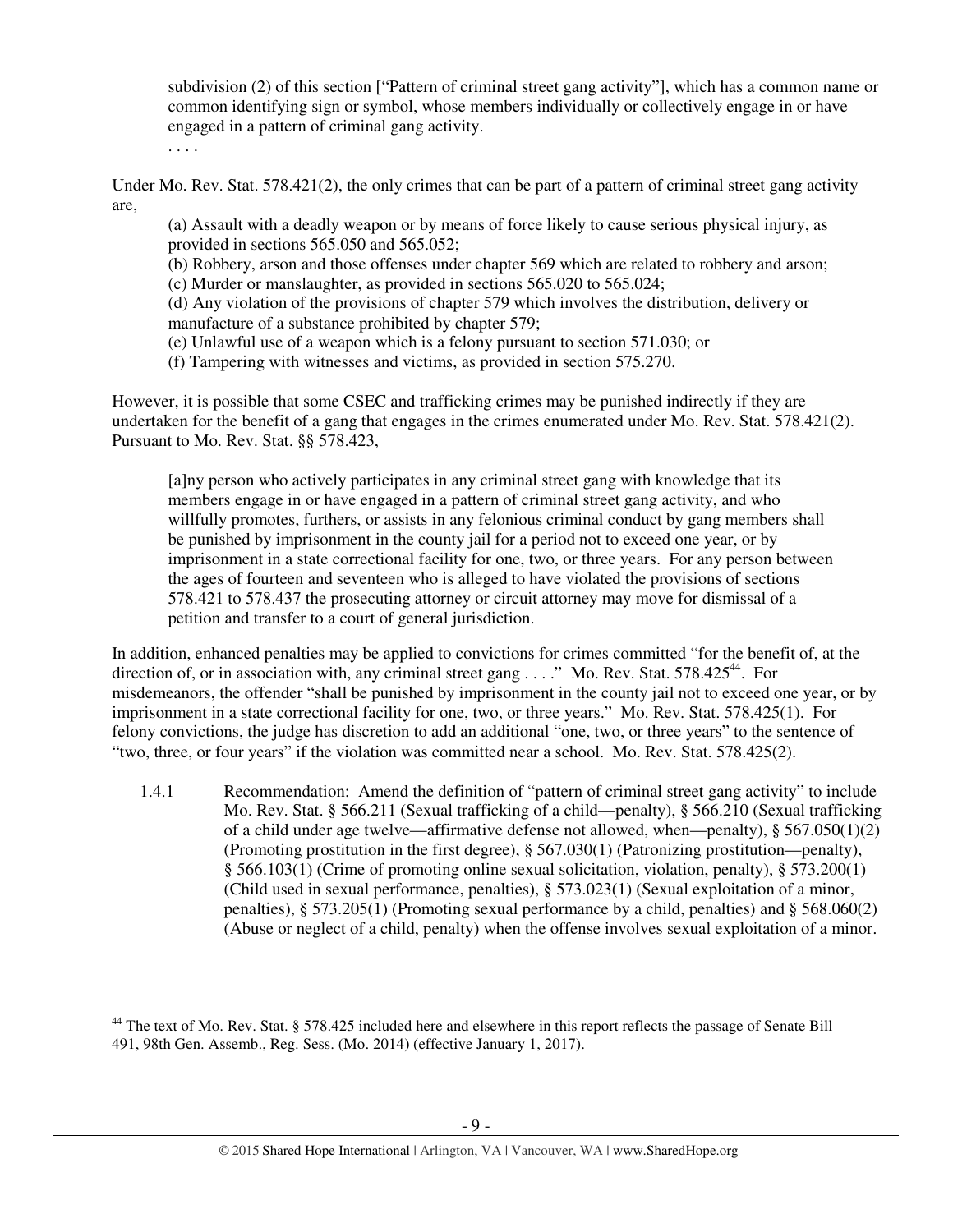> subdivision (2) of this section ["Pattern of criminal street gang activity"], which has a common name or common identifying sign or symbol, whose members individually or collectively engage in or have engaged in a pattern of criminal gang activity.
>
> . . . .

Under Mo. Rev. Stat. 578.421(2), the only crimes that can be part of a pattern of criminal street gang activity are,

> (a) Assault with a deadly weapon or by means of force likely to cause serious physical injury, as provided in sections 565.050 and 565.052;
> (b) Robbery, arson and those offenses under chapter 569 which are related to robbery and arson;
> (c) Murder or manslaughter, as provided in sections 565.020 to 565.024;
> (d) Any violation of the provisions of chapter 579 which involves the distribution, delivery or manufacture of a substance prohibited by chapter 579;
> (e) Unlawful use of a weapon which is a felony pursuant to section 571.030; or
> (f) Tampering with witnesses and victims, as provided in section 575.270.

However, it is possible that some CSEC and trafficking crimes may be punished indirectly if they are undertaken for the benefit of a gang that engages in the crimes enumerated under Mo. Rev. Stat. 578.421(2). Pursuant to Mo. Rev. Stat. §§ 578.423,

> [a]ny person who actively participates in any criminal street gang with knowledge that its members engage in or have engaged in a pattern of criminal street gang activity, and who willfully promotes, furthers, or assists in any felonious criminal conduct by gang members shall be punished by imprisonment in the county jail for a period not to exceed one year, or by imprisonment in a state correctional facility for one, two, or three years. For any person between the ages of fourteen and seventeen who is alleged to have violated the provisions of sections 578.421 to 578.437 the prosecuting attorney or circuit attorney may move for dismissal of a petition and transfer to a court of general jurisdiction.

In addition, enhanced penalties may be applied to convictions for crimes committed "for the benefit of, at the direction of, or in association with, any criminal street gang . . . ." Mo. Rev. Stat. 578.425[44]. For misdemeanors, the offender "shall be punished by imprisonment in the county jail not to exceed one year, or by imprisonment in a state correctional facility for one, two, or three years." Mo. Rev. Stat. 578.425(1). For felony convictions, the judge has discretion to add an additional "one, two, or three years" to the sentence of "two, three, or four years" if the violation was committed near a school. Mo. Rev. Stat. 578.425(2).

1.4.1 Recommendation: Amend the definition of "pattern of criminal street gang activity" to include Mo. Rev. Stat. § 566.211 (Sexual trafficking of a child—penalty), § 566.210 (Sexual trafficking of a child under age twelve—affirmative defense not allowed, when—penalty), § 567.050(1)(2) (Promoting prostitution in the first degree), § 567.030(1) (Patronizing prostitution—penalty), § 566.103(1) (Crime of promoting online sexual solicitation, violation, penalty), § 573.200(1) (Child used in sexual performance, penalties), § 573.023(1) (Sexual exploitation of a minor, penalties), § 573.205(1) (Promoting sexual performance by a child, penalties) and § 568.060(2) (Abuse or neglect of a child, penalty) when the offense involves sexual exploitation of a minor.

---

[44] The text of Mo. Rev. Stat. § 578.425 included here and elsewhere in this report reflects the passage of Senate Bill 491, 98th Gen. Assemb., Reg. Sess. (Mo. 2014) (effective January 1, 2017).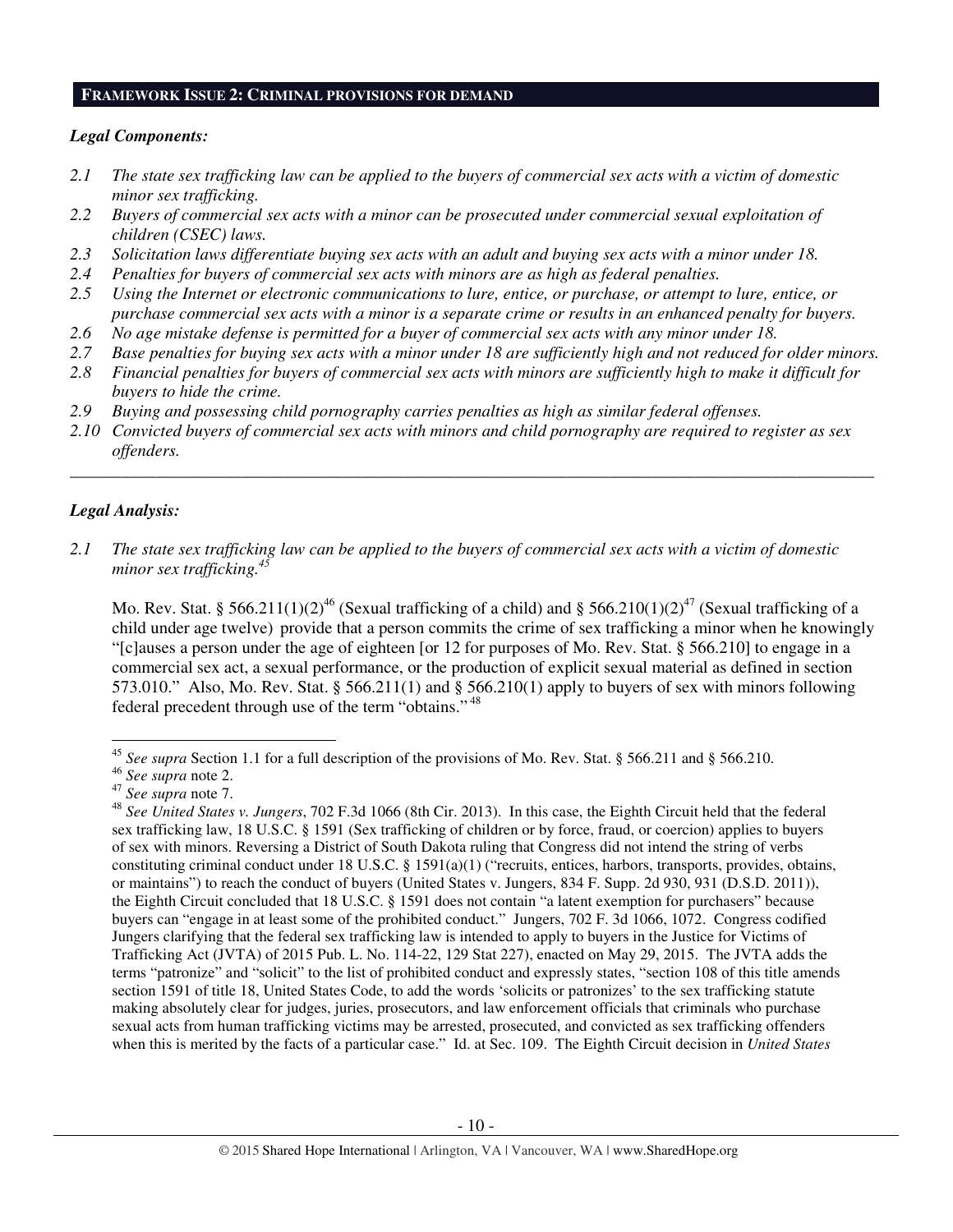## FRAMEWORK ISSUE 2: CRIMINAL PROVISIONS FOR DEMAND

***Legal Components:***

*2.1 The state sex trafficking law can be applied to the buyers of commercial sex acts with a victim of domestic minor sex trafficking.*

*2.2 Buyers of commercial sex acts with a minor can be prosecuted under commercial sexual exploitation of children (CSEC) laws.*

*2.3 Solicitation laws differentiate buying sex acts with an adult and buying sex acts with a minor under 18.*

*2.4 Penalties for buyers of commercial sex acts with minors are as high as federal penalties.*

*2.5 Using the Internet or electronic communications to lure, entice, or purchase, or attempt to lure, entice, or purchase commercial sex acts with a minor is a separate crime or results in an enhanced penalty for buyers.*

*2.6 No age mistake defense is permitted for a buyer of commercial sex acts with any minor under 18.*

*2.7 Base penalties for buying sex acts with a minor under 18 are sufficiently high and not reduced for older minors.*

*2.8 Financial penalties for buyers of commercial sex acts with minors are sufficiently high to make it difficult for buyers to hide the crime.*

*2.9 Buying and possessing child pornography carries penalties as high as similar federal offenses.*

*2.10 Convicted buyers of commercial sex acts with minors and child pornography are required to register as sex offenders.*

---

***Legal Analysis:***

*2.1 The state sex trafficking law can be applied to the buyers of commercial sex acts with a victim of domestic minor sex trafficking.*[45]

Mo. Rev. Stat. § 566.211(1)(2)[46] (Sexual trafficking of a child) and § 566.210(1)(2)[47] (Sexual trafficking of a child under age twelve) provide that a person commits the crime of sex trafficking a minor when he knowingly "[c]auses a person under the age of eighteen [or 12 for purposes of Mo. Rev. Stat. § 566.210] to engage in a commercial sex act, a sexual performance, or the production of explicit sexual material as defined in section 573.010." Also, Mo. Rev. Stat. § 566.211(1) and § 566.210(1) apply to buyers of sex with minors following federal precedent through use of the term "obtains."[48]

---

[45] *See supra* Section 1.1 for a full description of the provisions of Mo. Rev. Stat. § 566.211 and § 566.210.

[46] *See supra* note 2.

[47] *See supra* note 7.

[48] *See United States v. Jungers*, 702 F.3d 1066 (8th Cir. 2013). In this case, the Eighth Circuit held that the federal sex trafficking law, 18 U.S.C. § 1591 (Sex trafficking of children or by force, fraud, or coercion) applies to buyers of sex with minors. Reversing a District of South Dakota ruling that Congress did not intend the string of verbs constituting criminal conduct under 18 U.S.C. § 1591(a)(1) ("recruits, entices, harbors, transports, provides, obtains, or maintains") to reach the conduct of buyers (United States v. Jungers, 834 F. Supp. 2d 930, 931 (D.S.D. 2011)), the Eighth Circuit concluded that 18 U.S.C. § 1591 does not contain "a latent exemption for purchasers" because buyers can "engage in at least some of the prohibited conduct." Jungers, 702 F. 3d 1066, 1072. Congress codified Jungers clarifying that the federal sex trafficking law is intended to apply to buyers in the Justice for Victims of Trafficking Act (JVTA) of 2015 Pub. L. No. 114-22, 129 Stat 227), enacted on May 29, 2015. The JVTA adds the terms "patronize" and "solicit" to the list of prohibited conduct and expressly states, "section 108 of this title amends section 1591 of title 18, United States Code, to add the words 'solicits or patronizes' to the sex trafficking statute making absolutely clear for judges, juries, prosecutors, and law enforcement officials that criminals who purchase sexual acts from human trafficking victims may be arrested, prosecuted, and convicted as sex trafficking offenders when this is merited by the facts of a particular case." Id. at Sec. 109. The Eighth Circuit decision in *United States*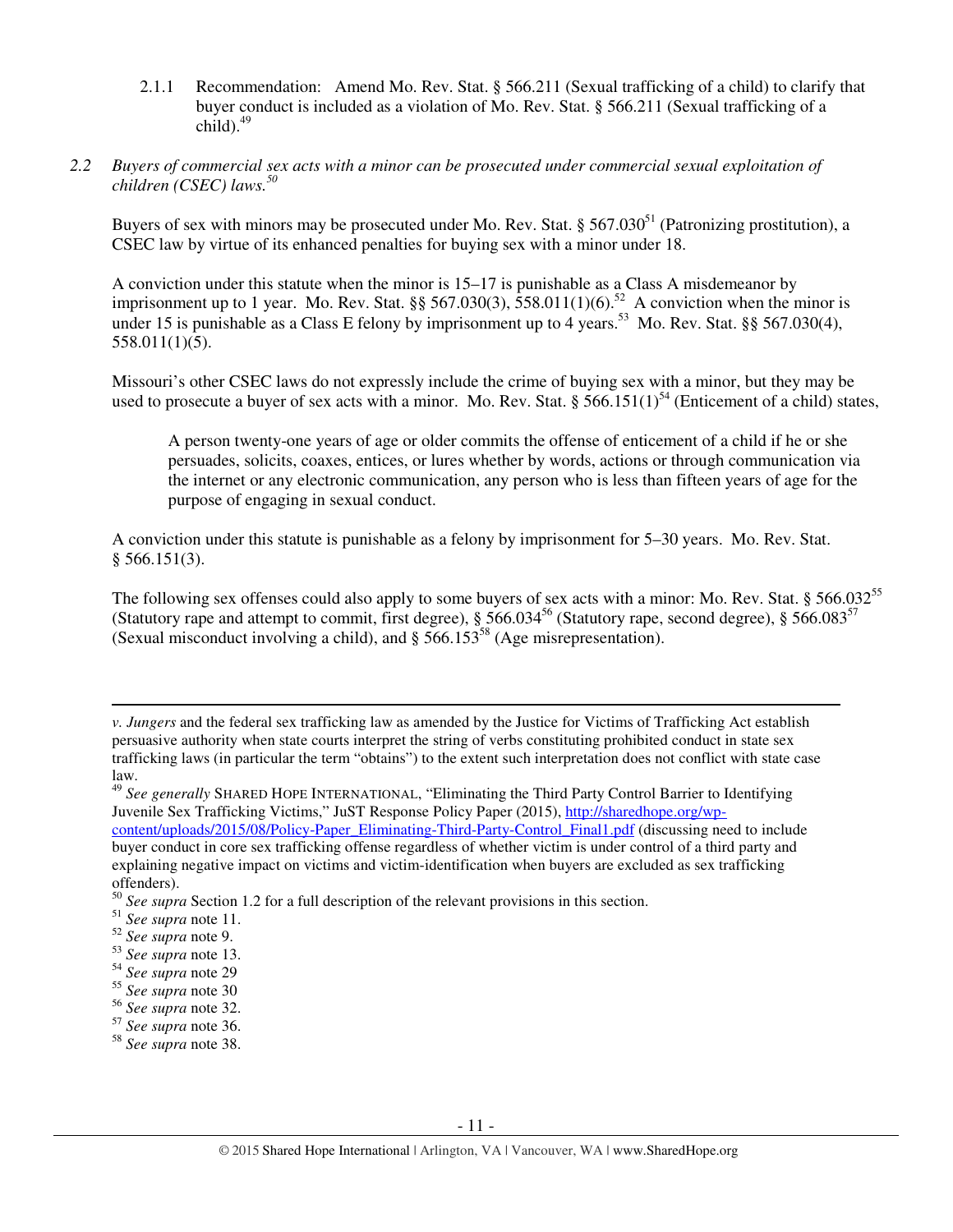2.1.1 Recommendation: Amend Mo. Rev. Stat. § 566.211 (Sexual trafficking of a child) to clarify that buyer conduct is included as a violation of Mo. Rev. Stat. § 566.211 (Sexual trafficking of a child).[49]

*2.2 Buyers of commercial sex acts with a minor can be prosecuted under commercial sexual exploitation of children (CSEC) laws.*[50]

Buyers of sex with minors may be prosecuted under Mo. Rev. Stat. § 567.030[51] (Patronizing prostitution), a CSEC law by virtue of its enhanced penalties for buying sex with a minor under 18.

A conviction under this statute when the minor is 15–17 is punishable as a Class A misdemeanor by imprisonment up to 1 year. Mo. Rev. Stat. §§ 567.030(3), 558.011(1)(6).[52] A conviction when the minor is under 15 is punishable as a Class E felony by imprisonment up to 4 years.[53] Mo. Rev. Stat. §§ 567.030(4), 558.011(1)(5).

Missouri's other CSEC laws do not expressly include the crime of buying sex with a minor, but they may be used to prosecute a buyer of sex acts with a minor. Mo. Rev. Stat. § 566.151(1)[54] (Enticement of a child) states,

> A person twenty-one years of age or older commits the offense of enticement of a child if he or she persuades, solicits, coaxes, entices, or lures whether by words, actions or through communication via the internet or any electronic communication, any person who is less than fifteen years of age for the purpose of engaging in sexual conduct.

A conviction under this statute is punishable as a felony by imprisonment for 5–30 years. Mo. Rev. Stat. § 566.151(3).

The following sex offenses could also apply to some buyers of sex acts with a minor: Mo. Rev. Stat. § 566.032[55] (Statutory rape and attempt to commit, first degree), § 566.034[56] (Statutory rape, second degree), § 566.083[57] (Sexual misconduct involving a child), and § 566.153[58] (Age misrepresentation).

---

*v. Jungers* and the federal sex trafficking law as amended by the Justice for Victims of Trafficking Act establish persuasive authority when state courts interpret the string of verbs constituting prohibited conduct in state sex trafficking laws (in particular the term "obtains") to the extent such interpretation does not conflict with state case law.

[49] *See generally* SHARED HOPE INTERNATIONAL, "Eliminating the Third Party Control Barrier to Identifying Juvenile Sex Trafficking Victims," JuST Response Policy Paper (2015), http://sharedhope.org/wp-content/uploads/2015/08/Policy-Paper_Eliminating-Third-Party-Control_Final1.pdf (discussing need to include buyer conduct in core sex trafficking offense regardless of whether victim is under control of a third party and explaining negative impact on victims and victim-identification when buyers are excluded as sex trafficking offenders).

[50] *See supra* Section 1.2 for a full description of the relevant provisions in this section.

[51] *See supra* note 11.

[52] *See supra* note 9.

[53] *See supra* note 13.

[54] *See supra* note 29

[55] *See supra* note 30

[56] *See supra* note 32.

[57] *See supra* note 36.

[58] *See supra* note 38.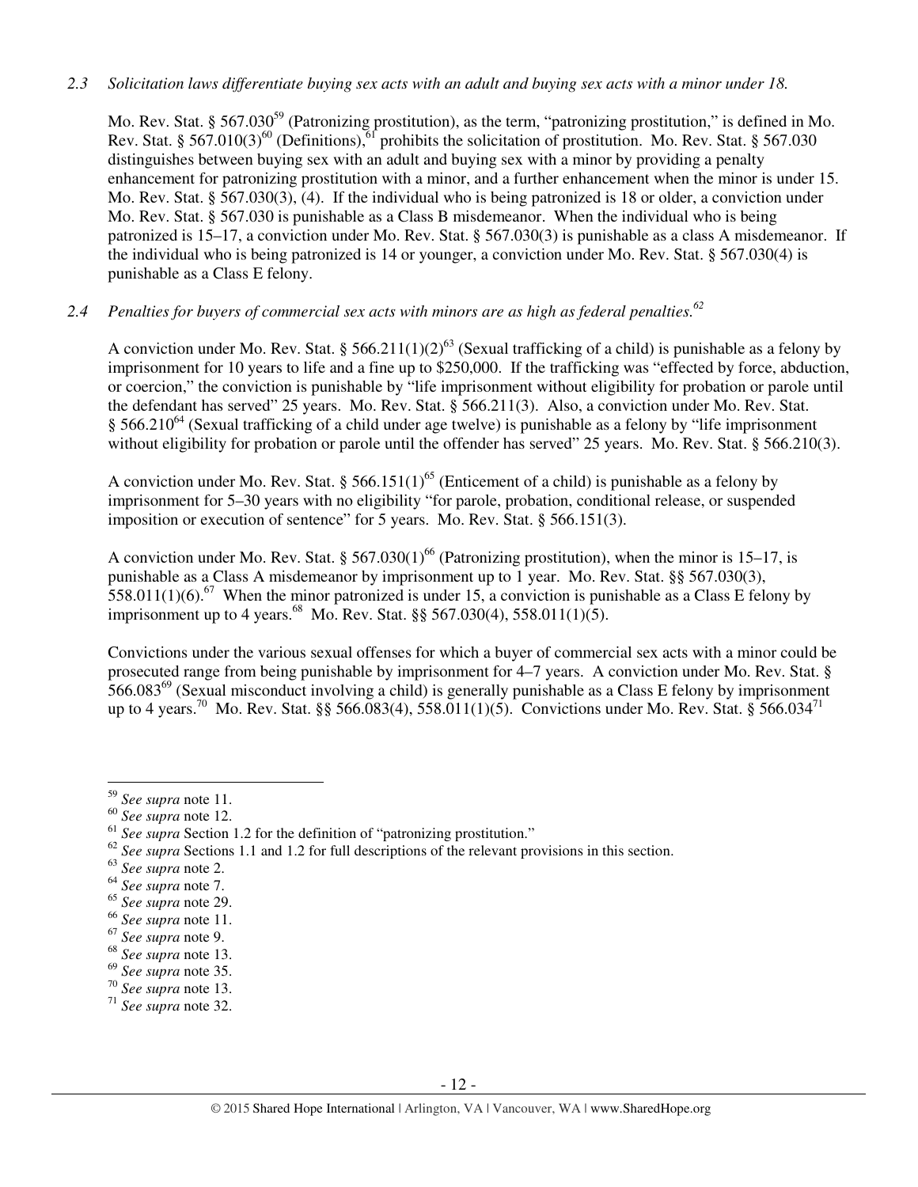*2.3 Solicitation laws differentiate buying sex acts with an adult and buying sex acts with a minor under 18.*

Mo. Rev. Stat. § 567.030[59] (Patronizing prostitution), as the term, "patronizing prostitution," is defined in Mo. Rev. Stat. § 567.010(3)[60] (Definitions),[61] prohibits the solicitation of prostitution. Mo. Rev. Stat. § 567.030 distinguishes between buying sex with an adult and buying sex with a minor by providing a penalty enhancement for patronizing prostitution with a minor, and a further enhancement when the minor is under 15. Mo. Rev. Stat. § 567.030(3), (4). If the individual who is being patronized is 18 or older, a conviction under Mo. Rev. Stat. § 567.030 is punishable as a Class B misdemeanor. When the individual who is being patronized is 15–17, a conviction under Mo. Rev. Stat. § 567.030(3) is punishable as a class A misdemeanor. If the individual who is being patronized is 14 or younger, a conviction under Mo. Rev. Stat. § 567.030(4) is punishable as a Class E felony.

*2.4 Penalties for buyers of commercial sex acts with minors are as high as federal penalties.[62]*

A conviction under Mo. Rev. Stat. § 566.211(1)(2)[63] (Sexual trafficking of a child) is punishable as a felony by imprisonment for 10 years to life and a fine up to $250,000. If the trafficking was "effected by force, abduction, or coercion," the conviction is punishable by "life imprisonment without eligibility for probation or parole until the defendant has served" 25 years. Mo. Rev. Stat. § 566.211(3). Also, a conviction under Mo. Rev. Stat. § 566.210[64] (Sexual trafficking of a child under age twelve) is punishable as a felony by "life imprisonment without eligibility for probation or parole until the offender has served" 25 years. Mo. Rev. Stat. § 566.210(3).

A conviction under Mo. Rev. Stat. § 566.151(1)[65] (Enticement of a child) is punishable as a felony by imprisonment for 5–30 years with no eligibility "for parole, probation, conditional release, or suspended imposition or execution of sentence" for 5 years. Mo. Rev. Stat. § 566.151(3).

A conviction under Mo. Rev. Stat. § 567.030(1)[66] (Patronizing prostitution), when the minor is 15–17, is punishable as a Class A misdemeanor by imprisonment up to 1 year. Mo. Rev. Stat. §§ 567.030(3), 558.011(1)(6).[67] When the minor patronized is under 15, a conviction is punishable as a Class E felony by imprisonment up to 4 years.[68] Mo. Rev. Stat. §§ 567.030(4), 558.011(1)(5).

Convictions under the various sexual offenses for which a buyer of commercial sex acts with a minor could be prosecuted range from being punishable by imprisonment for 4–7 years. A conviction under Mo. Rev. Stat. § 566.083[69] (Sexual misconduct involving a child) is generally punishable as a Class E felony by imprisonment up to 4 years.[70] Mo. Rev. Stat. §§ 566.083(4), 558.011(1)(5). Convictions under Mo. Rev. Stat. § 566.034[71]

---

[59] *See supra* note 11.
[60] *See supra* note 12.
[61] *See supra* Section 1.2 for the definition of "patronizing prostitution."
[62] *See supra* Sections 1.1 and 1.2 for full descriptions of the relevant provisions in this section.
[63] *See supra* note 2.
[64] *See supra* note 7.
[65] *See supra* note 29.
[66] *See supra* note 11.
[67] *See supra* note 9.
[68] *See supra* note 13.
[69] *See supra* note 35.
[70] *See supra* note 13.
[71] *See supra* note 32.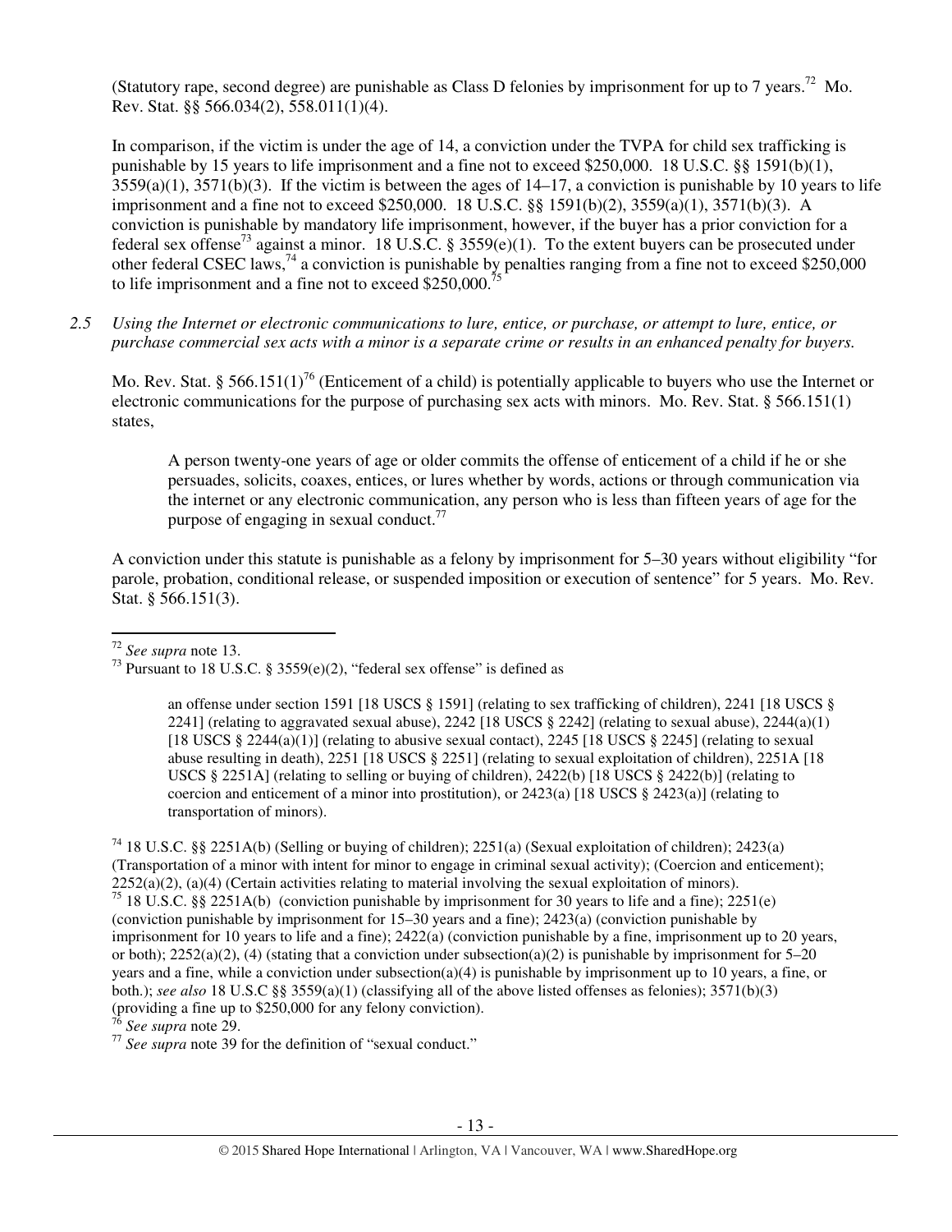(Statutory rape, second degree) are punishable as Class D felonies by imprisonment for up to 7 years.[72] Mo. Rev. Stat. §§ 566.034(2), 558.011(1)(4).

In comparison, if the victim is under the age of 14, a conviction under the TVPA for child sex trafficking is punishable by 15 years to life imprisonment and a fine not to exceed $250,000. 18 U.S.C. §§ 1591(b)(1), 3559(a)(1), 3571(b)(3). If the victim is between the ages of 14–17, a conviction is punishable by 10 years to life imprisonment and a fine not to exceed $250,000. 18 U.S.C. §§ 1591(b)(2), 3559(a)(1), 3571(b)(3). A conviction is punishable by mandatory life imprisonment, however, if the buyer has a prior conviction for a federal sex offense[73] against a minor. 18 U.S.C. § 3559(e)(1). To the extent buyers can be prosecuted under other federal CSEC laws,[74] a conviction is punishable by penalties ranging from a fine not to exceed $250,000 to life imprisonment and a fine not to exceed $250,000.[75]

*2.5 Using the Internet or electronic communications to lure, entice, or purchase, or attempt to lure, entice, or purchase commercial sex acts with a minor is a separate crime or results in an enhanced penalty for buyers.*

Mo. Rev. Stat. § 566.151(1)[76] (Enticement of a child) is potentially applicable to buyers who use the Internet or electronic communications for the purpose of purchasing sex acts with minors. Mo. Rev. Stat. § 566.151(1) states,

> A person twenty-one years of age or older commits the offense of enticement of a child if he or she persuades, solicits, coaxes, entices, or lures whether by words, actions or through communication via the internet or any electronic communication, any person who is less than fifteen years of age for the purpose of engaging in sexual conduct.[77]

A conviction under this statute is punishable as a felony by imprisonment for 5–30 years without eligibility "for parole, probation, conditional release, or suspended imposition or execution of sentence" for 5 years. Mo. Rev. Stat. § 566.151(3).

---

[72] *See supra* note 13.

[73] Pursuant to 18 U.S.C. § 3559(e)(2), "federal sex offense" is defined as

> an offense under section 1591 [18 USCS § 1591] (relating to sex trafficking of children), 2241 [18 USCS § 2241] (relating to aggravated sexual abuse), 2242 [18 USCS § 2242] (relating to sexual abuse), 2244(a)(1) [18 USCS § 2244(a)(1)] (relating to abusive sexual contact), 2245 [18 USCS § 2245] (relating to sexual abuse resulting in death), 2251 [18 USCS § 2251] (relating to sexual exploitation of children), 2251A [18 USCS § 2251A] (relating to selling or buying of children), 2422(b) [18 USCS § 2422(b)] (relating to coercion and enticement of a minor into prostitution), or 2423(a) [18 USCS § 2423(a)] (relating to transportation of minors).

[74] 18 U.S.C. §§ 2251A(b) (Selling or buying of children); 2251(a) (Sexual exploitation of children); 2423(a) (Transportation of a minor with intent for minor to engage in criminal sexual activity); (Coercion and enticement); 2252(a)(2), (a)(4) (Certain activities relating to material involving the sexual exploitation of minors).

[75] 18 U.S.C. §§ 2251A(b) (conviction punishable by imprisonment for 30 years to life and a fine); 2251(e) (conviction punishable by imprisonment for 15–30 years and a fine); 2423(a) (conviction punishable by imprisonment for 10 years to life and a fine); 2422(a) (conviction punishable by a fine, imprisonment up to 20 years, or both); 2252(a)(2), (4) (stating that a conviction under subsection(a)(2) is punishable by imprisonment for 5–20 years and a fine, while a conviction under subsection(a)(4) is punishable by imprisonment up to 10 years, a fine, or both.); *see also* 18 U.S.C §§ 3559(a)(1) (classifying all of the above listed offenses as felonies); 3571(b)(3) (providing a fine up to $250,000 for any felony conviction).

[76] *See supra* note 29.

[77] *See supra* note 39 for the definition of "sexual conduct."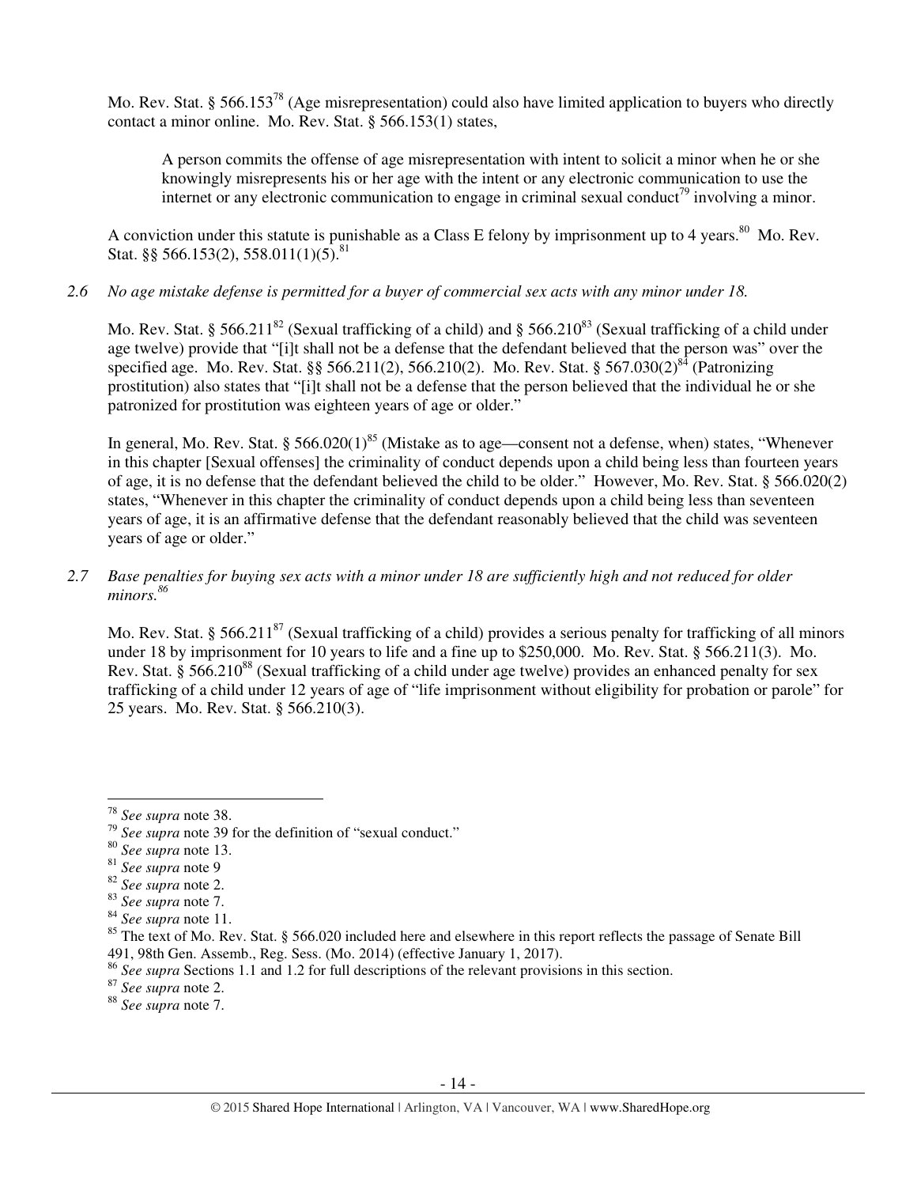Mo. Rev. Stat. § 566.153[78] (Age misrepresentation) could also have limited application to buyers who directly contact a minor online. Mo. Rev. Stat. § 566.153(1) states,

> A person commits the offense of age misrepresentation with intent to solicit a minor when he or she knowingly misrepresents his or her age with the intent or any electronic communication to use the internet or any electronic communication to engage in criminal sexual conduct[79] involving a minor.

A conviction under this statute is punishable as a Class E felony by imprisonment up to 4 years.[80] Mo. Rev. Stat. §§ 566.153(2), 558.011(1)(5).[81]

*2.6 No age mistake defense is permitted for a buyer of commercial sex acts with any minor under 18.*

Mo. Rev. Stat. § 566.211[82] (Sexual trafficking of a child) and § 566.210[83] (Sexual trafficking of a child under age twelve) provide that "[i]t shall not be a defense that the defendant believed that the person was" over the specified age. Mo. Rev. Stat. §§ 566.211(2), 566.210(2). Mo. Rev. Stat. § 567.030(2)[84] (Patronizing prostitution) also states that "[i]t shall not be a defense that the person believed that the individual he or she patronized for prostitution was eighteen years of age or older."

In general, Mo. Rev. Stat. § 566.020(1)[85] (Mistake as to age—consent not a defense, when) states, "Whenever in this chapter [Sexual offenses] the criminality of conduct depends upon a child being less than fourteen years of age, it is no defense that the defendant believed the child to be older." However, Mo. Rev. Stat. § 566.020(2) states, "Whenever in this chapter the criminality of conduct depends upon a child being less than seventeen years of age, it is an affirmative defense that the defendant reasonably believed that the child was seventeen years of age or older."

*2.7 Base penalties for buying sex acts with a minor under 18 are sufficiently high and not reduced for older minors.[86]*

Mo. Rev. Stat. § 566.211[87] (Sexual trafficking of a child) provides a serious penalty for trafficking of all minors under 18 by imprisonment for 10 years to life and a fine up to $250,000. Mo. Rev. Stat. § 566.211(3). Mo. Rev. Stat. § 566.210[88] (Sexual trafficking of a child under age twelve) provides an enhanced penalty for sex trafficking of a child under 12 years of age of "life imprisonment without eligibility for probation or parole" for 25 years. Mo. Rev. Stat. § 566.210(3).

---

[78] *See supra* note 38.
[79] *See supra* note 39 for the definition of "sexual conduct."
[80] *See supra* note 13.
[81] *See supra* note 9
[82] *See supra* note 2.
[83] *See supra* note 7.
[84] *See supra* note 11.
[85] The text of Mo. Rev. Stat. § 566.020 included here and elsewhere in this report reflects the passage of Senate Bill 491, 98th Gen. Assemb., Reg. Sess. (Mo. 2014) (effective January 1, 2017).
[86] *See supra* Sections 1.1 and 1.2 for full descriptions of the relevant provisions in this section.
[87] *See supra* note 2.
[88] *See supra* note 7.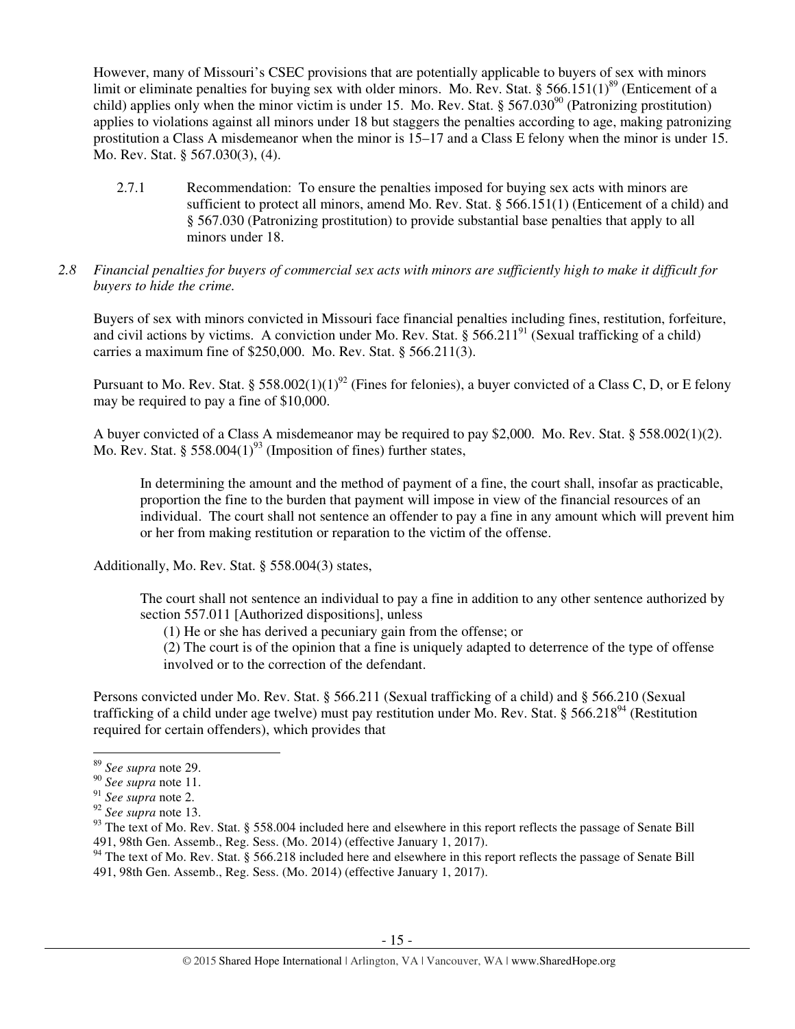However, many of Missouri's CSEC provisions that are potentially applicable to buyers of sex with minors limit or eliminate penalties for buying sex with older minors. Mo. Rev. Stat. § 566.151(1)[89] (Enticement of a child) applies only when the minor victim is under 15. Mo. Rev. Stat. § 567.030[90] (Patronizing prostitution) applies to violations against all minors under 18 but staggers the penalties according to age, making patronizing prostitution a Class A misdemeanor when the minor is 15–17 and a Class E felony when the minor is under 15. Mo. Rev. Stat. § 567.030(3), (4).

2.7.1 Recommendation: To ensure the penalties imposed for buying sex acts with minors are sufficient to protect all minors, amend Mo. Rev. Stat. § 566.151(1) (Enticement of a child) and § 567.030 (Patronizing prostitution) to provide substantial base penalties that apply to all minors under 18.

*2.8 Financial penalties for buyers of commercial sex acts with minors are sufficiently high to make it difficult for buyers to hide the crime.*

Buyers of sex with minors convicted in Missouri face financial penalties including fines, restitution, forfeiture, and civil actions by victims. A conviction under Mo. Rev. Stat. § 566.211[91] (Sexual trafficking of a child) carries a maximum fine of $250,000. Mo. Rev. Stat. § 566.211(3).

Pursuant to Mo. Rev. Stat. § 558.002(1)(1)[92] (Fines for felonies), a buyer convicted of a Class C, D, or E felony may be required to pay a fine of $10,000.

A buyer convicted of a Class A misdemeanor may be required to pay $2,000. Mo. Rev. Stat. § 558.002(1)(2). Mo. Rev. Stat. § 558.004(1)[93] (Imposition of fines) further states,

> In determining the amount and the method of payment of a fine, the court shall, insofar as practicable, proportion the fine to the burden that payment will impose in view of the financial resources of an individual. The court shall not sentence an offender to pay a fine in any amount which will prevent him or her from making restitution or reparation to the victim of the offense.

Additionally, Mo. Rev. Stat. § 558.004(3) states,

> The court shall not sentence an individual to pay a fine in addition to any other sentence authorized by section 557.011 [Authorized dispositions], unless
> (1) He or she has derived a pecuniary gain from the offense; or
> (2) The court is of the opinion that a fine is uniquely adapted to deterrence of the type of offense involved or to the correction of the defendant.

Persons convicted under Mo. Rev. Stat. § 566.211 (Sexual trafficking of a child) and § 566.210 (Sexual trafficking of a child under age twelve) must pay restitution under Mo. Rev. Stat. § 566.218[94] (Restitution required for certain offenders), which provides that

---

[89] *See supra* note 29.
[90] *See supra* note 11.
[91] *See supra* note 2.
[92] *See supra* note 13.
[93] The text of Mo. Rev. Stat. § 558.004 included here and elsewhere in this report reflects the passage of Senate Bill 491, 98th Gen. Assemb., Reg. Sess. (Mo. 2014) (effective January 1, 2017).
[94] The text of Mo. Rev. Stat. § 566.218 included here and elsewhere in this report reflects the passage of Senate Bill 491, 98th Gen. Assemb., Reg. Sess. (Mo. 2014) (effective January 1, 2017).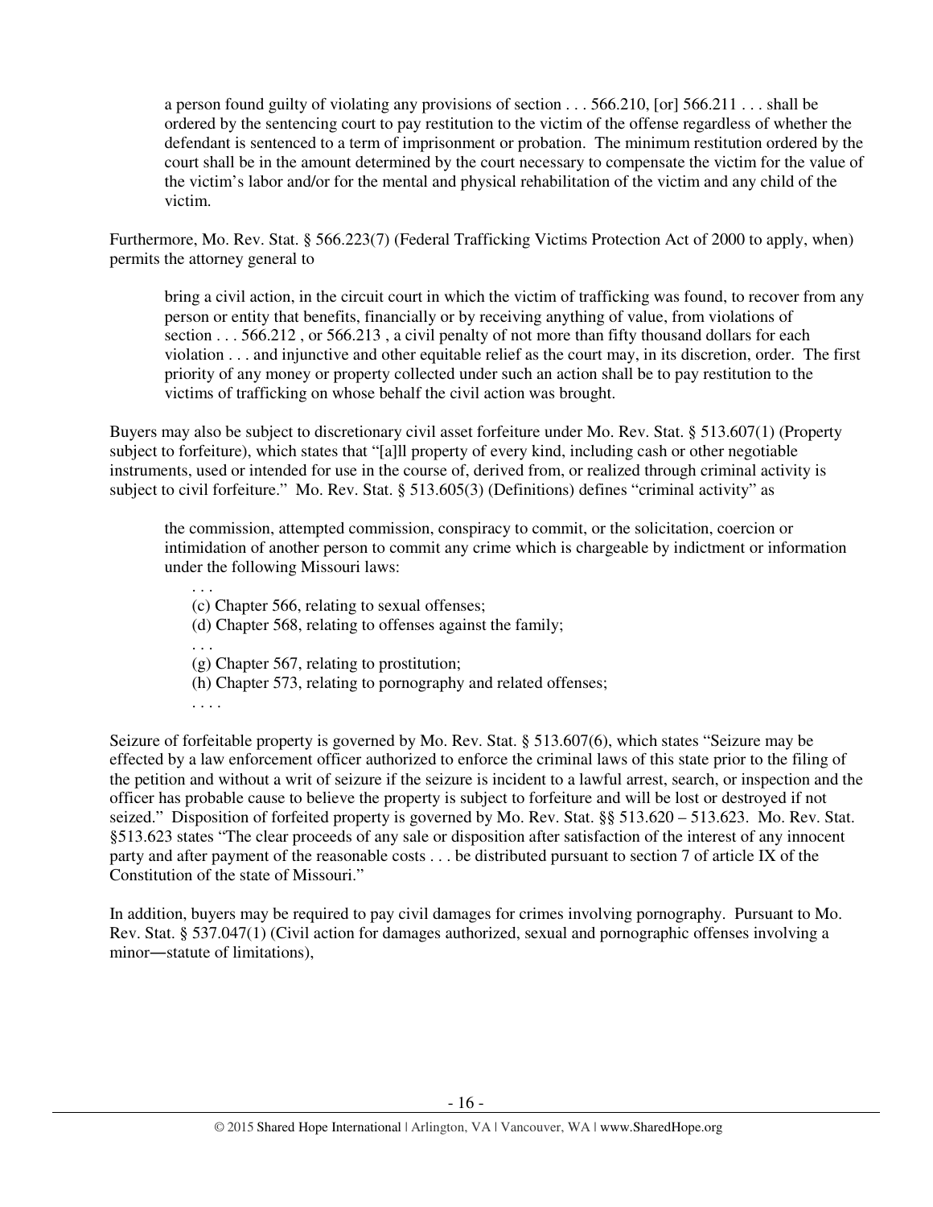> a person found guilty of violating any provisions of section . . . 566.210, [or] 566.211 . . . shall be ordered by the sentencing court to pay restitution to the victim of the offense regardless of whether the defendant is sentenced to a term of imprisonment or probation. The minimum restitution ordered by the court shall be in the amount determined by the court necessary to compensate the victim for the value of the victim's labor and/or for the mental and physical rehabilitation of the victim and any child of the victim.

Furthermore, Mo. Rev. Stat. § 566.223(7) (Federal Trafficking Victims Protection Act of 2000 to apply, when) permits the attorney general to

> bring a civil action, in the circuit court in which the victim of trafficking was found, to recover from any person or entity that benefits, financially or by receiving anything of value, from violations of section . . . 566.212 , or 566.213 , a civil penalty of not more than fifty thousand dollars for each violation . . . and injunctive and other equitable relief as the court may, in its discretion, order. The first priority of any money or property collected under such an action shall be to pay restitution to the victims of trafficking on whose behalf the civil action was brought.

Buyers may also be subject to discretionary civil asset forfeiture under Mo. Rev. Stat. § 513.607(1) (Property subject to forfeiture), which states that "[a]ll property of every kind, including cash or other negotiable instruments, used or intended for use in the course of, derived from, or realized through criminal activity is subject to civil forfeiture." Mo. Rev. Stat. § 513.605(3) (Definitions) defines "criminal activity" as

> the commission, attempted commission, conspiracy to commit, or the solicitation, coercion or intimidation of another person to commit any crime which is chargeable by indictment or information under the following Missouri laws:
>
> . . .
> (c) Chapter 566, relating to sexual offenses;
> (d) Chapter 568, relating to offenses against the family;
> . . .
> (g) Chapter 567, relating to prostitution;
> (h) Chapter 573, relating to pornography and related offenses;
> . . . .

Seizure of forfeitable property is governed by Mo. Rev. Stat. § 513.607(6), which states "Seizure may be effected by a law enforcement officer authorized to enforce the criminal laws of this state prior to the filing of the petition and without a writ of seizure if the seizure is incident to a lawful arrest, search, or inspection and the officer has probable cause to believe the property is subject to forfeiture and will be lost or destroyed if not seized." Disposition of forfeited property is governed by Mo. Rev. Stat. §§ 513.620 – 513.623. Mo. Rev. Stat. §513.623 states "The clear proceeds of any sale or disposition after satisfaction of the interest of any innocent party and after payment of the reasonable costs . . . be distributed pursuant to section 7 of article IX of the Constitution of the state of Missouri."

In addition, buyers may be required to pay civil damages for crimes involving pornography. Pursuant to Mo. Rev. Stat. § 537.047(1) (Civil action for damages authorized, sexual and pornographic offenses involving a minor—statute of limitations),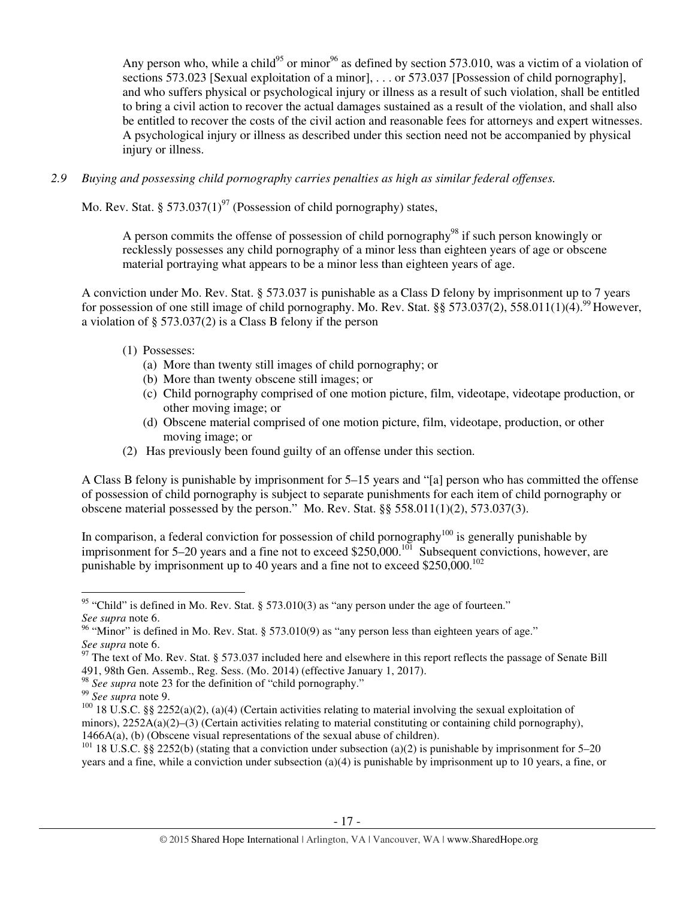> Any person who, while a child[95] or minor[96] as defined by section 573.010, was a victim of a violation of sections 573.023 [Sexual exploitation of a minor], . . . or 573.037 [Possession of child pornography], and who suffers physical or psychological injury or illness as a result of such violation, shall be entitled to bring a civil action to recover the actual damages sustained as a result of the violation, and shall also be entitled to recover the costs of the civil action and reasonable fees for attorneys and expert witnesses. A psychological injury or illness as described under this section need not be accompanied by physical injury or illness.

*2.9 Buying and possessing child pornography carries penalties as high as similar federal offenses.*

Mo. Rev. Stat. § 573.037(1)[97] (Possession of child pornography) states,

> A person commits the offense of possession of child pornography[98] if such person knowingly or recklessly possesses any child pornography of a minor less than eighteen years of age or obscene material portraying what appears to be a minor less than eighteen years of age.

A conviction under Mo. Rev. Stat. § 573.037 is punishable as a Class D felony by imprisonment up to 7 years for possession of one still image of child pornography. Mo. Rev. Stat. §§ 573.037(2), 558.011(1)(4).[99] However, a violation of § 573.037(2) is a Class B felony if the person

> (1) Possesses:
> (a) More than twenty still images of child pornography; or
> (b) More than twenty obscene still images; or
> (c) Child pornography comprised of one motion picture, film, videotape, videotape production, or other moving image; or
> (d) Obscene material comprised of one motion picture, film, videotape, production, or other moving image; or
>
> (2) Has previously been found guilty of an offense under this section.

A Class B felony is punishable by imprisonment for 5–15 years and "[a] person who has committed the offense of possession of child pornography is subject to separate punishments for each item of child pornography or obscene material possessed by the person." Mo. Rev. Stat. §§ 558.011(1)(2), 573.037(3).

In comparison, a federal conviction for possession of child pornography[100] is generally punishable by imprisonment for 5–20 years and a fine not to exceed $250,000.[101] Subsequent convictions, however, are punishable by imprisonment up to 40 years and a fine not to exceed $250,000.[102]

---

[95] "Child" is defined in Mo. Rev. Stat. § 573.010(3) as "any person under the age of fourteen." *See supra* note 6.

[96] "Minor" is defined in Mo. Rev. Stat. § 573.010(9) as "any person less than eighteen years of age." *See supra* note 6.

[97] The text of Mo. Rev. Stat. § 573.037 included here and elsewhere in this report reflects the passage of Senate Bill 491, 98th Gen. Assemb., Reg. Sess. (Mo. 2014) (effective January 1, 2017).

[98] *See supra* note 23 for the definition of "child pornography."

[99] *See supra* note 9.

[100] 18 U.S.C. §§ 2252(a)(2), (a)(4) (Certain activities relating to material involving the sexual exploitation of minors), 2252A(a)(2)–(3) (Certain activities relating to material constituting or containing child pornography), 1466A(a), (b) (Obscene visual representations of the sexual abuse of children).

[101] 18 U.S.C. §§ 2252(b) (stating that a conviction under subsection (a)(2) is punishable by imprisonment for 5–20 years and a fine, while a conviction under subsection (a)(4) is punishable by imprisonment up to 10 years, a fine, or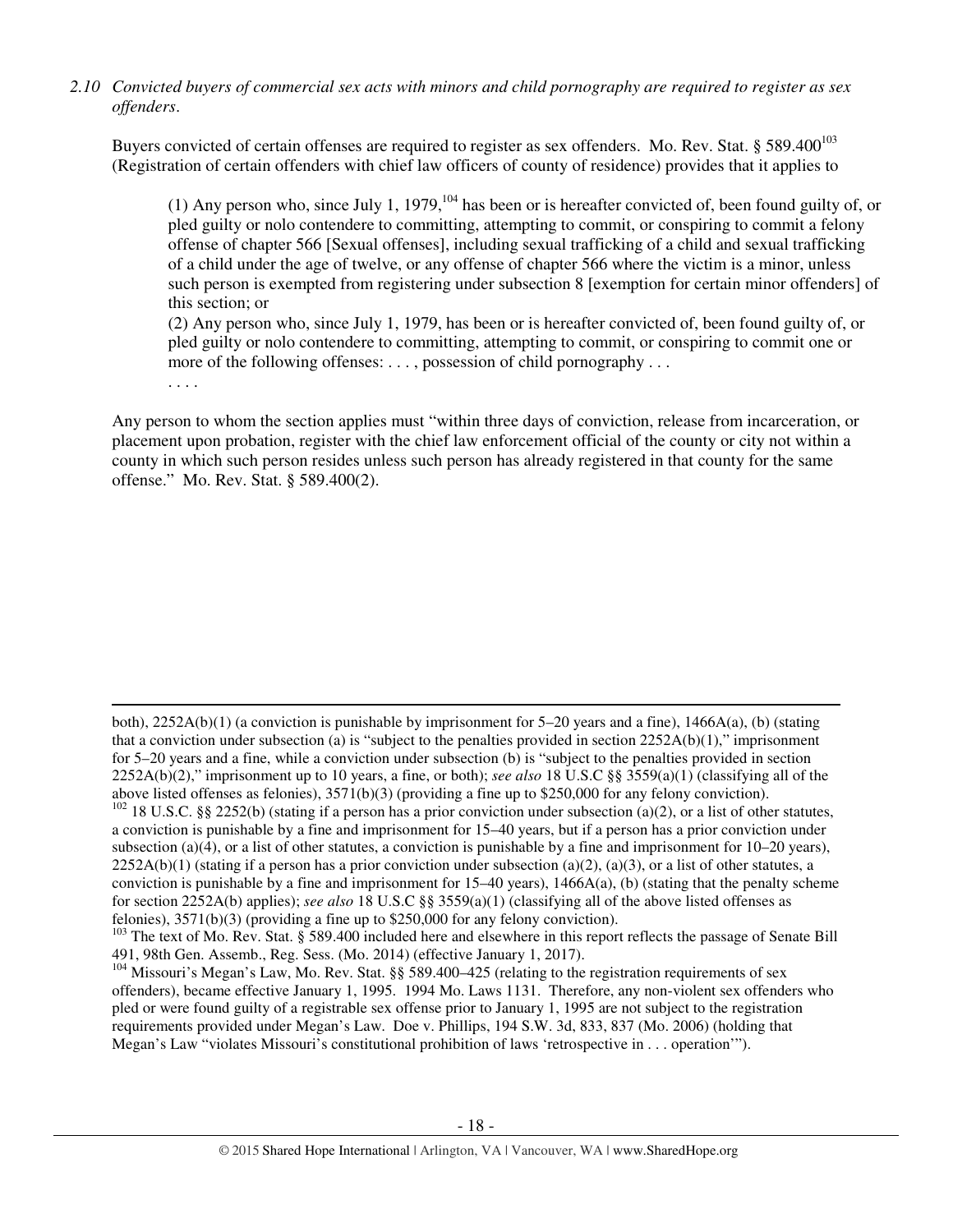*2.10 Convicted buyers of commercial sex acts with minors and child pornography are required to register as sex offenders.*

Buyers convicted of certain offenses are required to register as sex offenders. Mo. Rev. Stat. § 589.400[103] (Registration of certain offenders with chief law officers of county of residence) provides that it applies to

> (1) Any person who, since July 1, 1979,[104] has been or is hereafter convicted of, been found guilty of, or pled guilty or nolo contendere to committing, attempting to commit, or conspiring to commit a felony offense of chapter 566 [Sexual offenses], including sexual trafficking of a child and sexual trafficking of a child under the age of twelve, or any offense of chapter 566 where the victim is a minor, unless such person is exempted from registering under subsection 8 [exemption for certain minor offenders] of this section; or
>
> (2) Any person who, since July 1, 1979, has been or is hereafter convicted of, been found guilty of, or pled guilty or nolo contendere to committing, attempting to commit, or conspiring to commit one or more of the following offenses: . . . , possession of child pornography . . .
>
> . . . .

Any person to whom the section applies must "within three days of conviction, release from incarceration, or placement upon probation, register with the chief law enforcement official of the county or city not within a county in which such person resides unless such person has already registered in that county for the same offense." Mo. Rev. Stat. § 589.400(2).

---

both), 2252A(b)(1) (a conviction is punishable by imprisonment for 5–20 years and a fine), 1466A(a), (b) (stating that a conviction under subsection (a) is "subject to the penalties provided in section 2252A(b)(1)," imprisonment for 5–20 years and a fine, while a conviction under subsection (b) is "subject to the penalties provided in section 2252A(b)(2)," imprisonment up to 10 years, a fine, or both); *see also* 18 U.S.C §§ 3559(a)(1) (classifying all of the above listed offenses as felonies), 3571(b)(3) (providing a fine up to $250,000 for any felony conviction).

[102] 18 U.S.C. §§ 2252(b) (stating if a person has a prior conviction under subsection (a)(2), or a list of other statutes, a conviction is punishable by a fine and imprisonment for 15–40 years, but if a person has a prior conviction under subsection (a)(4), or a list of other statutes, a conviction is punishable by a fine and imprisonment for 10–20 years), 2252A(b)(1) (stating if a person has a prior conviction under subsection (a)(2), (a)(3), or a list of other statutes, a conviction is punishable by a fine and imprisonment for 15–40 years), 1466A(a), (b) (stating that the penalty scheme for section 2252A(b) applies); *see also* 18 U.S.C §§ 3559(a)(1) (classifying all of the above listed offenses as felonies), 3571(b)(3) (providing a fine up to $250,000 for any felony conviction).

[103] The text of Mo. Rev. Stat. § 589.400 included here and elsewhere in this report reflects the passage of Senate Bill 491, 98th Gen. Assemb., Reg. Sess. (Mo. 2014) (effective January 1, 2017).

[104] Missouri's Megan's Law, Mo. Rev. Stat. §§ 589.400–425 (relating to the registration requirements of sex offenders), became effective January 1, 1995. 1994 Mo. Laws 1131. Therefore, any non-violent sex offenders who pled or were found guilty of a registrable sex offense prior to January 1, 1995 are not subject to the registration requirements provided under Megan's Law. Doe v. Phillips, 194 S.W. 3d, 833, 837 (Mo. 2006) (holding that Megan's Law "violates Missouri's constitutional prohibition of laws 'retrospective in . . . operation'").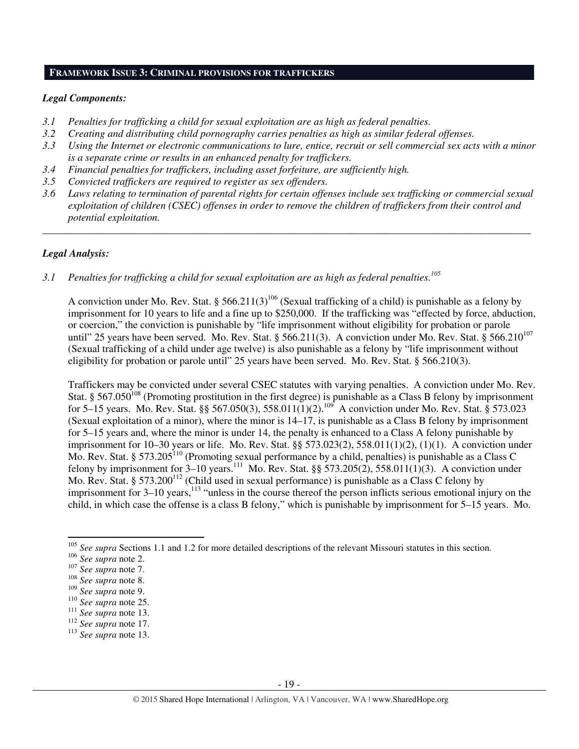## FRAMEWORK ISSUE 3: CRIMINAL PROVISIONS FOR TRAFFICKERS

### *Legal Components:*

*3.1 Penalties for trafficking a child for sexual exploitation are as high as federal penalties.*
*3.2 Creating and distributing child pornography carries penalties as high as similar federal offenses.*
*3.3 Using the Internet or electronic communications to lure, entice, recruit or sell commercial sex acts with a minor is a separate crime or results in an enhanced penalty for traffickers.*
*3.4 Financial penalties for traffickers, including asset forfeiture, are sufficiently high.*
*3.5 Convicted traffickers are required to register as sex offenders.*
*3.6 Laws relating to termination of parental rights for certain offenses include sex trafficking or commercial sexual exploitation of children (CSEC) offenses in order to remove the children of traffickers from their control and potential exploitation.*

---

### *Legal Analysis:*

*3.1 Penalties for trafficking a child for sexual exploitation are as high as federal penalties.*[105]

A conviction under Mo. Rev. Stat. § 566.211(3)[106] (Sexual trafficking of a child) is punishable as a felony by imprisonment for 10 years to life and a fine up to $250,000. If the trafficking was "effected by force, abduction, or coercion," the conviction is punishable by "life imprisonment without eligibility for probation or parole until" 25 years have been served. Mo. Rev. Stat. § 566.211(3). A conviction under Mo. Rev. Stat. § 566.210[107] (Sexual trafficking of a child under age twelve) is also punishable as a felony by "life imprisonment without eligibility for probation or parole until" 25 years have been served. Mo. Rev. Stat. § 566.210(3).

Traffickers may be convicted under several CSEC statutes with varying penalties. A conviction under Mo. Rev. Stat. § 567.050[108] (Promoting prostitution in the first degree) is punishable as a Class B felony by imprisonment for 5–15 years. Mo. Rev. Stat. §§ 567.050(3), 558.011(1)(2).[109] A conviction under Mo. Rev. Stat. § 573.023 (Sexual exploitation of a minor), where the minor is 14–17, is punishable as a Class B felony by imprisonment for 5–15 years and, where the minor is under 14, the penalty is enhanced to a Class A felony punishable by imprisonment for 10–30 years or life. Mo. Rev. Stat. §§ 573.023(2), 558.011(1)(2), (1)(1). A conviction under Mo. Rev. Stat. § 573.205[110] (Promoting sexual performance by a child, penalties) is punishable as a Class C felony by imprisonment for 3–10 years.[111] Mo. Rev. Stat. §§ 573.205(2), 558.011(1)(3). A conviction under Mo. Rev. Stat. § 573.200[112] (Child used in sexual performance) is punishable as a Class C felony by imprisonment for 3–10 years,[113] "unless in the course thereof the person inflicts serious emotional injury on the child, in which case the offense is a class B felony," which is punishable by imprisonment for 5–15 years. Mo.

---

[105] *See supra* Sections 1.1 and 1.2 for more detailed descriptions of the relevant Missouri statutes in this section.
[106] *See supra* note 2.
[107] *See supra* note 7.
[108] *See supra* note 8.
[109] *See supra* note 9.
[110] *See supra* note 25.
[111] *See supra* note 13.
[112] *See supra* note 17.
[113] *See supra* note 13.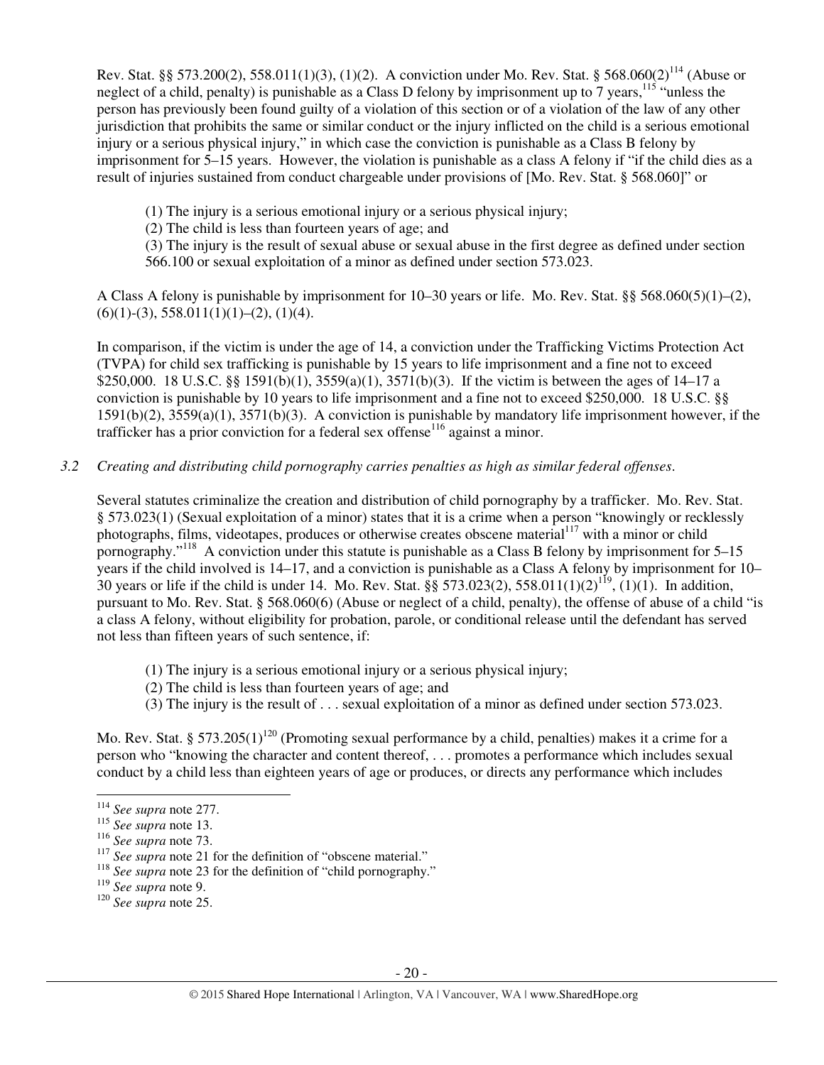Rev. Stat. §§ 573.200(2), 558.011(1)(3), (1)(2). A conviction under Mo. Rev. Stat. § 568.060(2)[114] (Abuse or neglect of a child, penalty) is punishable as a Class D felony by imprisonment up to 7 years,[115] "unless the person has previously been found guilty of a violation of this section or of a violation of the law of any other jurisdiction that prohibits the same or similar conduct or the injury inflicted on the child is a serious emotional injury or a serious physical injury," in which case the conviction is punishable as a Class B felony by imprisonment for 5–15 years. However, the violation is punishable as a class A felony if "if the child dies as a result of injuries sustained from conduct chargeable under provisions of [Mo. Rev. Stat. § 568.060]" or

> (1) The injury is a serious emotional injury or a serious physical injury;
> (2) The child is less than fourteen years of age; and
> (3) The injury is the result of sexual abuse or sexual abuse in the first degree as defined under section 566.100 or sexual exploitation of a minor as defined under section 573.023.

A Class A felony is punishable by imprisonment for 10–30 years or life. Mo. Rev. Stat. §§ 568.060(5)(1)–(2), (6)(1)-(3), 558.011(1)(1)–(2), (1)(4).

In comparison, if the victim is under the age of 14, a conviction under the Trafficking Victims Protection Act (TVPA) for child sex trafficking is punishable by 15 years to life imprisonment and a fine not to exceed $250,000. 18 U.S.C. §§ 1591(b)(1), 3559(a)(1), 3571(b)(3). If the victim is between the ages of 14–17 a conviction is punishable by 10 years to life imprisonment and a fine not to exceed $250,000. 18 U.S.C. §§ 1591(b)(2), 3559(a)(1), 3571(b)(3). A conviction is punishable by mandatory life imprisonment however, if the trafficker has a prior conviction for a federal sex offense[116] against a minor.

*3.2 Creating and distributing child pornography carries penalties as high as similar federal offenses.*

Several statutes criminalize the creation and distribution of child pornography by a trafficker. Mo. Rev. Stat. § 573.023(1) (Sexual exploitation of a minor) states that it is a crime when a person "knowingly or recklessly photographs, films, videotapes, produces or otherwise creates obscene material[117] with a minor or child pornography."[118] A conviction under this statute is punishable as a Class B felony by imprisonment for 5–15 years if the child involved is 14–17, and a conviction is punishable as a Class A felony by imprisonment for 10–30 years or life if the child is under 14. Mo. Rev. Stat. §§ 573.023(2), 558.011(1)(2)[119], (1)(1). In addition, pursuant to Mo. Rev. Stat. § 568.060(6) (Abuse or neglect of a child, penalty), the offense of abuse of a child "is a class A felony, without eligibility for probation, parole, or conditional release until the defendant has served not less than fifteen years of such sentence, if:

> (1) The injury is a serious emotional injury or a serious physical injury;
> (2) The child is less than fourteen years of age; and
> (3) The injury is the result of . . . sexual exploitation of a minor as defined under section 573.023.

Mo. Rev. Stat. § 573.205(1)[120] (Promoting sexual performance by a child, penalties) makes it a crime for a person who "knowing the character and content thereof, . . . promotes a performance which includes sexual conduct by a child less than eighteen years of age or produces, or directs any performance which includes

---

[114] *See supra* note 277.
[115] *See supra* note 13.
[116] *See supra* note 73.
[117] *See supra* note 21 for the definition of "obscene material."
[118] *See supra* note 23 for the definition of "child pornography."
[119] *See supra* note 9.
[120] *See supra* note 25.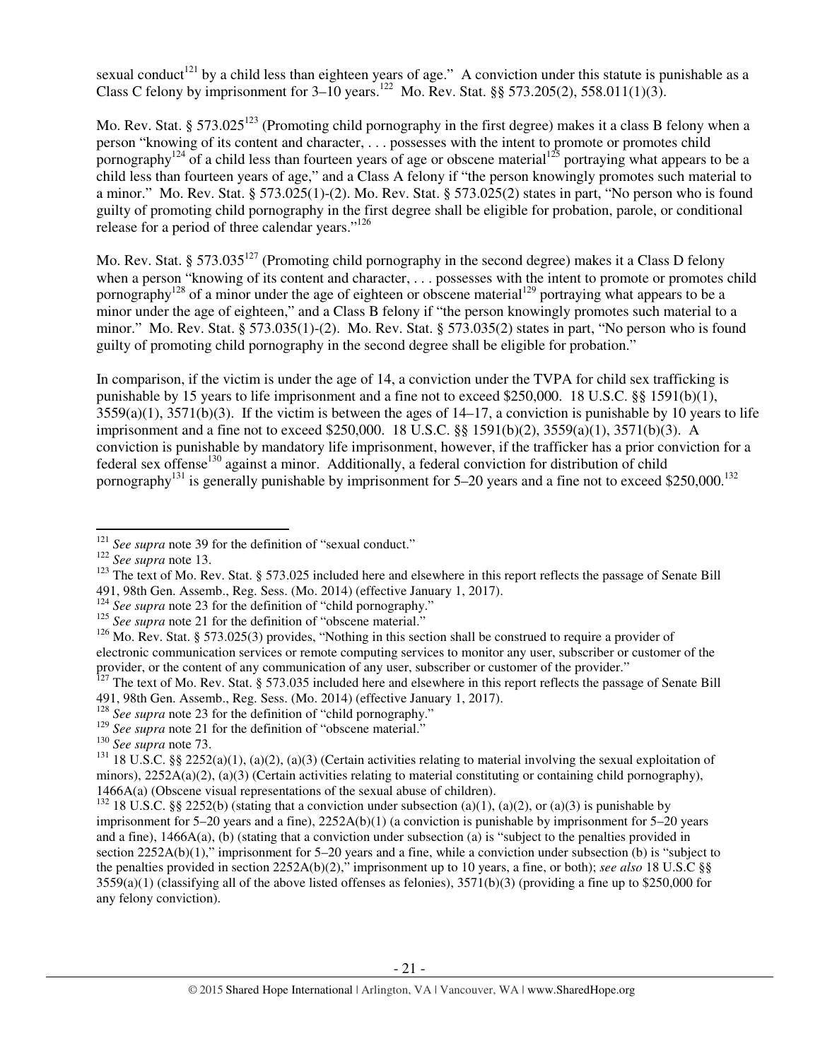sexual conduct[121] by a child less than eighteen years of age." A conviction under this statute is punishable as a Class C felony by imprisonment for 3–10 years.[122] Mo. Rev. Stat. §§ 573.205(2), 558.011(1)(3).

Mo. Rev. Stat. § 573.025[123] (Promoting child pornography in the first degree) makes it a class B felony when a person "knowing of its content and character, . . . possesses with the intent to promote or promotes child pornography[124] of a child less than fourteen years of age or obscene material[125] portraying what appears to be a child less than fourteen years of age," and a Class A felony if "the person knowingly promotes such material to a minor." Mo. Rev. Stat. § 573.025(1)-(2). Mo. Rev. Stat. § 573.025(2) states in part, "No person who is found guilty of promoting child pornography in the first degree shall be eligible for probation, parole, or conditional release for a period of three calendar years."[126]

Mo. Rev. Stat. § 573.035[127] (Promoting child pornography in the second degree) makes it a Class D felony when a person "knowing of its content and character, . . . possesses with the intent to promote or promotes child pornography[128] of a minor under the age of eighteen or obscene material[129] portraying what appears to be a minor under the age of eighteen," and a Class B felony if "the person knowingly promotes such material to a minor." Mo. Rev. Stat. § 573.035(1)-(2). Mo. Rev. Stat. § 573.035(2) states in part, "No person who is found guilty of promoting child pornography in the second degree shall be eligible for probation."

In comparison, if the victim is under the age of 14, a conviction under the TVPA for child sex trafficking is punishable by 15 years to life imprisonment and a fine not to exceed $250,000. 18 U.S.C. §§ 1591(b)(1), 3559(a)(1), 3571(b)(3). If the victim is between the ages of 14–17, a conviction is punishable by 10 years to life imprisonment and a fine not to exceed $250,000. 18 U.S.C. §§ 1591(b)(2), 3559(a)(1), 3571(b)(3). A conviction is punishable by mandatory life imprisonment, however, if the trafficker has a prior conviction for a federal sex offense[130] against a minor. Additionally, a federal conviction for distribution of child pornography[131] is generally punishable by imprisonment for 5–20 years and a fine not to exceed $250,000.[132]

---

[121] *See supra* note 39 for the definition of "sexual conduct."

[122] *See supra* note 13.

[123] The text of Mo. Rev. Stat. § 573.025 included here and elsewhere in this report reflects the passage of Senate Bill 491, 98th Gen. Assemb., Reg. Sess. (Mo. 2014) (effective January 1, 2017).

[124] *See supra* note 23 for the definition of "child pornography."

[125] *See supra* note 21 for the definition of "obscene material."

[126] Mo. Rev. Stat. § 573.025(3) provides, "Nothing in this section shall be construed to require a provider of electronic communication services or remote computing services to monitor any user, subscriber or customer of the provider, or the content of any communication of any user, subscriber or customer of the provider."

[127] The text of Mo. Rev. Stat. § 573.035 included here and elsewhere in this report reflects the passage of Senate Bill 491, 98th Gen. Assemb., Reg. Sess. (Mo. 2014) (effective January 1, 2017).

[128] *See supra* note 23 for the definition of "child pornography."

[129] *See supra* note 21 for the definition of "obscene material."

[130] *See supra* note 73.

[131] 18 U.S.C. §§ 2252(a)(1), (a)(2), (a)(3) (Certain activities relating to material involving the sexual exploitation of minors), 2252A(a)(2), (a)(3) (Certain activities relating to material constituting or containing child pornography), 1466A(a) (Obscene visual representations of the sexual abuse of children).

[132] 18 U.S.C. §§ 2252(b) (stating that a conviction under subsection (a)(1), (a)(2), or (a)(3) is punishable by imprisonment for 5–20 years and a fine), 2252A(b)(1) (a conviction is punishable by imprisonment for 5–20 years and a fine), 1466A(a), (b) (stating that a conviction under subsection (a) is "subject to the penalties provided in section 2252A(b)(1)," imprisonment for 5–20 years and a fine, while a conviction under subsection (b) is "subject to the penalties provided in section 2252A(b)(2)," imprisonment up to 10 years, a fine, or both); *see also* 18 U.S.C §§ 3559(a)(1) (classifying all of the above listed offenses as felonies), 3571(b)(3) (providing a fine up to $250,000 for any felony conviction).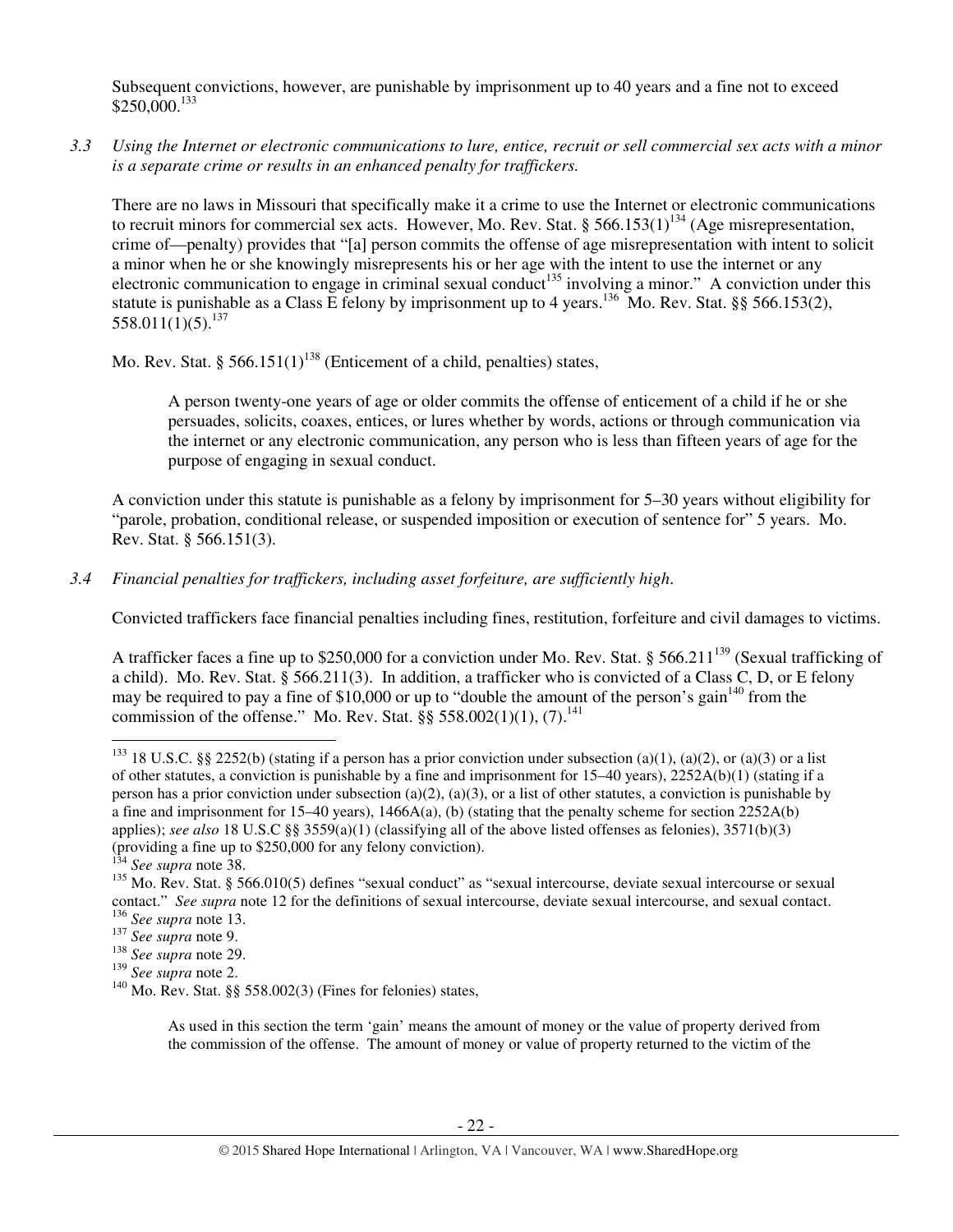Subsequent convictions, however, are punishable by imprisonment up to 40 years and a fine not to exceed $250,000.[133]

*3.3 Using the Internet or electronic communications to lure, entice, recruit or sell commercial sex acts with a minor is a separate crime or results in an enhanced penalty for traffickers.*

There are no laws in Missouri that specifically make it a crime to use the Internet or electronic communications to recruit minors for commercial sex acts. However, Mo. Rev. Stat. § 566.153(1)[134] (Age misrepresentation, crime of—penalty) provides that "[a] person commits the offense of age misrepresentation with intent to solicit a minor when he or she knowingly misrepresents his or her age with the intent to use the internet or any electronic communication to engage in criminal sexual conduct[135] involving a minor." A conviction under this statute is punishable as a Class E felony by imprisonment up to 4 years.[136] Mo. Rev. Stat. §§ 566.153(2), 558.011(1)(5).[137]

Mo. Rev. Stat. § 566.151(1)[138] (Enticement of a child, penalties) states,

> A person twenty-one years of age or older commits the offense of enticement of a child if he or she persuades, solicits, coaxes, entices, or lures whether by words, actions or through communication via the internet or any electronic communication, any person who is less than fifteen years of age for the purpose of engaging in sexual conduct.

A conviction under this statute is punishable as a felony by imprisonment for 5–30 years without eligibility for "parole, probation, conditional release, or suspended imposition or execution of sentence for" 5 years. Mo. Rev. Stat. § 566.151(3).

*3.4 Financial penalties for traffickers, including asset forfeiture, are sufficiently high.*

Convicted traffickers face financial penalties including fines, restitution, forfeiture and civil damages to victims.

A trafficker faces a fine up to $250,000 for a conviction under Mo. Rev. Stat. § 566.211[139] (Sexual trafficking of a child). Mo. Rev. Stat. § 566.211(3). In addition, a trafficker who is convicted of a Class C, D, or E felony may be required to pay a fine of $10,000 or up to "double the amount of the person's gain[140] from the commission of the offense." Mo. Rev. Stat. §§ 558.002(1)(1), (7).[141]

---

[133] 18 U.S.C. §§ 2252(b) (stating if a person has a prior conviction under subsection (a)(1), (a)(2), or (a)(3) or a list of other statutes, a conviction is punishable by a fine and imprisonment for 15–40 years), 2252A(b)(1) (stating if a person has a prior conviction under subsection (a)(2), (a)(3), or a list of other statutes, a conviction is punishable by a fine and imprisonment for 15–40 years), 1466A(a), (b) (stating that the penalty scheme for section 2252A(b) applies); *see also* 18 U.S.C §§ 3559(a)(1) (classifying all of the above listed offenses as felonies), 3571(b)(3) (providing a fine up to $250,000 for any felony conviction).

[134] *See supra* note 38.

[135] Mo. Rev. Stat. § 566.010(5) defines "sexual conduct" as "sexual intercourse, deviate sexual intercourse or sexual contact." *See supra* note 12 for the definitions of sexual intercourse, deviate sexual intercourse, and sexual contact.

[136] *See supra* note 13.

[137] *See supra* note 9.

[138] *See supra* note 29.

[139] *See supra* note 2.

[140] Mo. Rev. Stat. §§ 558.002(3) (Fines for felonies) states,

> As used in this section the term 'gain' means the amount of money or the value of property derived from the commission of the offense. The amount of money or value of property returned to the victim of the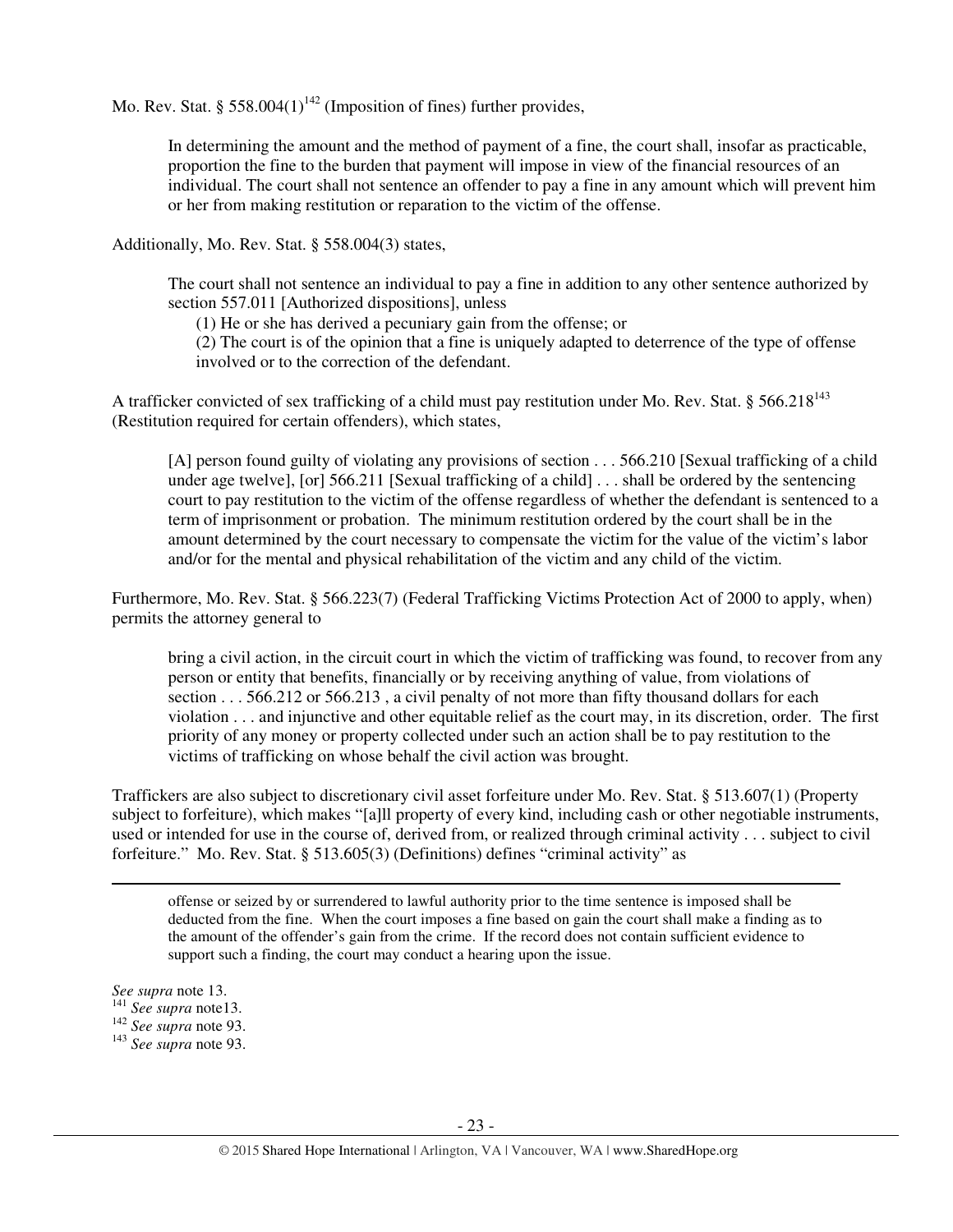Mo. Rev. Stat. § 558.004(1)[142] (Imposition of fines) further provides,

> In determining the amount and the method of payment of a fine, the court shall, insofar as practicable, proportion the fine to the burden that payment will impose in view of the financial resources of an individual. The court shall not sentence an offender to pay a fine in any amount which will prevent him or her from making restitution or reparation to the victim of the offense.

Additionally, Mo. Rev. Stat. § 558.004(3) states,

> The court shall not sentence an individual to pay a fine in addition to any other sentence authorized by section 557.011 [Authorized dispositions], unless
>
> (1) He or she has derived a pecuniary gain from the offense; or
>
> (2) The court is of the opinion that a fine is uniquely adapted to deterrence of the type of offense involved or to the correction of the defendant.

A trafficker convicted of sex trafficking of a child must pay restitution under Mo. Rev. Stat. § 566.218[143] (Restitution required for certain offenders), which states,

> [A] person found guilty of violating any provisions of section . . . 566.210 [Sexual trafficking of a child under age twelve], [or] 566.211 [Sexual trafficking of a child] . . . shall be ordered by the sentencing court to pay restitution to the victim of the offense regardless of whether the defendant is sentenced to a term of imprisonment or probation. The minimum restitution ordered by the court shall be in the amount determined by the court necessary to compensate the victim for the value of the victim's labor and/or for the mental and physical rehabilitation of the victim and any child of the victim.

Furthermore, Mo. Rev. Stat. § 566.223(7) (Federal Trafficking Victims Protection Act of 2000 to apply, when) permits the attorney general to

> bring a civil action, in the circuit court in which the victim of trafficking was found, to recover from any person or entity that benefits, financially or by receiving anything of value, from violations of section . . . 566.212 or 566.213 , a civil penalty of not more than fifty thousand dollars for each violation . . . and injunctive and other equitable relief as the court may, in its discretion, order. The first priority of any money or property collected under such an action shall be to pay restitution to the victims of trafficking on whose behalf the civil action was brought.

Traffickers are also subject to discretionary civil asset forfeiture under Mo. Rev. Stat. § 513.607(1) (Property subject to forfeiture), which makes "[a]ll property of every kind, including cash or other negotiable instruments, used or intended for use in the course of, derived from, or realized through criminal activity . . . subject to civil forfeiture." Mo. Rev. Stat. § 513.605(3) (Definitions) defines "criminal activity" as

---

> offense or seized by or surrendered to lawful authority prior to the time sentence is imposed shall be deducted from the fine. When the court imposes a fine based on gain the court shall make a finding as to the amount of the offender's gain from the crime. If the record does not contain sufficient evidence to support such a finding, the court may conduct a hearing upon the issue.

*See supra* note 13.

[141] *See supra* note13.

[142] *See supra* note 93.

[143] *See supra* note 93.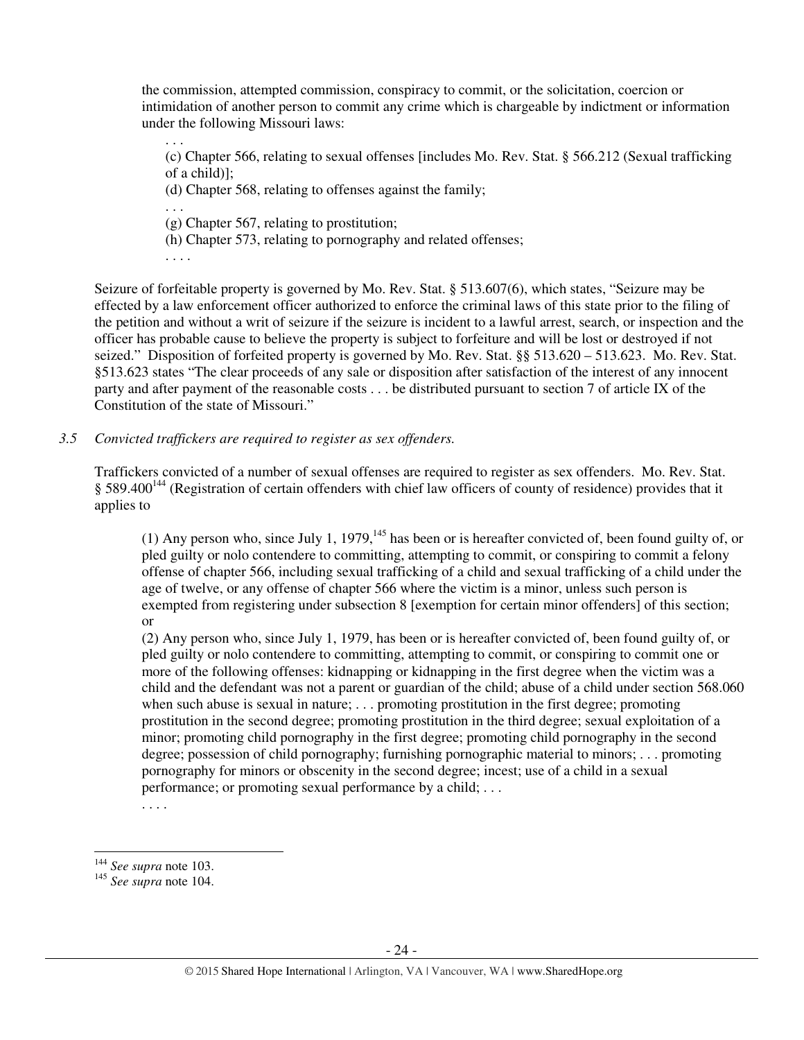the commission, attempted commission, conspiracy to commit, or the solicitation, coercion or intimidation of another person to commit any crime which is chargeable by indictment or information under the following Missouri laws:

> . . .
>
> (c) Chapter 566, relating to sexual offenses [includes Mo. Rev. Stat. § 566.212 (Sexual trafficking of a child)];
>
> (d) Chapter 568, relating to offenses against the family;
>
> . . .
>
> (g) Chapter 567, relating to prostitution;
>
> (h) Chapter 573, relating to pornography and related offenses;
>
> . . . .

Seizure of forfeitable property is governed by Mo. Rev. Stat. § 513.607(6), which states, "Seizure may be effected by a law enforcement officer authorized to enforce the criminal laws of this state prior to the filing of the petition and without a writ of seizure if the seizure is incident to a lawful arrest, search, or inspection and the officer has probable cause to believe the property is subject to forfeiture and will be lost or destroyed if not seized." Disposition of forfeited property is governed by Mo. Rev. Stat. §§ 513.620 – 513.623. Mo. Rev. Stat. §513.623 states "The clear proceeds of any sale or disposition after satisfaction of the interest of any innocent party and after payment of the reasonable costs . . . be distributed pursuant to section 7 of article IX of the Constitution of the state of Missouri."

*3.5 Convicted traffickers are required to register as sex offenders.*

Traffickers convicted of a number of sexual offenses are required to register as sex offenders. Mo. Rev. Stat. § 589.400[144] (Registration of certain offenders with chief law officers of county of residence) provides that it applies to

> (1) Any person who, since July 1, 1979,[145] has been or is hereafter convicted of, been found guilty of, or pled guilty or nolo contendere to committing, attempting to commit, or conspiring to commit a felony offense of chapter 566, including sexual trafficking of a child and sexual trafficking of a child under the age of twelve, or any offense of chapter 566 where the victim is a minor, unless such person is exempted from registering under subsection 8 [exemption for certain minor offenders] of this section; or
>
> (2) Any person who, since July 1, 1979, has been or is hereafter convicted of, been found guilty of, or pled guilty or nolo contendere to committing, attempting to commit, or conspiring to commit one or more of the following offenses: kidnapping or kidnapping in the first degree when the victim was a child and the defendant was not a parent or guardian of the child; abuse of a child under section 568.060 when such abuse is sexual in nature; . . . promoting prostitution in the first degree; promoting prostitution in the second degree; promoting prostitution in the third degree; sexual exploitation of a minor; promoting child pornography in the first degree; promoting child pornography in the second degree; possession of child pornography; furnishing pornographic material to minors; . . . promoting pornography for minors or obscenity in the second degree; incest; use of a child in a sexual performance; or promoting sexual performance by a child; . . .
>
> . . . .

[144] *See supra* note 103.
[145] *See supra* note 104.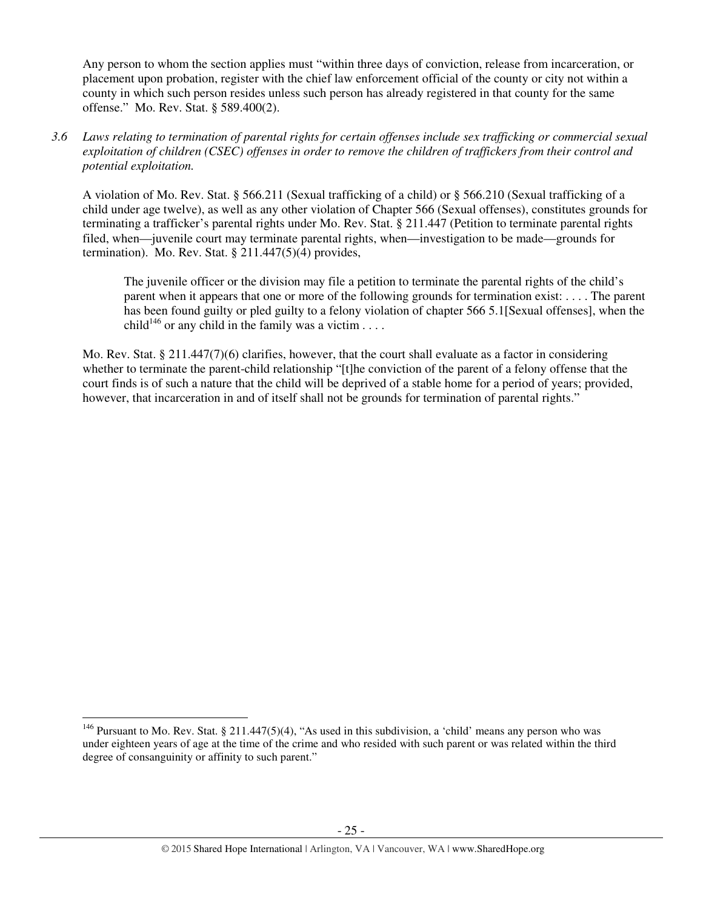Any person to whom the section applies must "within three days of conviction, release from incarceration, or placement upon probation, register with the chief law enforcement official of the county or city not within a county in which such person resides unless such person has already registered in that county for the same offense." Mo. Rev. Stat. § 589.400(2).

*3.6 Laws relating to termination of parental rights for certain offenses include sex trafficking or commercial sexual exploitation of children (CSEC) offenses in order to remove the children of traffickers from their control and potential exploitation.*

A violation of Mo. Rev. Stat. § 566.211 (Sexual trafficking of a child) or § 566.210 (Sexual trafficking of a child under age twelve), as well as any other violation of Chapter 566 (Sexual offenses), constitutes grounds for terminating a trafficker's parental rights under Mo. Rev. Stat. § 211.447 (Petition to terminate parental rights filed, when—juvenile court may terminate parental rights, when—investigation to be made—grounds for termination). Mo. Rev. Stat. § 211.447(5)(4) provides,

> The juvenile officer or the division may file a petition to terminate the parental rights of the child's parent when it appears that one or more of the following grounds for termination exist: . . . . The parent has been found guilty or pled guilty to a felony violation of chapter 566 5.1[Sexual offenses], when the child[146] or any child in the family was a victim . . . .

Mo. Rev. Stat. § 211.447(7)(6) clarifies, however, that the court shall evaluate as a factor in considering whether to terminate the parent-child relationship "[t]he conviction of the parent of a felony offense that the court finds is of such a nature that the child will be deprived of a stable home for a period of years; provided, however, that incarceration in and of itself shall not be grounds for termination of parental rights."

---

[146] Pursuant to Mo. Rev. Stat. § 211.447(5)(4), "As used in this subdivision, a 'child' means any person who was under eighteen years of age at the time of the crime and who resided with such parent or was related within the third degree of consanguinity or affinity to such parent."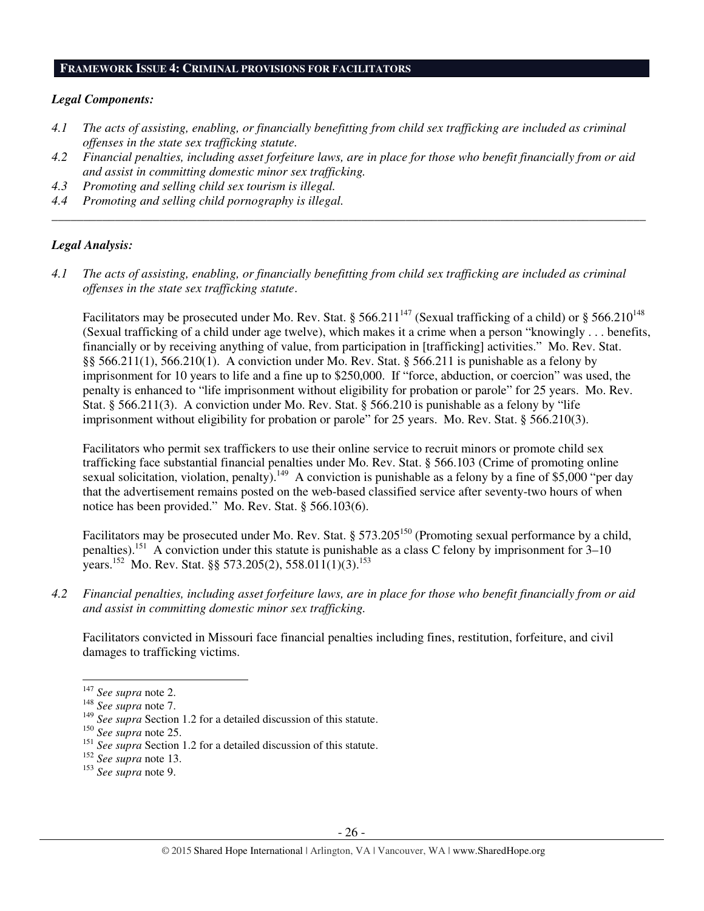## FRAMEWORK ISSUE 4: CRIMINAL PROVISIONS FOR FACILITATORS

### *Legal Components:*

*4.1 The acts of assisting, enabling, or financially benefitting from child sex trafficking are included as criminal offenses in the state sex trafficking statute.*

*4.2 Financial penalties, including asset forfeiture laws, are in place for those who benefit financially from or aid and assist in committing domestic minor sex trafficking.*

*4.3 Promoting and selling child sex tourism is illegal.*

*4.4 Promoting and selling child pornography is illegal.*

---

### *Legal Analysis:*

*4.1 The acts of assisting, enabling, or financially benefitting from child sex trafficking are included as criminal offenses in the state sex trafficking statute.*

Facilitators may be prosecuted under Mo. Rev. Stat. § 566.211[147] (Sexual trafficking of a child) or § 566.210[148] (Sexual trafficking of a child under age twelve), which makes it a crime when a person "knowingly . . . benefits, financially or by receiving anything of value, from participation in [trafficking] activities." Mo. Rev. Stat. §§ 566.211(1), 566.210(1). A conviction under Mo. Rev. Stat. § 566.211 is punishable as a felony by imprisonment for 10 years to life and a fine up to $250,000. If "force, abduction, or coercion" was used, the penalty is enhanced to "life imprisonment without eligibility for probation or parole" for 25 years. Mo. Rev. Stat. § 566.211(3). A conviction under Mo. Rev. Stat. § 566.210 is punishable as a felony by "life imprisonment without eligibility for probation or parole" for 25 years. Mo. Rev. Stat. § 566.210(3).

Facilitators who permit sex traffickers to use their online service to recruit minors or promote child sex trafficking face substantial financial penalties under Mo. Rev. Stat. § 566.103 (Crime of promoting online sexual solicitation, violation, penalty).[149] A conviction is punishable as a felony by a fine of $5,000 "per day that the advertisement remains posted on the web-based classified service after seventy-two hours of when notice has been provided." Mo. Rev. Stat. § 566.103(6).

Facilitators may be prosecuted under Mo. Rev. Stat. § 573.205[150] (Promoting sexual performance by a child, penalties).[151] A conviction under this statute is punishable as a class C felony by imprisonment for 3–10 years.[152] Mo. Rev. Stat. §§ 573.205(2), 558.011(1)(3).[153]

*4.2 Financial penalties, including asset forfeiture laws, are in place for those who benefit financially from or aid and assist in committing domestic minor sex trafficking.*

Facilitators convicted in Missouri face financial penalties including fines, restitution, forfeiture, and civil damages to trafficking victims.

---

[147] *See supra* note 2.
[148] *See supra* note 7.
[149] *See supra* Section 1.2 for a detailed discussion of this statute.
[150] *See supra* note 25.
[151] *See supra* Section 1.2 for a detailed discussion of this statute.
[152] *See supra* note 13.
[153] *See supra* note 9.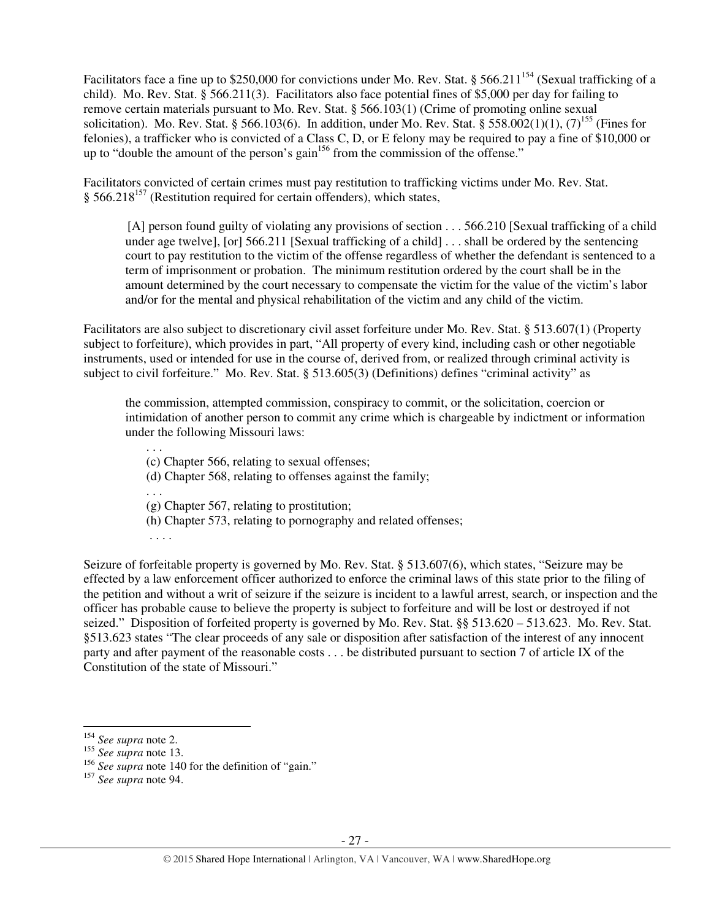Facilitators face a fine up to $250,000 for convictions under Mo. Rev. Stat. § 566.211[154] (Sexual trafficking of a child). Mo. Rev. Stat. § 566.211(3). Facilitators also face potential fines of $5,000 per day for failing to remove certain materials pursuant to Mo. Rev. Stat. § 566.103(1) (Crime of promoting online sexual solicitation). Mo. Rev. Stat. § 566.103(6). In addition, under Mo. Rev. Stat. § 558.002(1)(1), (7)[155] (Fines for felonies), a trafficker who is convicted of a Class C, D, or E felony may be required to pay a fine of $10,000 or up to "double the amount of the person's gain[156] from the commission of the offense."

Facilitators convicted of certain crimes must pay restitution to trafficking victims under Mo. Rev. Stat. § 566.218[157] (Restitution required for certain offenders), which states,

> [A] person found guilty of violating any provisions of section . . . 566.210 [Sexual trafficking of a child under age twelve], [or] 566.211 [Sexual trafficking of a child] . . . shall be ordered by the sentencing court to pay restitution to the victim of the offense regardless of whether the defendant is sentenced to a term of imprisonment or probation. The minimum restitution ordered by the court shall be in the amount determined by the court necessary to compensate the victim for the value of the victim's labor and/or for the mental and physical rehabilitation of the victim and any child of the victim.

Facilitators are also subject to discretionary civil asset forfeiture under Mo. Rev. Stat. § 513.607(1) (Property subject to forfeiture), which provides in part, "All property of every kind, including cash or other negotiable instruments, used or intended for use in the course of, derived from, or realized through criminal activity is subject to civil forfeiture." Mo. Rev. Stat. § 513.605(3) (Definitions) defines "criminal activity" as

> the commission, attempted commission, conspiracy to commit, or the solicitation, coercion or intimidation of another person to commit any crime which is chargeable by indictment or information under the following Missouri laws:
>
> . . .
> (c) Chapter 566, relating to sexual offenses;
> (d) Chapter 568, relating to offenses against the family;
> . . .
> (g) Chapter 567, relating to prostitution;
> (h) Chapter 573, relating to pornography and related offenses;
> . . . .

Seizure of forfeitable property is governed by Mo. Rev. Stat. § 513.607(6), which states, "Seizure may be effected by a law enforcement officer authorized to enforce the criminal laws of this state prior to the filing of the petition and without a writ of seizure if the seizure is incident to a lawful arrest, search, or inspection and the officer has probable cause to believe the property is subject to forfeiture and will be lost or destroyed if not seized." Disposition of forfeited property is governed by Mo. Rev. Stat. §§ 513.620 – 513.623. Mo. Rev. Stat. §513.623 states "The clear proceeds of any sale or disposition after satisfaction of the interest of any innocent party and after payment of the reasonable costs . . . be distributed pursuant to section 7 of article IX of the Constitution of the state of Missouri."

---

[154] *See supra* note 2.
[155] *See supra* note 13.
[156] *See supra* note 140 for the definition of "gain."
[157] *See supra* note 94.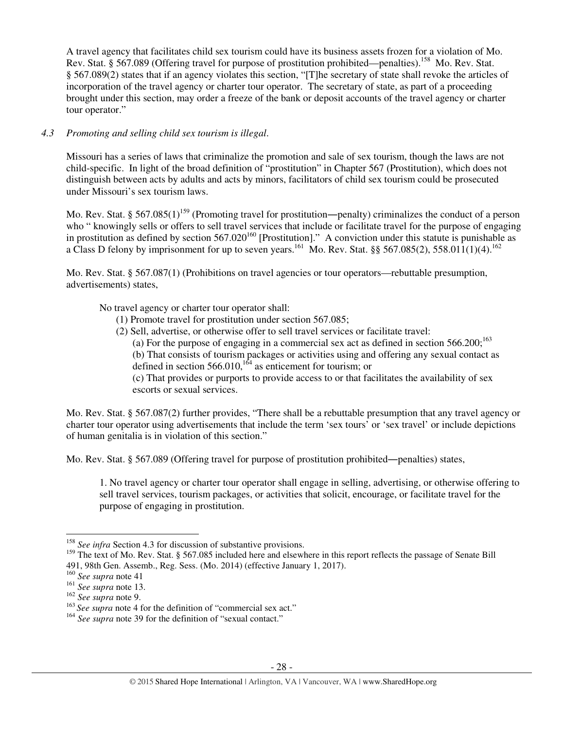A travel agency that facilitates child sex tourism could have its business assets frozen for a violation of Mo. Rev. Stat. § 567.089 (Offering travel for purpose of prostitution prohibited—penalties).[158] Mo. Rev. Stat. § 567.089(2) states that if an agency violates this section, "[T]he secretary of state shall revoke the articles of incorporation of the travel agency or charter tour operator. The secretary of state, as part of a proceeding brought under this section, may order a freeze of the bank or deposit accounts of the travel agency or charter tour operator."

*4.3 Promoting and selling child sex tourism is illegal.*

Missouri has a series of laws that criminalize the promotion and sale of sex tourism, though the laws are not child-specific. In light of the broad definition of "prostitution" in Chapter 567 (Prostitution), which does not distinguish between acts by adults and acts by minors, facilitators of child sex tourism could be prosecuted under Missouri's sex tourism laws.

Mo. Rev. Stat. § 567.085(1)[159] (Promoting travel for prostitution―penalty) criminalizes the conduct of a person who " knowingly sells or offers to sell travel services that include or facilitate travel for the purpose of engaging in prostitution as defined by section 567.020[160] [Prostitution]." A conviction under this statute is punishable as a Class D felony by imprisonment for up to seven years.[161] Mo. Rev. Stat. §§ 567.085(2), 558.011(1)(4).[162]

Mo. Rev. Stat. § 567.087(1) (Prohibitions on travel agencies or tour operators—rebuttable presumption, advertisements) states,

> No travel agency or charter tour operator shall:
>
> (1) Promote travel for prostitution under section 567.085;
>
> (2) Sell, advertise, or otherwise offer to sell travel services or facilitate travel:
>
> (a) For the purpose of engaging in a commercial sex act as defined in section 566.200;[163]
>
> (b) That consists of tourism packages or activities using and offering any sexual contact as defined in section 566.010,[164] as enticement for tourism; or
>
> (c) That provides or purports to provide access to or that facilitates the availability of sex escorts or sexual services.

Mo. Rev. Stat. § 567.087(2) further provides, "There shall be a rebuttable presumption that any travel agency or charter tour operator using advertisements that include the term 'sex tours' or 'sex travel' or include depictions of human genitalia is in violation of this section."

Mo. Rev. Stat. § 567.089 (Offering travel for purpose of prostitution prohibited―penalties) states,

> 1. No travel agency or charter tour operator shall engage in selling, advertising, or otherwise offering to sell travel services, tourism packages, or activities that solicit, encourage, or facilitate travel for the purpose of engaging in prostitution.

---

[158] *See infra* Section 4.3 for discussion of substantive provisions.

[159] The text of Mo. Rev. Stat. § 567.085 included here and elsewhere in this report reflects the passage of Senate Bill 491, 98th Gen. Assemb., Reg. Sess. (Mo. 2014) (effective January 1, 2017).

[160] *See supra* note 41

[161] *See supra* note 13.

[162] *See supra* note 9.

[163] *See supra* note 4 for the definition of "commercial sex act."

[164] *See supra* note 39 for the definition of "sexual contact."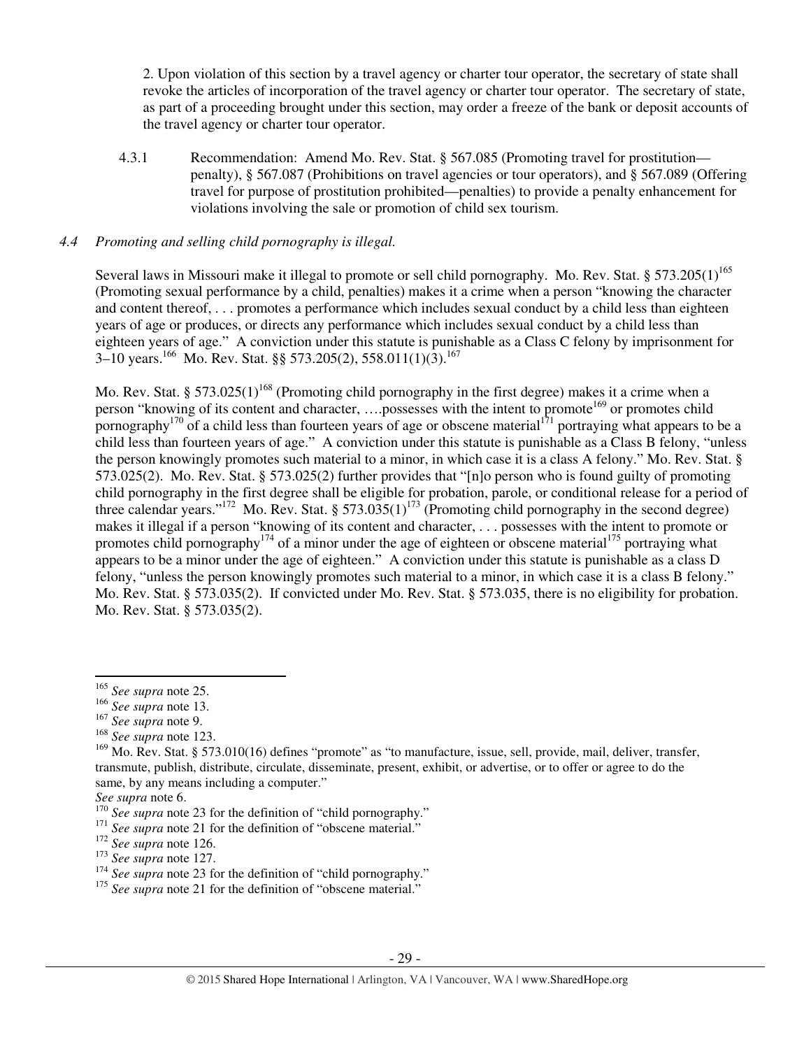2. Upon violation of this section by a travel agency or charter tour operator, the secretary of state shall revoke the articles of incorporation of the travel agency or charter tour operator. The secretary of state, as part of a proceeding brought under this section, may order a freeze of the bank or deposit accounts of the travel agency or charter tour operator.

4.3.1 Recommendation: Amend Mo. Rev. Stat. § 567.085 (Promoting travel for prostitution—penalty), § 567.087 (Prohibitions on travel agencies or tour operators), and § 567.089 (Offering travel for purpose of prostitution prohibited—penalties) to provide a penalty enhancement for violations involving the sale or promotion of child sex tourism.

### *4.4 Promoting and selling child pornography is illegal.*

Several laws in Missouri make it illegal to promote or sell child pornography. Mo. Rev. Stat. § 573.205(1)[165] (Promoting sexual performance by a child, penalties) makes it a crime when a person "knowing the character and content thereof, . . . promotes a performance which includes sexual conduct by a child less than eighteen years of age or produces, or directs any performance which includes sexual conduct by a child less than eighteen years of age." A conviction under this statute is punishable as a Class C felony by imprisonment for 3–10 years.[166] Mo. Rev. Stat. §§ 573.205(2), 558.011(1)(3).[167]

Mo. Rev. Stat. § 573.025(1)[168] (Promoting child pornography in the first degree) makes it a crime when a person "knowing of its content and character, ….possesses with the intent to promote[169] or promotes child pornography[170] of a child less than fourteen years of age or obscene material[171] portraying what appears to be a child less than fourteen years of age." A conviction under this statute is punishable as a Class B felony, "unless the person knowingly promotes such material to a minor, in which case it is a class A felony." Mo. Rev. Stat. § 573.025(2). Mo. Rev. Stat. § 573.025(2) further provides that "[n]o person who is found guilty of promoting child pornography in the first degree shall be eligible for probation, parole, or conditional release for a period of three calendar years."[172] Mo. Rev. Stat. § 573.035(1)[173] (Promoting child pornography in the second degree) makes it illegal if a person "knowing of its content and character, . . . possesses with the intent to promote or promotes child pornography[174] of a minor under the age of eighteen or obscene material[175] portraying what appears to be a minor under the age of eighteen." A conviction under this statute is punishable as a class D felony, "unless the person knowingly promotes such material to a minor, in which case it is a class B felony." Mo. Rev. Stat. § 573.035(2). If convicted under Mo. Rev. Stat. § 573.035, there is no eligibility for probation. Mo. Rev. Stat. § 573.035(2).

---

[165] *See supra* note 25.
[166] *See supra* note 13.
[167] *See supra* note 9.
[168] *See supra* note 123.
[169] Mo. Rev. Stat. § 573.010(16) defines "promote" as "to manufacture, issue, sell, provide, mail, deliver, transfer, transmute, publish, distribute, circulate, disseminate, present, exhibit, or advertise, or to offer or agree to do the same, by any means including a computer."
*See supra* note 6.
[170] *See supra* note 23 for the definition of "child pornography."
[171] *See supra* note 21 for the definition of "obscene material."
[172] *See supra* note 126.
[173] *See supra* note 127.
[174] *See supra* note 23 for the definition of "child pornography."
[175] *See supra* note 21 for the definition of "obscene material."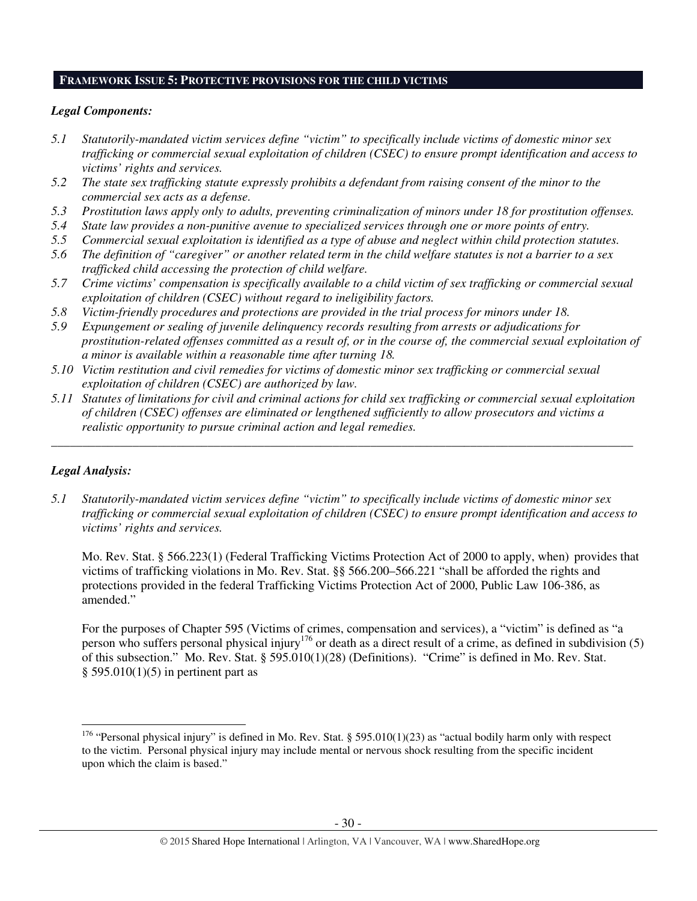## FRAMEWORK ISSUE 5: PROTECTIVE PROVISIONS FOR THE CHILD VICTIMS

***Legal Components:***

*5.1 Statutorily-mandated victim services define "victim" to specifically include victims of domestic minor sex trafficking or commercial sexual exploitation of children (CSEC) to ensure prompt identification and access to victims' rights and services.*

*5.2 The state sex trafficking statute expressly prohibits a defendant from raising consent of the minor to the commercial sex acts as a defense.*

*5.3 Prostitution laws apply only to adults, preventing criminalization of minors under 18 for prostitution offenses.*

*5.4 State law provides a non-punitive avenue to specialized services through one or more points of entry.*

*5.5 Commercial sexual exploitation is identified as a type of abuse and neglect within child protection statutes.*

*5.6 The definition of "caregiver" or another related term in the child welfare statutes is not a barrier to a sex trafficked child accessing the protection of child welfare.*

*5.7 Crime victims' compensation is specifically available to a child victim of sex trafficking or commercial sexual exploitation of children (CSEC) without regard to ineligibility factors.*

*5.8 Victim-friendly procedures and protections are provided in the trial process for minors under 18.*

*5.9 Expungement or sealing of juvenile delinquency records resulting from arrests or adjudications for prostitution-related offenses committed as a result of, or in the course of, the commercial sexual exploitation of a minor is available within a reasonable time after turning 18.*

*5.10 Victim restitution and civil remedies for victims of domestic minor sex trafficking or commercial sexual exploitation of children (CSEC) are authorized by law.*

*5.11 Statutes of limitations for civil and criminal actions for child sex trafficking or commercial sexual exploitation of children (CSEC) offenses are eliminated or lengthened sufficiently to allow prosecutors and victims a realistic opportunity to pursue criminal action and legal remedies.*

---

***Legal Analysis:***

*5.1 Statutorily-mandated victim services define "victim" to specifically include victims of domestic minor sex trafficking or commercial sexual exploitation of children (CSEC) to ensure prompt identification and access to victims' rights and services.*

Mo. Rev. Stat. § 566.223(1) (Federal Trafficking Victims Protection Act of 2000 to apply, when) provides that victims of trafficking violations in Mo. Rev. Stat. §§ 566.200–566.221 "shall be afforded the rights and protections provided in the federal Trafficking Victims Protection Act of 2000, Public Law 106-386, as amended."

For the purposes of Chapter 595 (Victims of crimes, compensation and services), a "victim" is defined as "a person who suffers personal physical injury[176] or death as a direct result of a crime, as defined in subdivision (5) of this subsection." Mo. Rev. Stat. § 595.010(1)(28) (Definitions). "Crime" is defined in Mo. Rev. Stat. § 595.010(1)(5) in pertinent part as

---

[176] "Personal physical injury" is defined in Mo. Rev. Stat. § 595.010(1)(23) as "actual bodily harm only with respect to the victim. Personal physical injury may include mental or nervous shock resulting from the specific incident upon which the claim is based."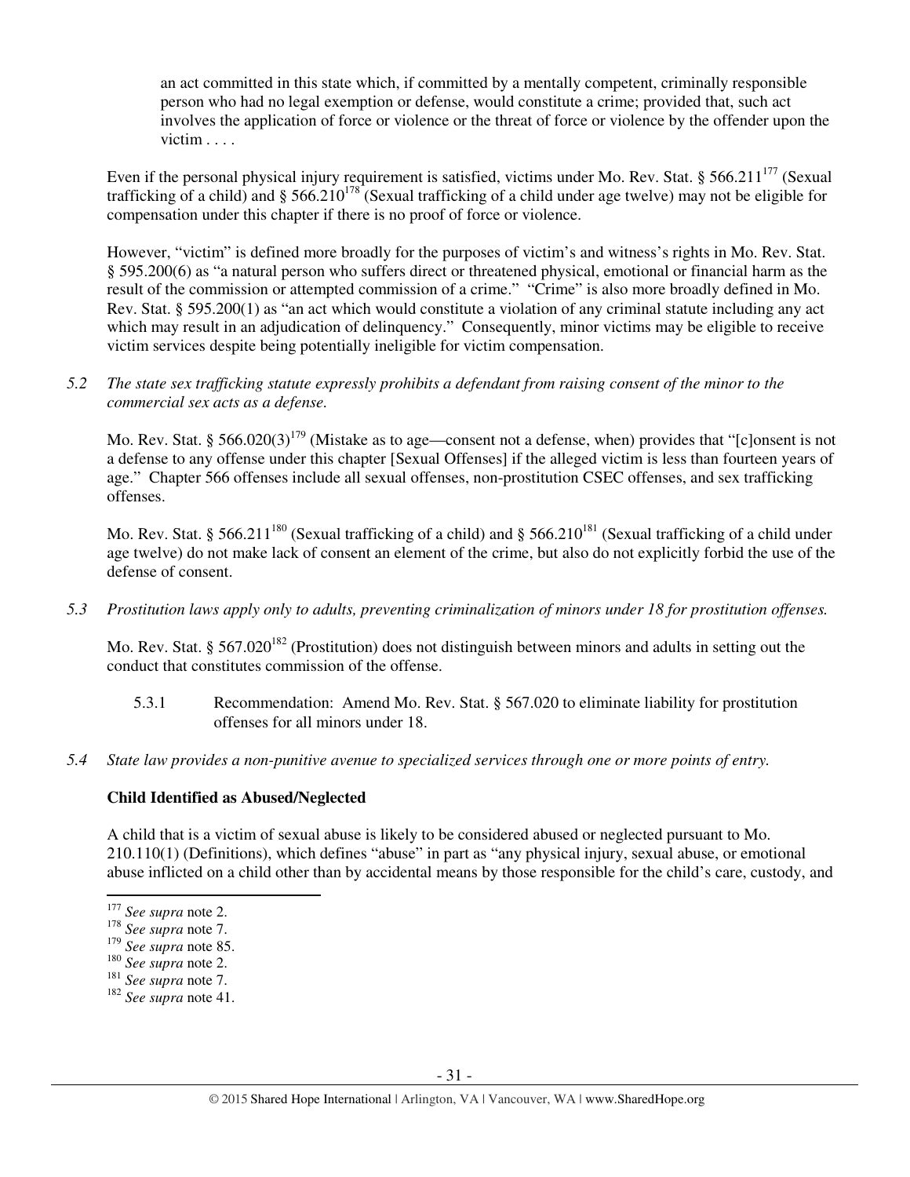> an act committed in this state which, if committed by a mentally competent, criminally responsible person who had no legal exemption or defense, would constitute a crime; provided that, such act involves the application of force or violence or the threat of force or violence by the offender upon the victim . . . .

Even if the personal physical injury requirement is satisfied, victims under Mo. Rev. Stat. § 566.211[177] (Sexual trafficking of a child) and § 566.210[178] (Sexual trafficking of a child under age twelve) may not be eligible for compensation under this chapter if there is no proof of force or violence.

However, "victim" is defined more broadly for the purposes of victim's and witness's rights in Mo. Rev. Stat. § 595.200(6) as "a natural person who suffers direct or threatened physical, emotional or financial harm as the result of the commission or attempted commission of a crime." "Crime" is also more broadly defined in Mo. Rev. Stat. § 595.200(1) as "an act which would constitute a violation of any criminal statute including any act which may result in an adjudication of delinquency." Consequently, minor victims may be eligible to receive victim services despite being potentially ineligible for victim compensation.

*5.2 The state sex trafficking statute expressly prohibits a defendant from raising consent of the minor to the commercial sex acts as a defense.*

Mo. Rev. Stat. § 566.020(3)[179] (Mistake as to age—consent not a defense, when) provides that "[c]onsent is not a defense to any offense under this chapter [Sexual Offenses] if the alleged victim is less than fourteen years of age." Chapter 566 offenses include all sexual offenses, non-prostitution CSEC offenses, and sex trafficking offenses.

Mo. Rev. Stat. § 566.211[180] (Sexual trafficking of a child) and § 566.210[181] (Sexual trafficking of a child under age twelve) do not make lack of consent an element of the crime, but also do not explicitly forbid the use of the defense of consent.

*5.3 Prostitution laws apply only to adults, preventing criminalization of minors under 18 for prostitution offenses.*

Mo. Rev. Stat. § 567.020[182] (Prostitution) does not distinguish between minors and adults in setting out the conduct that constitutes commission of the offense.

5.3.1 Recommendation: Amend Mo. Rev. Stat. § 567.020 to eliminate liability for prostitution offenses for all minors under 18.

*5.4 State law provides a non-punitive avenue to specialized services through one or more points of entry.*

**Child Identified as Abused/Neglected**

A child that is a victim of sexual abuse is likely to be considered abused or neglected pursuant to Mo. 210.110(1) (Definitions), which defines "abuse" in part as "any physical injury, sexual abuse, or emotional abuse inflicted on a child other than by accidental means by those responsible for the child's care, custody, and

---

[177] *See supra* note 2.
[178] *See supra* note 7.
[179] *See supra* note 85.
[180] *See supra* note 2.
[181] *See supra* note 7.
[182] *See supra* note 41.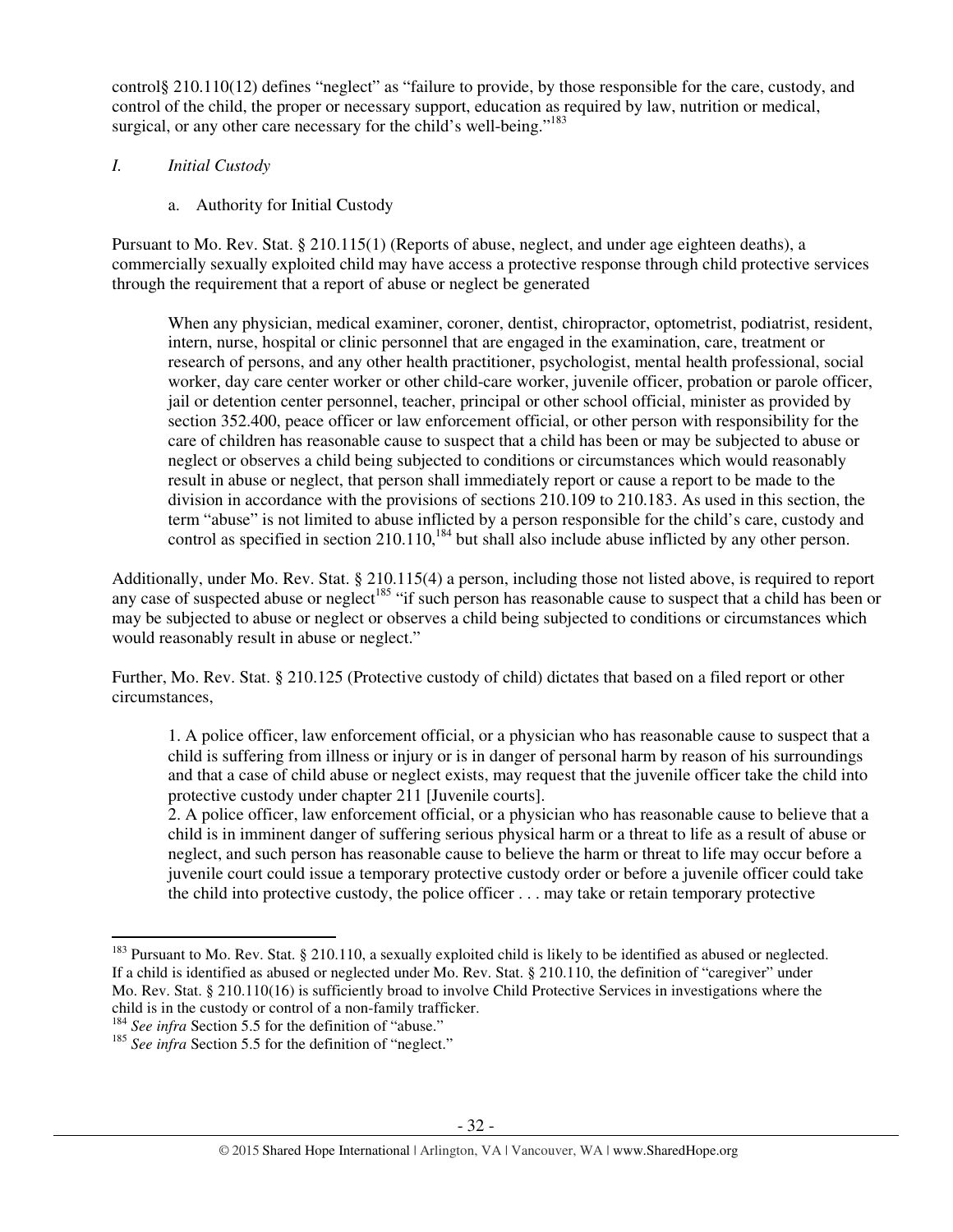control§ 210.110(12) defines "neglect" as "failure to provide, by those responsible for the care, custody, and control of the child, the proper or necessary support, education as required by law, nutrition or medical, surgical, or any other care necessary for the child's well-being."[183]

*I. Initial Custody*

a. Authority for Initial Custody

Pursuant to Mo. Rev. Stat. § 210.115(1) (Reports of abuse, neglect, and under age eighteen deaths), a commercially sexually exploited child may have access a protective response through child protective services through the requirement that a report of abuse or neglect be generated

> When any physician, medical examiner, coroner, dentist, chiropractor, optometrist, podiatrist, resident, intern, nurse, hospital or clinic personnel that are engaged in the examination, care, treatment or research of persons, and any other health practitioner, psychologist, mental health professional, social worker, day care center worker or other child-care worker, juvenile officer, probation or parole officer, jail or detention center personnel, teacher, principal or other school official, minister as provided by section 352.400, peace officer or law enforcement official, or other person with responsibility for the care of children has reasonable cause to suspect that a child has been or may be subjected to abuse or neglect or observes a child being subjected to conditions or circumstances which would reasonably result in abuse or neglect, that person shall immediately report or cause a report to be made to the division in accordance with the provisions of sections 210.109 to 210.183. As used in this section, the term "abuse" is not limited to abuse inflicted by a person responsible for the child's care, custody and control as specified in section 210.110,[184] but shall also include abuse inflicted by any other person.

Additionally, under Mo. Rev. Stat. § 210.115(4) a person, including those not listed above, is required to report any case of suspected abuse or neglect[185] "if such person has reasonable cause to suspect that a child has been or may be subjected to abuse or neglect or observes a child being subjected to conditions or circumstances which would reasonably result in abuse or neglect."

Further, Mo. Rev. Stat. § 210.125 (Protective custody of child) dictates that based on a filed report or other circumstances,

> 1. A police officer, law enforcement official, or a physician who has reasonable cause to suspect that a child is suffering from illness or injury or is in danger of personal harm by reason of his surroundings and that a case of child abuse or neglect exists, may request that the juvenile officer take the child into protective custody under chapter 211 [Juvenile courts].
> 2. A police officer, law enforcement official, or a physician who has reasonable cause to believe that a child is in imminent danger of suffering serious physical harm or a threat to life as a result of abuse or neglect, and such person has reasonable cause to believe the harm or threat to life may occur before a juvenile court could issue a temporary protective custody order or before a juvenile officer could take the child into protective custody, the police officer . . . may take or retain temporary protective

---

[183] Pursuant to Mo. Rev. Stat. § 210.110, a sexually exploited child is likely to be identified as abused or neglected. If a child is identified as abused or neglected under Mo. Rev. Stat. § 210.110, the definition of "caregiver" under Mo. Rev. Stat. § 210.110(16) is sufficiently broad to involve Child Protective Services in investigations where the child is in the custody or control of a non-family trafficker.

[184] *See infra* Section 5.5 for the definition of "abuse."

[185] *See infra* Section 5.5 for the definition of "neglect."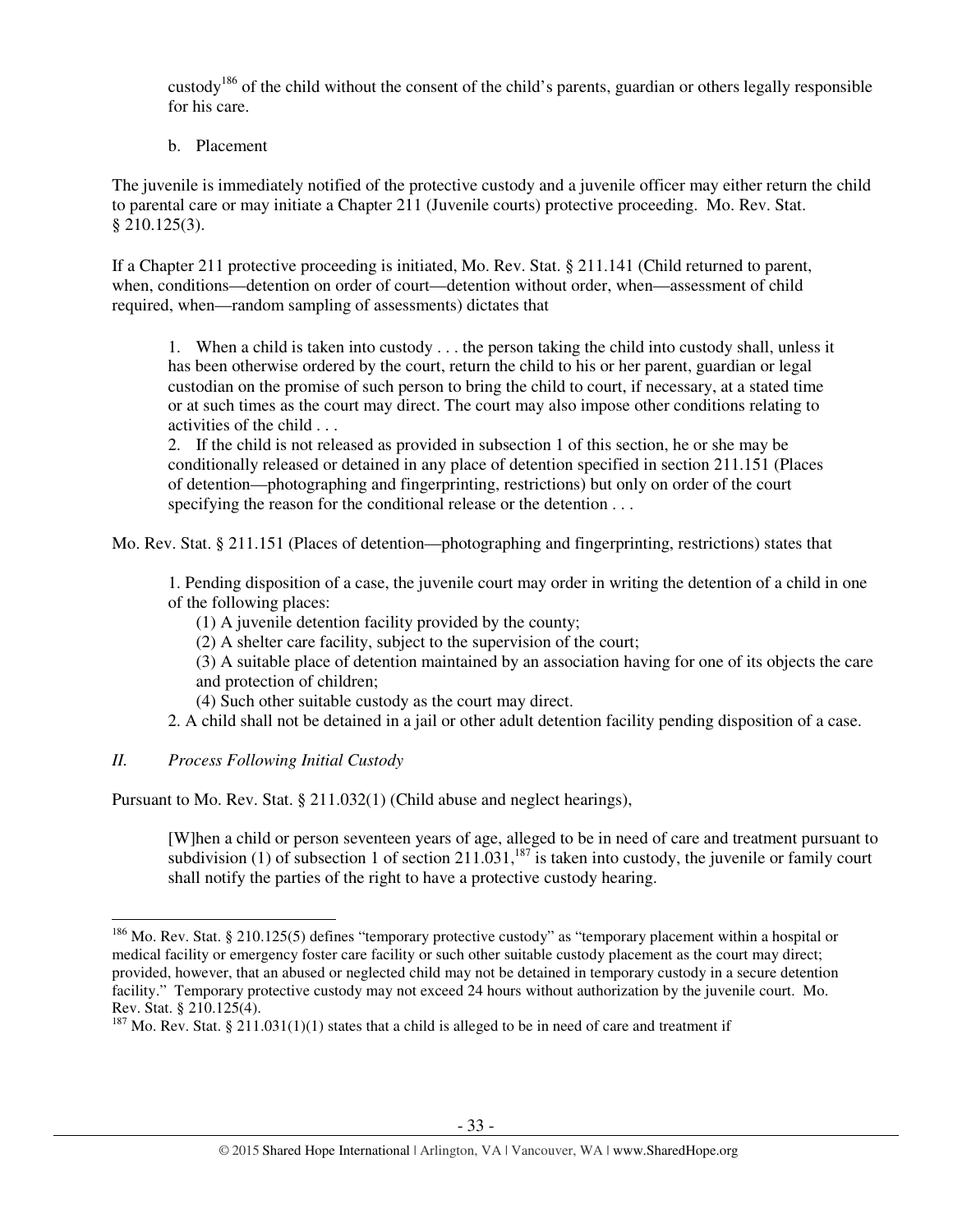custody[186] of the child without the consent of the child's parents, guardian or others legally responsible for his care.

b. Placement

The juvenile is immediately notified of the protective custody and a juvenile officer may either return the child to parental care or may initiate a Chapter 211 (Juvenile courts) protective proceeding. Mo. Rev. Stat. § 210.125(3).

If a Chapter 211 protective proceeding is initiated, Mo. Rev. Stat. § 211.141 (Child returned to parent, when, conditions—detention on order of court—detention without order, when—assessment of child required, when—random sampling of assessments) dictates that

> 1. When a child is taken into custody . . . the person taking the child into custody shall, unless it has been otherwise ordered by the court, return the child to his or her parent, guardian or legal custodian on the promise of such person to bring the child to court, if necessary, at a stated time or at such times as the court may direct. The court may also impose other conditions relating to activities of the child . . .
>
> 2. If the child is not released as provided in subsection 1 of this section, he or she may be conditionally released or detained in any place of detention specified in section 211.151 (Places of detention—photographing and fingerprinting, restrictions) but only on order of the court specifying the reason for the conditional release or the detention . . .

Mo. Rev. Stat. § 211.151 (Places of detention—photographing and fingerprinting, restrictions) states that

> 1. Pending disposition of a case, the juvenile court may order in writing the detention of a child in one of the following places:
>
> (1) A juvenile detention facility provided by the county;
>
> (2) A shelter care facility, subject to the supervision of the court;
>
> (3) A suitable place of detention maintained by an association having for one of its objects the care and protection of children;
>
> (4) Such other suitable custody as the court may direct.
>
> 2. A child shall not be detained in a jail or other adult detention facility pending disposition of a case.

*II. Process Following Initial Custody*

Pursuant to Mo. Rev. Stat. § 211.032(1) (Child abuse and neglect hearings),

> [W]hen a child or person seventeen years of age, alleged to be in need of care and treatment pursuant to subdivision (1) of subsection 1 of section 211.031,[187] is taken into custody, the juvenile or family court shall notify the parties of the right to have a protective custody hearing.

---

[186] Mo. Rev. Stat. § 210.125(5) defines "temporary protective custody" as "temporary placement within a hospital or medical facility or emergency foster care facility or such other suitable custody placement as the court may direct; provided, however, that an abused or neglected child may not be detained in temporary custody in a secure detention facility." Temporary protective custody may not exceed 24 hours without authorization by the juvenile court. Mo. Rev. Stat. § 210.125(4).

[187] Mo. Rev. Stat. § 211.031(1)(1) states that a child is alleged to be in need of care and treatment if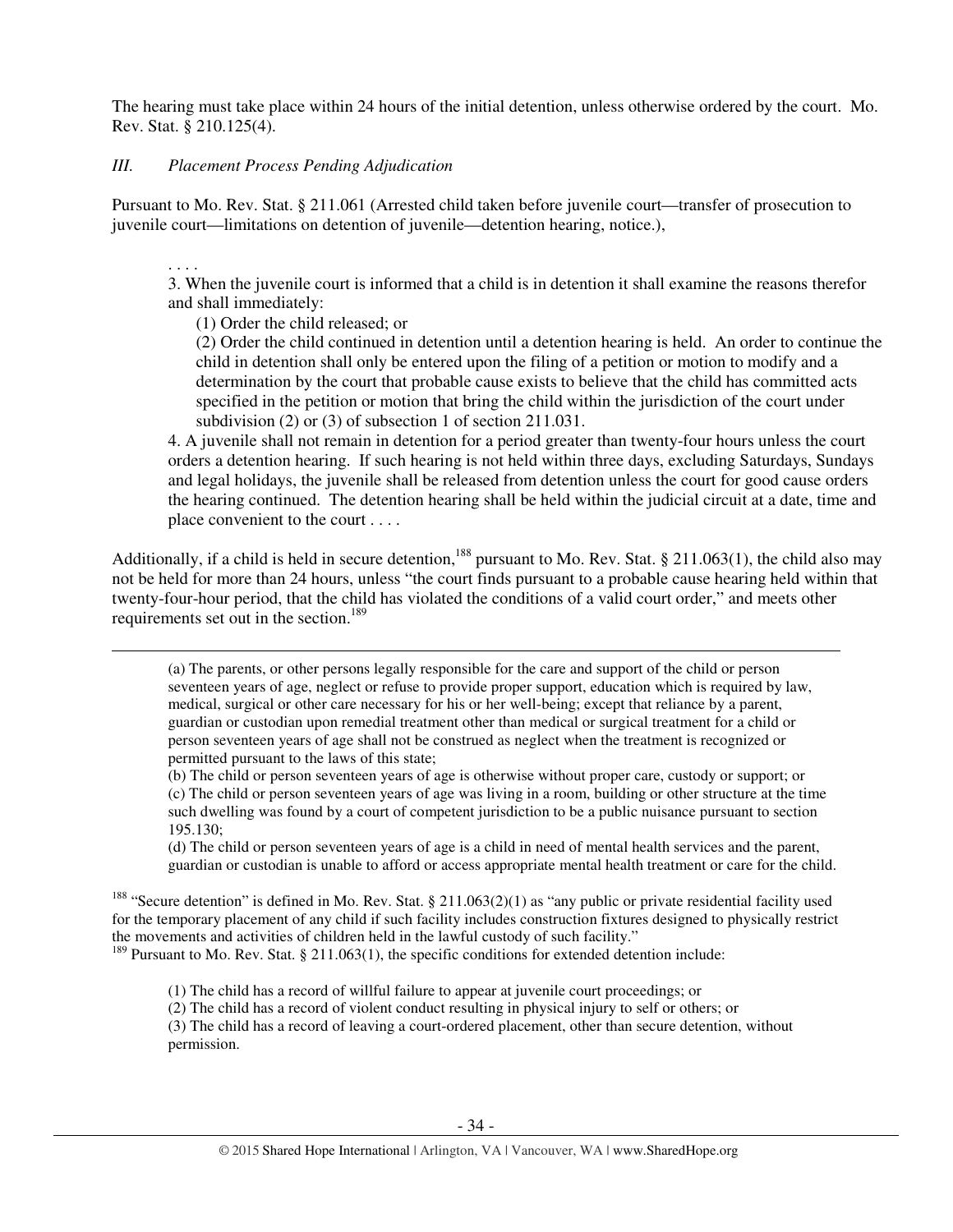The hearing must take place within 24 hours of the initial detention, unless otherwise ordered by the court. Mo. Rev. Stat. § 210.125(4).

### *III. Placement Process Pending Adjudication*

Pursuant to Mo. Rev. Stat. § 211.061 (Arrested child taken before juvenile court—transfer of prosecution to juvenile court—limitations on detention of juvenile—detention hearing, notice.),

> . . . .
>
> 3. When the juvenile court is informed that a child is in detention it shall examine the reasons therefor and shall immediately:
>
> (1) Order the child released; or
>
> (2) Order the child continued in detention until a detention hearing is held. An order to continue the child in detention shall only be entered upon the filing of a petition or motion to modify and a determination by the court that probable cause exists to believe that the child has committed acts specified in the petition or motion that bring the child within the jurisdiction of the court under subdivision (2) or (3) of subsection 1 of section 211.031.
>
> 4. A juvenile shall not remain in detention for a period greater than twenty-four hours unless the court orders a detention hearing. If such hearing is not held within three days, excluding Saturdays, Sundays and legal holidays, the juvenile shall be released from detention unless the court for good cause orders the hearing continued. The detention hearing shall be held within the judicial circuit at a date, time and place convenient to the court . . . .

Additionally, if a child is held in secure detention,[188] pursuant to Mo. Rev. Stat. § 211.063(1), the child also may not be held for more than 24 hours, unless "the court finds pursuant to a probable cause hearing held within that twenty-four-hour period, that the child has violated the conditions of a valid court order," and meets other requirements set out in the section.[189]

---

> (a) The parents, or other persons legally responsible for the care and support of the child or person seventeen years of age, neglect or refuse to provide proper support, education which is required by law, medical, surgical or other care necessary for his or her well-being; except that reliance by a parent, guardian or custodian upon remedial treatment other than medical or surgical treatment for a child or person seventeen years of age shall not be construed as neglect when the treatment is recognized or permitted pursuant to the laws of this state;
>
> (b) The child or person seventeen years of age is otherwise without proper care, custody or support; or
>
> (c) The child or person seventeen years of age was living in a room, building or other structure at the time such dwelling was found by a court of competent jurisdiction to be a public nuisance pursuant to section 195.130;
>
> (d) The child or person seventeen years of age is a child in need of mental health services and the parent, guardian or custodian is unable to afford or access appropriate mental health treatment or care for the child.

[188] "Secure detention" is defined in Mo. Rev. Stat. § 211.063(2)(1) as "any public or private residential facility used for the temporary placement of any child if such facility includes construction fixtures designed to physically restrict the movements and activities of children held in the lawful custody of such facility."

[189] Pursuant to Mo. Rev. Stat. § 211.063(1), the specific conditions for extended detention include:

> (1) The child has a record of willful failure to appear at juvenile court proceedings; or
>
> (2) The child has a record of violent conduct resulting in physical injury to self or others; or
>
> (3) The child has a record of leaving a court-ordered placement, other than secure detention, without permission.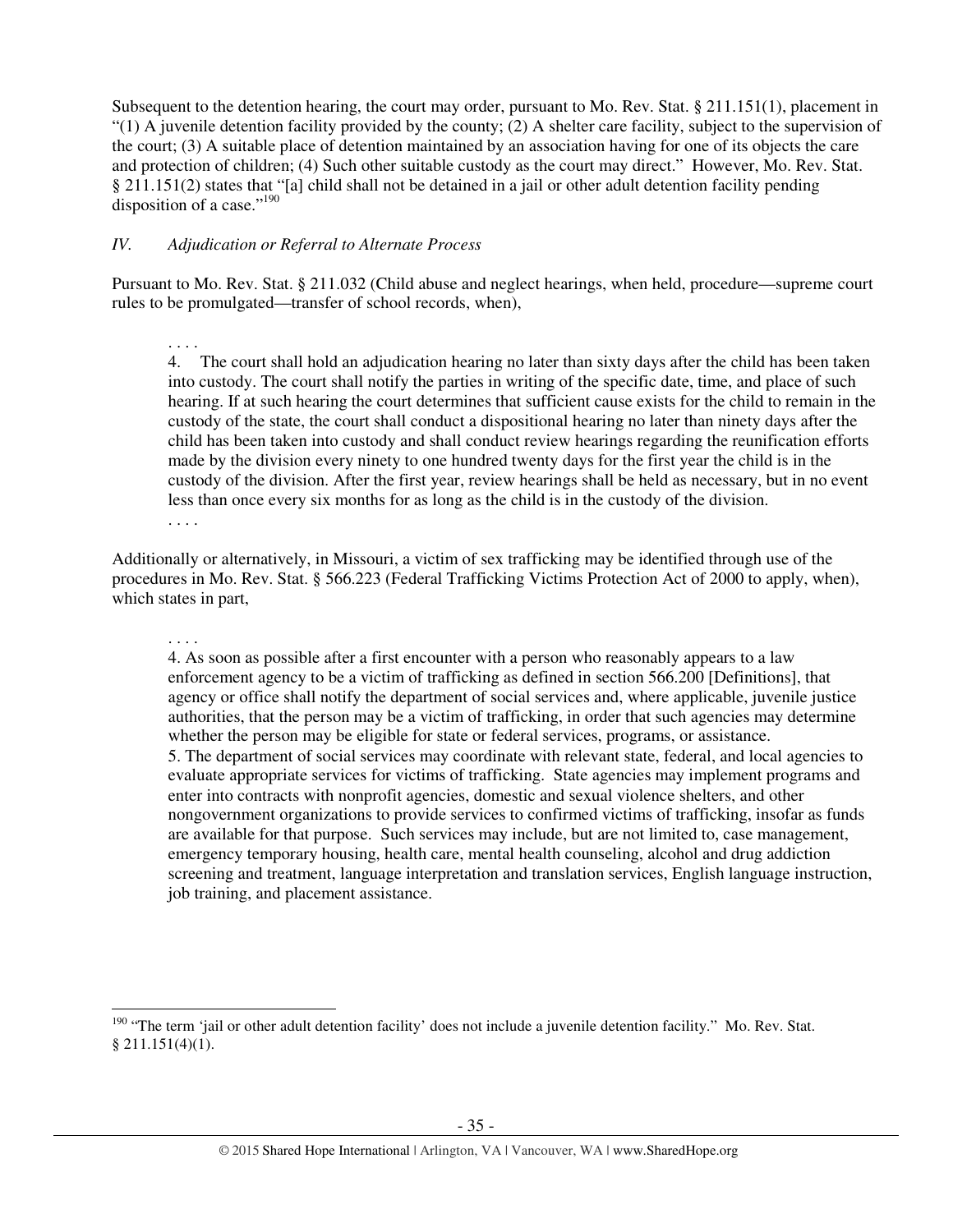Subsequent to the detention hearing, the court may order, pursuant to Mo. Rev. Stat. § 211.151(1), placement in "(1) A juvenile detention facility provided by the county; (2) A shelter care facility, subject to the supervision of the court; (3) A suitable place of detention maintained by an association having for one of its objects the care and protection of children; (4) Such other suitable custody as the court may direct." However, Mo. Rev. Stat. § 211.151(2) states that "[a] child shall not be detained in a jail or other adult detention facility pending disposition of a case."[190]

*IV. Adjudication or Referral to Alternate Process*

Pursuant to Mo. Rev. Stat. § 211.032 (Child abuse and neglect hearings, when held, procedure—supreme court rules to be promulgated—transfer of school records, when),

> . . . .
> 4. The court shall hold an adjudication hearing no later than sixty days after the child has been taken into custody. The court shall notify the parties in writing of the specific date, time, and place of such hearing. If at such hearing the court determines that sufficient cause exists for the child to remain in the custody of the state, the court shall conduct a dispositional hearing no later than ninety days after the child has been taken into custody and shall conduct review hearings regarding the reunification efforts made by the division every ninety to one hundred twenty days for the first year the child is in the custody of the division. After the first year, review hearings shall be held as necessary, but in no event less than once every six months for as long as the child is in the custody of the division.
> . . . .

Additionally or alternatively, in Missouri, a victim of sex trafficking may be identified through use of the procedures in Mo. Rev. Stat. § 566.223 (Federal Trafficking Victims Protection Act of 2000 to apply, when), which states in part,

> . . . .
> 4. As soon as possible after a first encounter with a person who reasonably appears to a law enforcement agency to be a victim of trafficking as defined in section 566.200 [Definitions], that agency or office shall notify the department of social services and, where applicable, juvenile justice authorities, that the person may be a victim of trafficking, in order that such agencies may determine whether the person may be eligible for state or federal services, programs, or assistance.
> 5. The department of social services may coordinate with relevant state, federal, and local agencies to evaluate appropriate services for victims of trafficking. State agencies may implement programs and enter into contracts with nonprofit agencies, domestic and sexual violence shelters, and other nongovernment organizations to provide services to confirmed victims of trafficking, insofar as funds are available for that purpose. Such services may include, but are not limited to, case management, emergency temporary housing, health care, mental health counseling, alcohol and drug addiction screening and treatment, language interpretation and translation services, English language instruction, job training, and placement assistance.

---

[190] "The term 'jail or other adult detention facility' does not include a juvenile detention facility." Mo. Rev. Stat. § 211.151(4)(1).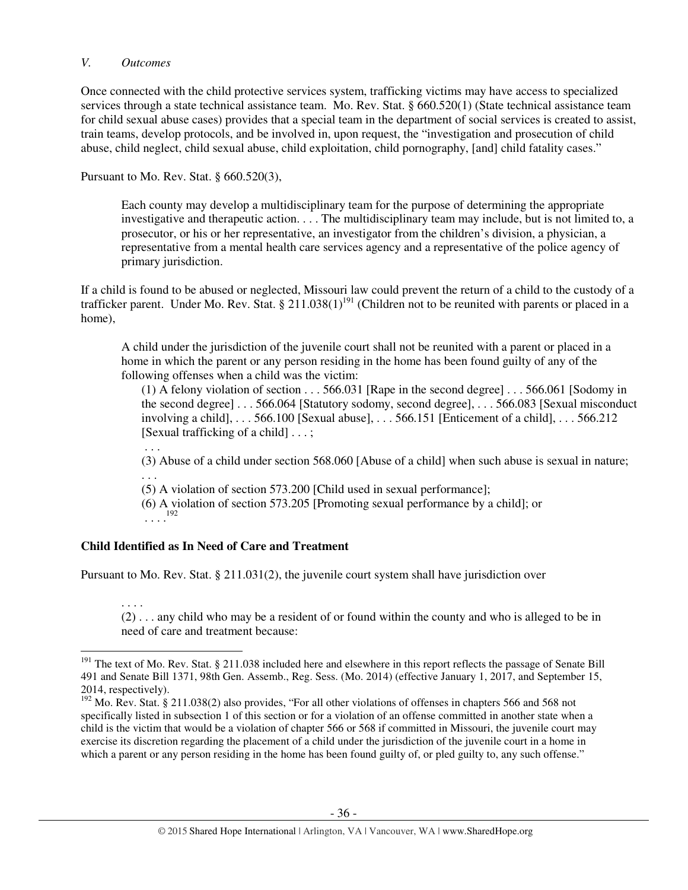*V. Outcomes*

Once connected with the child protective services system, trafficking victims may have access to specialized services through a state technical assistance team. Mo. Rev. Stat. § 660.520(1) (State technical assistance team for child sexual abuse cases) provides that a special team in the department of social services is created to assist, train teams, develop protocols, and be involved in, upon request, the "investigation and prosecution of child abuse, child neglect, child sexual abuse, child exploitation, child pornography, [and] child fatality cases."

Pursuant to Mo. Rev. Stat. § 660.520(3),

> Each county may develop a multidisciplinary team for the purpose of determining the appropriate investigative and therapeutic action. . . . The multidisciplinary team may include, but is not limited to, a prosecutor, or his or her representative, an investigator from the children's division, a physician, a representative from a mental health care services agency and a representative of the police agency of primary jurisdiction.

If a child is found to be abused or neglected, Missouri law could prevent the return of a child to the custody of a trafficker parent. Under Mo. Rev. Stat. § 211.038(1)[191] (Children not to be reunited with parents or placed in a home),

> A child under the jurisdiction of the juvenile court shall not be reunited with a parent or placed in a home in which the parent or any person residing in the home has been found guilty of any of the following offenses when a child was the victim:
>
> (1) A felony violation of section . . . 566.031 [Rape in the second degree] . . . 566.061 [Sodomy in the second degree] . . . 566.064 [Statutory sodomy, second degree], . . . 566.083 [Sexual misconduct involving a child], . . . 566.100 [Sexual abuse], . . . 566.151 [Enticement of a child], . . . 566.212 [Sexual trafficking of a child] . . . ;
>
> . . .
>
> (3) Abuse of a child under section 568.060 [Abuse of a child] when such abuse is sexual in nature;
>
> . . .
>
> (5) A violation of section 573.200 [Child used in sexual performance];
>
> (6) A violation of section 573.205 [Promoting sexual performance by a child]; or
>
> . . . .[192]

**Child Identified as In Need of Care and Treatment**

Pursuant to Mo. Rev. Stat. § 211.031(2), the juvenile court system shall have jurisdiction over

> . . . .
>
> (2) . . . any child who may be a resident of or found within the county and who is alleged to be in need of care and treatment because:

---

[191] The text of Mo. Rev. Stat. § 211.038 included here and elsewhere in this report reflects the passage of Senate Bill 491 and Senate Bill 1371, 98th Gen. Assemb., Reg. Sess. (Mo. 2014) (effective January 1, 2017, and September 15, 2014, respectively).

[192] Mo. Rev. Stat. § 211.038(2) also provides, "For all other violations of offenses in chapters 566 and 568 not specifically listed in subsection 1 of this section or for a violation of an offense committed in another state when a child is the victim that would be a violation of chapter 566 or 568 if committed in Missouri, the juvenile court may exercise its discretion regarding the placement of a child under the jurisdiction of the juvenile court in a home in which a parent or any person residing in the home has been found guilty of, or pled guilty to, any such offense."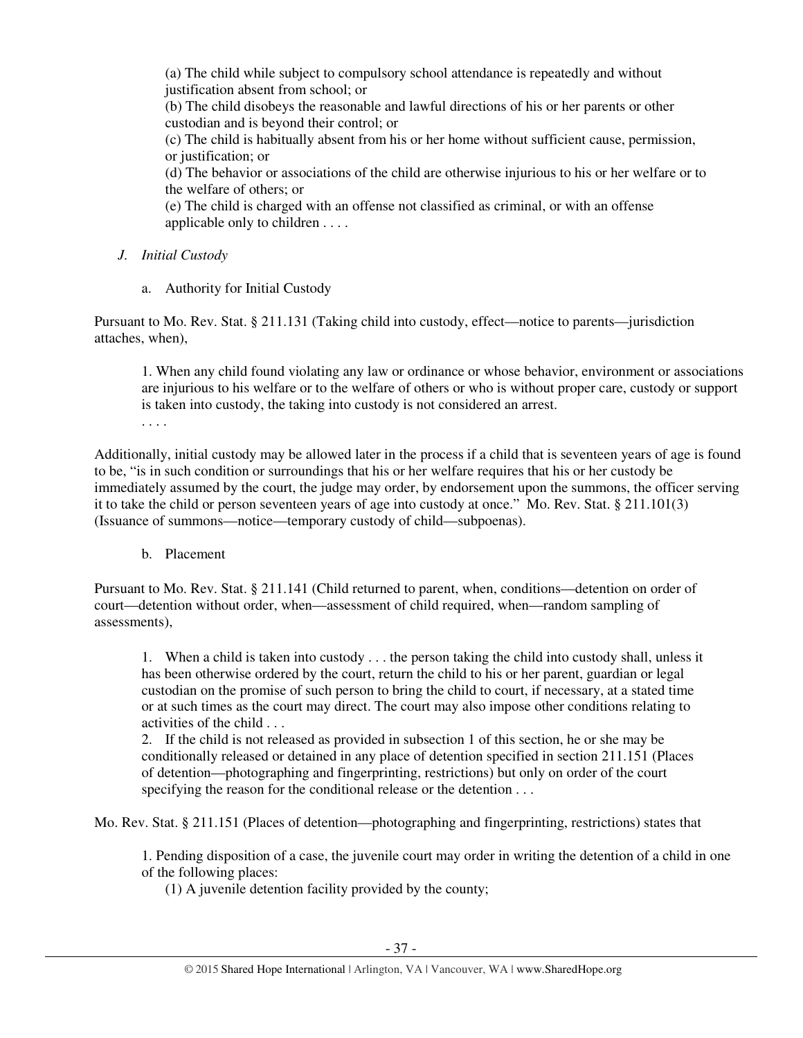> (a) The child while subject to compulsory school attendance is repeatedly and without justification absent from school; or
> (b) The child disobeys the reasonable and lawful directions of his or her parents or other custodian and is beyond their control; or
> (c) The child is habitually absent from his or her home without sufficient cause, permission, or justification; or
> (d) The behavior or associations of the child are otherwise injurious to his or her welfare or to the welfare of others; or
> (e) The child is charged with an offense not classified as criminal, or with an offense applicable only to children . . . .

### *J. Initial Custody*

#### a. Authority for Initial Custody

Pursuant to Mo. Rev. Stat. § 211.131 (Taking child into custody, effect—notice to parents—jurisdiction attaches, when),

> 1. When any child found violating any law or ordinance or whose behavior, environment or associations are injurious to his welfare or to the welfare of others or who is without proper care, custody or support is taken into custody, the taking into custody is not considered an arrest.
> . . . .

Additionally, initial custody may be allowed later in the process if a child that is seventeen years of age is found to be, "is in such condition or surroundings that his or her welfare requires that his or her custody be immediately assumed by the court, the judge may order, by endorsement upon the summons, the officer serving it to take the child or person seventeen years of age into custody at once." Mo. Rev. Stat. § 211.101(3) (Issuance of summons—notice—temporary custody of child—subpoenas).

#### b. Placement

Pursuant to Mo. Rev. Stat. § 211.141 (Child returned to parent, when, conditions—detention on order of court—detention without order, when—assessment of child required, when—random sampling of assessments),

> 1. When a child is taken into custody . . . the person taking the child into custody shall, unless it has been otherwise ordered by the court, return the child to his or her parent, guardian or legal custodian on the promise of such person to bring the child to court, if necessary, at a stated time or at such times as the court may direct. The court may also impose other conditions relating to activities of the child . . .
> 2. If the child is not released as provided in subsection 1 of this section, he or she may be conditionally released or detained in any place of detention specified in section 211.151 (Places of detention—photographing and fingerprinting, restrictions) but only on order of the court specifying the reason for the conditional release or the detention . . .

Mo. Rev. Stat. § 211.151 (Places of detention—photographing and fingerprinting, restrictions) states that

> 1. Pending disposition of a case, the juvenile court may order in writing the detention of a child in one of the following places:
> (1) A juvenile detention facility provided by the county;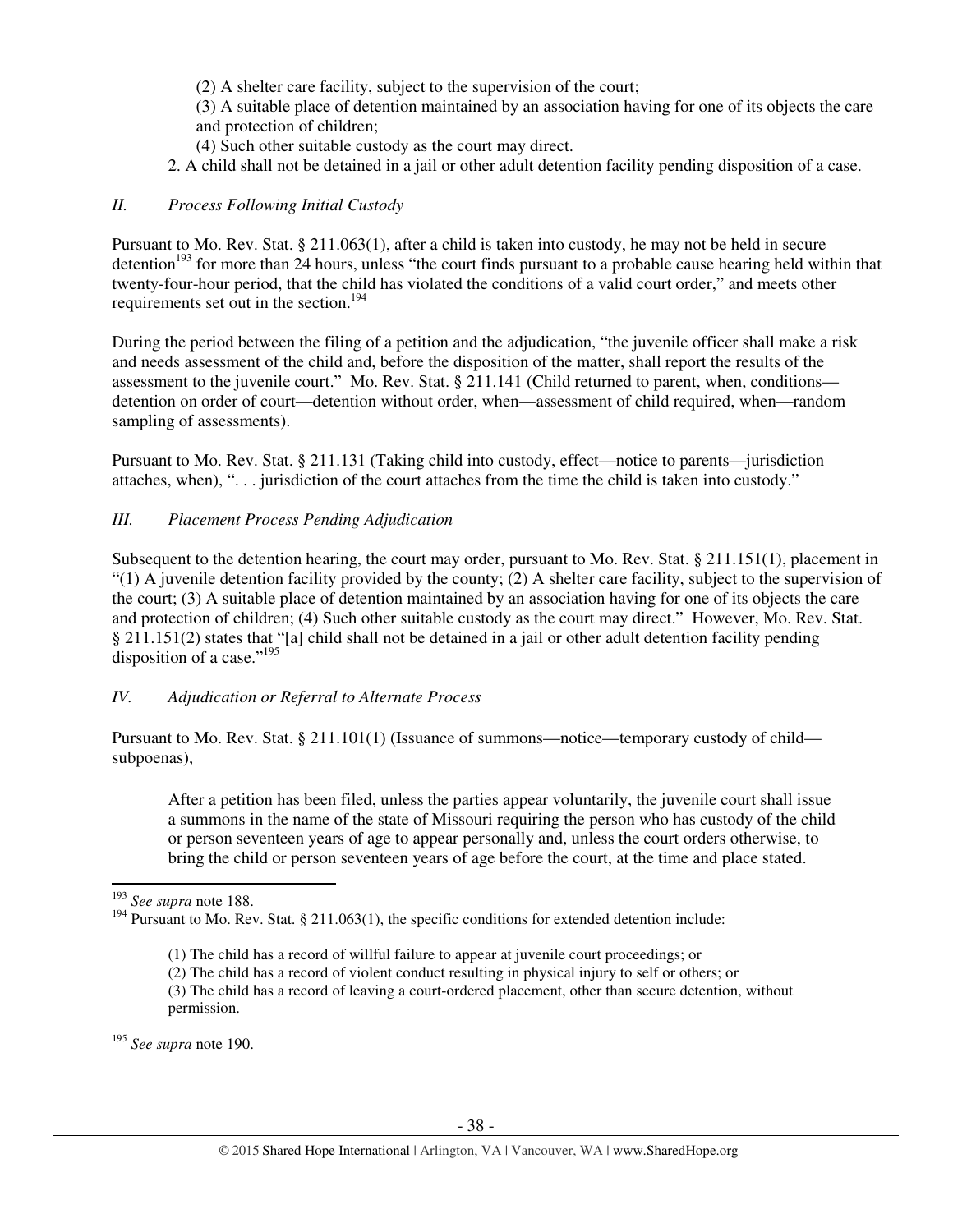(2) A shelter care facility, subject to the supervision of the court;

(3) A suitable place of detention maintained by an association having for one of its objects the care and protection of children;

(4) Such other suitable custody as the court may direct.

2. A child shall not be detained in a jail or other adult detention facility pending disposition of a case.

### *II. Process Following Initial Custody*

Pursuant to Mo. Rev. Stat. § 211.063(1), after a child is taken into custody, he may not be held in secure detention[193] for more than 24 hours, unless "the court finds pursuant to a probable cause hearing held within that twenty-four-hour period, that the child has violated the conditions of a valid court order," and meets other requirements set out in the section.[194]

During the period between the filing of a petition and the adjudication, "the juvenile officer shall make a risk and needs assessment of the child and, before the disposition of the matter, shall report the results of the assessment to the juvenile court." Mo. Rev. Stat. § 211.141 (Child returned to parent, when, conditions—detention on order of court—detention without order, when—assessment of child required, when—random sampling of assessments).

Pursuant to Mo. Rev. Stat. § 211.131 (Taking child into custody, effect—notice to parents—jurisdiction attaches, when), ". . . jurisdiction of the court attaches from the time the child is taken into custody."

### *III. Placement Process Pending Adjudication*

Subsequent to the detention hearing, the court may order, pursuant to Mo. Rev. Stat. § 211.151(1), placement in "(1) A juvenile detention facility provided by the county; (2) A shelter care facility, subject to the supervision of the court; (3) A suitable place of detention maintained by an association having for one of its objects the care and protection of children; (4) Such other suitable custody as the court may direct." However, Mo. Rev. Stat. § 211.151(2) states that "[a] child shall not be detained in a jail or other adult detention facility pending disposition of a case."[195]

### *IV. Adjudication or Referral to Alternate Process*

Pursuant to Mo. Rev. Stat. § 211.101(1) (Issuance of summons—notice—temporary custody of child—subpoenas),

> After a petition has been filed, unless the parties appear voluntarily, the juvenile court shall issue a summons in the name of the state of Missouri requiring the person who has custody of the child or person seventeen years of age to appear personally and, unless the court orders otherwise, to bring the child or person seventeen years of age before the court, at the time and place stated.

---

[193] *See supra* note 188.

[194] Pursuant to Mo. Rev. Stat. § 211.063(1), the specific conditions for extended detention include:

> (1) The child has a record of willful failure to appear at juvenile court proceedings; or
> (2) The child has a record of violent conduct resulting in physical injury to self or others; or
> (3) The child has a record of leaving a court-ordered placement, other than secure detention, without permission.

[195] *See supra* note 190.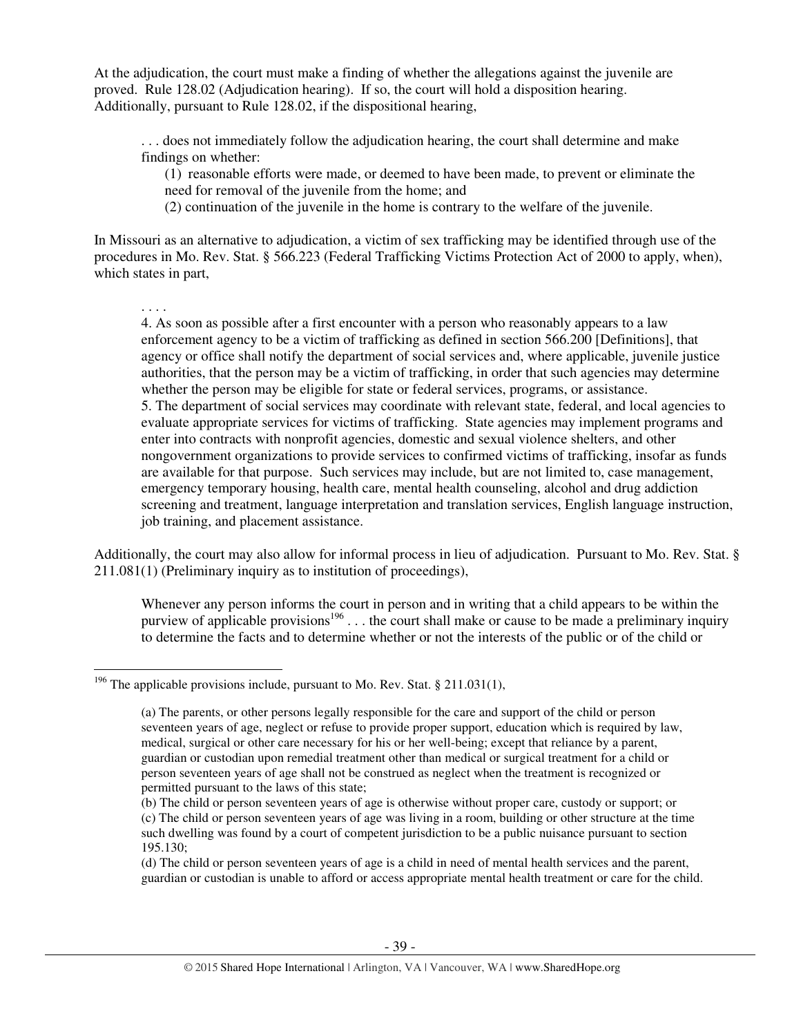At the adjudication, the court must make a finding of whether the allegations against the juvenile are proved. Rule 128.02 (Adjudication hearing). If so, the court will hold a disposition hearing. Additionally, pursuant to Rule 128.02, if the dispositional hearing,

> . . . does not immediately follow the adjudication hearing, the court shall determine and make findings on whether:
>
> (1) reasonable efforts were made, or deemed to have been made, to prevent or eliminate the need for removal of the juvenile from the home; and
>
> (2) continuation of the juvenile in the home is contrary to the welfare of the juvenile.

In Missouri as an alternative to adjudication, a victim of sex trafficking may be identified through use of the procedures in Mo. Rev. Stat. § 566.223 (Federal Trafficking Victims Protection Act of 2000 to apply, when), which states in part,

> . . . .
>
> 4. As soon as possible after a first encounter with a person who reasonably appears to a law enforcement agency to be a victim of trafficking as defined in section 566.200 [Definitions], that agency or office shall notify the department of social services and, where applicable, juvenile justice authorities, that the person may be a victim of trafficking, in order that such agencies may determine whether the person may be eligible for state or federal services, programs, or assistance.
>
> 5. The department of social services may coordinate with relevant state, federal, and local agencies to evaluate appropriate services for victims of trafficking. State agencies may implement programs and enter into contracts with nonprofit agencies, domestic and sexual violence shelters, and other nongovernment organizations to provide services to confirmed victims of trafficking, insofar as funds are available for that purpose. Such services may include, but are not limited to, case management, emergency temporary housing, health care, mental health counseling, alcohol and drug addiction screening and treatment, language interpretation and translation services, English language instruction, job training, and placement assistance.

Additionally, the court may also allow for informal process in lieu of adjudication. Pursuant to Mo. Rev. Stat. § 211.081(1) (Preliminary inquiry as to institution of proceedings),

> Whenever any person informs the court in person and in writing that a child appears to be within the purview of applicable provisions[196] . . . the court shall make or cause to be made a preliminary inquiry to determine the facts and to determine whether or not the interests of the public or of the child or

---

[196] The applicable provisions include, pursuant to Mo. Rev. Stat. § 211.031(1),

> (a) The parents, or other persons legally responsible for the care and support of the child or person seventeen years of age, neglect or refuse to provide proper support, education which is required by law, medical, surgical or other care necessary for his or her well-being; except that reliance by a parent, guardian or custodian upon remedial treatment other than medical or surgical treatment for a child or person seventeen years of age shall not be construed as neglect when the treatment is recognized or permitted pursuant to the laws of this state;
>
> (b) The child or person seventeen years of age is otherwise without proper care, custody or support; or
>
> (c) The child or person seventeen years of age was living in a room, building or other structure at the time such dwelling was found by a court of competent jurisdiction to be a public nuisance pursuant to section 195.130;
>
> (d) The child or person seventeen years of age is a child in need of mental health services and the parent, guardian or custodian is unable to afford or access appropriate mental health treatment or care for the child.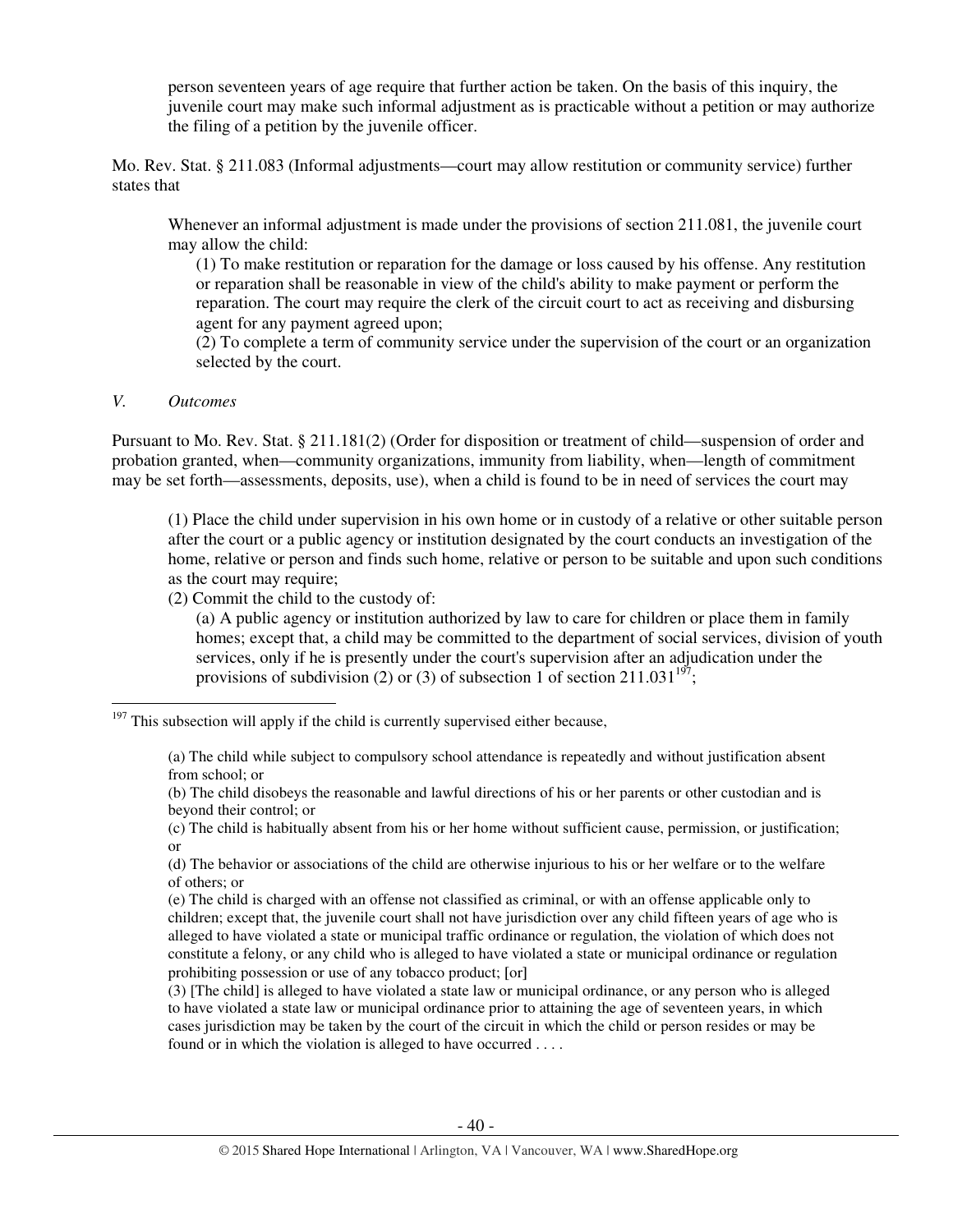person seventeen years of age require that further action be taken. On the basis of this inquiry, the juvenile court may make such informal adjustment as is practicable without a petition or may authorize the filing of a petition by the juvenile officer.

Mo. Rev. Stat. § 211.083 (Informal adjustments—court may allow restitution or community service) further states that

> Whenever an informal adjustment is made under the provisions of section 211.081, the juvenile court may allow the child:
>
> (1) To make restitution or reparation for the damage or loss caused by his offense. Any restitution or reparation shall be reasonable in view of the child's ability to make payment or perform the reparation. The court may require the clerk of the circuit court to act as receiving and disbursing agent for any payment agreed upon;
>
> (2) To complete a term of community service under the supervision of the court or an organization selected by the court.

*V. Outcomes*

Pursuant to Mo. Rev. Stat. § 211.181(2) (Order for disposition or treatment of child—suspension of order and probation granted, when—community organizations, immunity from liability, when—length of commitment may be set forth—assessments, deposits, use), when a child is found to be in need of services the court may

> (1) Place the child under supervision in his own home or in custody of a relative or other suitable person after the court or a public agency or institution designated by the court conducts an investigation of the home, relative or person and finds such home, relative or person to be suitable and upon such conditions as the court may require;
>
> (2) Commit the child to the custody of:
>
> (a) A public agency or institution authorized by law to care for children or place them in family homes; except that, a child may be committed to the department of social services, division of youth services, only if he is presently under the court's supervision after an adjudication under the provisions of subdivision (2) or (3) of subsection 1 of section 211.031[197];

---

[197] This subsection will apply if the child is currently supervised either because,

> (a) The child while subject to compulsory school attendance is repeatedly and without justification absent from school; or
>
> (b) The child disobeys the reasonable and lawful directions of his or her parents or other custodian and is beyond their control; or
>
> (c) The child is habitually absent from his or her home without sufficient cause, permission, or justification; or
>
> (d) The behavior or associations of the child are otherwise injurious to his or her welfare or to the welfare of others; or
>
> (e) The child is charged with an offense not classified as criminal, or with an offense applicable only to children; except that, the juvenile court shall not have jurisdiction over any child fifteen years of age who is alleged to have violated a state or municipal traffic ordinance or regulation, the violation of which does not constitute a felony, or any child who is alleged to have violated a state or municipal ordinance or regulation prohibiting possession or use of any tobacco product; [or]
>
> (3) [The child] is alleged to have violated a state law or municipal ordinance, or any person who is alleged to have violated a state law or municipal ordinance prior to attaining the age of seventeen years, in which cases jurisdiction may be taken by the court of the circuit in which the child or person resides or may be found or in which the violation is alleged to have occurred . . . .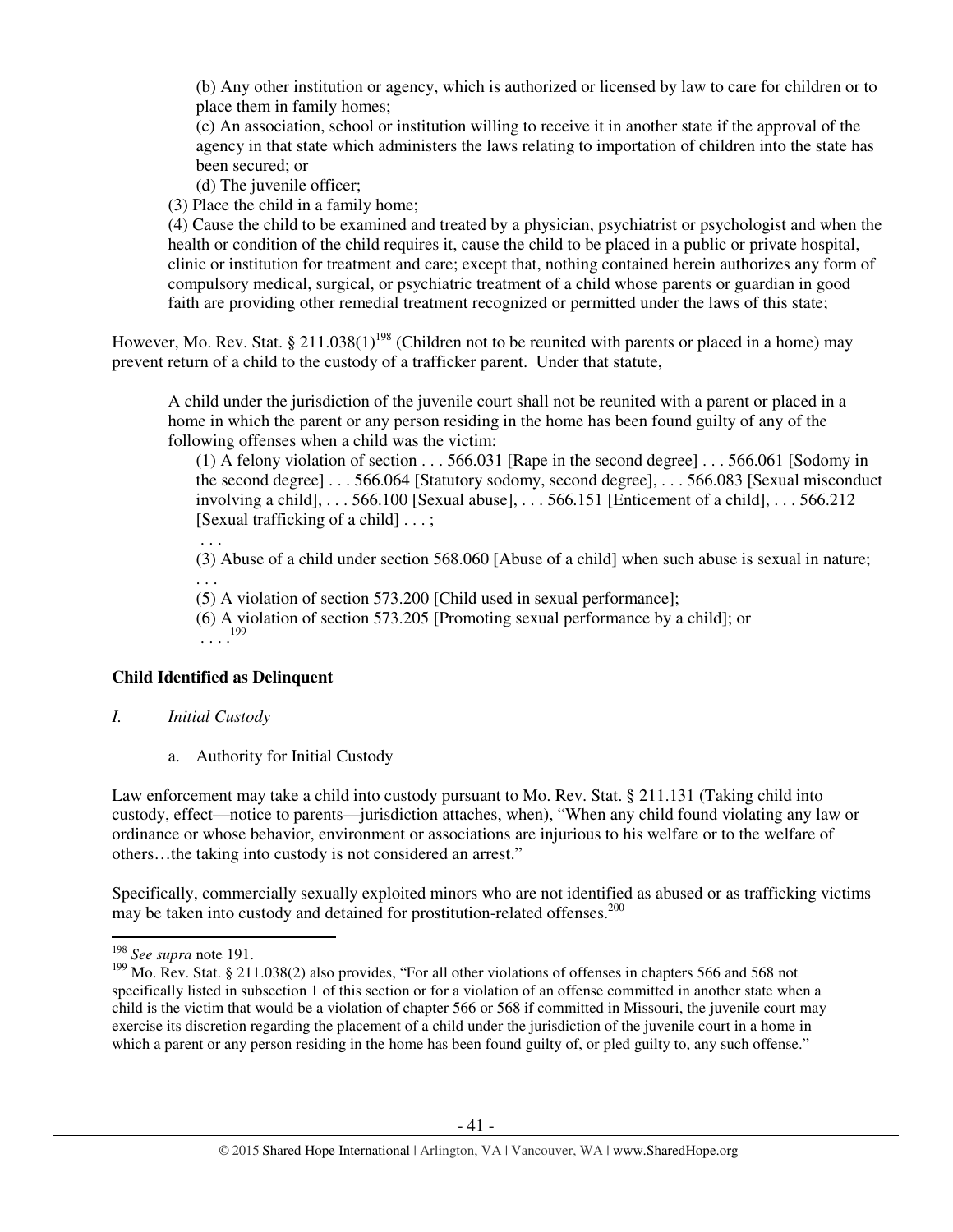(b) Any other institution or agency, which is authorized or licensed by law to care for children or to place them in family homes;

(c) An association, school or institution willing to receive it in another state if the approval of the agency in that state which administers the laws relating to importation of children into the state has been secured; or

(d) The juvenile officer;

(3) Place the child in a family home;

(4) Cause the child to be examined and treated by a physician, psychiatrist or psychologist and when the health or condition of the child requires it, cause the child to be placed in a public or private hospital, clinic or institution for treatment and care; except that, nothing contained herein authorizes any form of compulsory medical, surgical, or psychiatric treatment of a child whose parents or guardian in good faith are providing other remedial treatment recognized or permitted under the laws of this state;

However, Mo. Rev. Stat. § 211.038(1)[198] (Children not to be reunited with parents or placed in a home) may prevent return of a child to the custody of a trafficker parent. Under that statute,

> A child under the jurisdiction of the juvenile court shall not be reunited with a parent or placed in a home in which the parent or any person residing in the home has been found guilty of any of the following offenses when a child was the victim:
>
> (1) A felony violation of section . . . 566.031 [Rape in the second degree] . . . 566.061 [Sodomy in the second degree] . . . 566.064 [Statutory sodomy, second degree], . . . 566.083 [Sexual misconduct involving a child], . . . 566.100 [Sexual abuse], . . . 566.151 [Enticement of a child], . . . 566.212 [Sexual trafficking of a child] . . . ;
>
> . . .
>
> (3) Abuse of a child under section 568.060 [Abuse of a child] when such abuse is sexual in nature;
>
> . . .
>
> (5) A violation of section 573.200 [Child used in sexual performance];
>
> (6) A violation of section 573.205 [Promoting sexual performance by a child]; or
>
> . . . .[199]

**Child Identified as Delinquent**

*I. Initial Custody*

a. Authority for Initial Custody

Law enforcement may take a child into custody pursuant to Mo. Rev. Stat. § 211.131 (Taking child into custody, effect—notice to parents—jurisdiction attaches, when), "When any child found violating any law or ordinance or whose behavior, environment or associations are injurious to his welfare or to the welfare of others…the taking into custody is not considered an arrest."

Specifically, commercially sexually exploited minors who are not identified as abused or as trafficking victims may be taken into custody and detained for prostitution-related offenses.[200]

---

[198] *See supra* note 191.

[199] Mo. Rev. Stat. § 211.038(2) also provides, "For all other violations of offenses in chapters 566 and 568 not specifically listed in subsection 1 of this section or for a violation of an offense committed in another state when a child is the victim that would be a violation of chapter 566 or 568 if committed in Missouri, the juvenile court may exercise its discretion regarding the placement of a child under the jurisdiction of the juvenile court in a home in which a parent or any person residing in the home has been found guilty of, or pled guilty to, any such offense."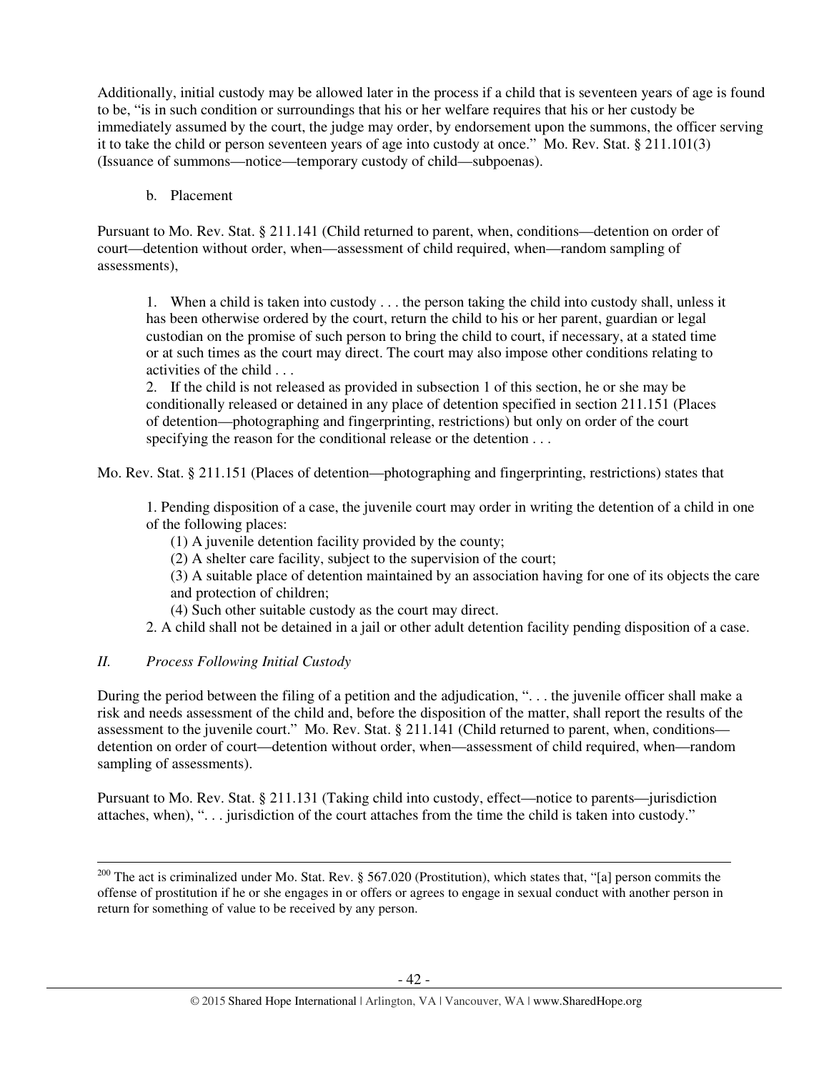Additionally, initial custody may be allowed later in the process if a child that is seventeen years of age is found to be, "is in such condition or surroundings that his or her welfare requires that his or her custody be immediately assumed by the court, the judge may order, by endorsement upon the summons, the officer serving it to take the child or person seventeen years of age into custody at once." Mo. Rev. Stat. § 211.101(3) (Issuance of summons—notice—temporary custody of child—subpoenas).

b. Placement

Pursuant to Mo. Rev. Stat. § 211.141 (Child returned to parent, when, conditions—detention on order of court—detention without order, when—assessment of child required, when—random sampling of assessments),

> 1. When a child is taken into custody . . . the person taking the child into custody shall, unless it has been otherwise ordered by the court, return the child to his or her parent, guardian or legal custodian on the promise of such person to bring the child to court, if necessary, at a stated time or at such times as the court may direct. The court may also impose other conditions relating to activities of the child . . .
>
> 2. If the child is not released as provided in subsection 1 of this section, he or she may be conditionally released or detained in any place of detention specified in section 211.151 (Places of detention—photographing and fingerprinting, restrictions) but only on order of the court specifying the reason for the conditional release or the detention . . .

Mo. Rev. Stat. § 211.151 (Places of detention—photographing and fingerprinting, restrictions) states that

> 1. Pending disposition of a case, the juvenile court may order in writing the detention of a child in one of the following places:
> (1) A juvenile detention facility provided by the county;
> (2) A shelter care facility, subject to the supervision of the court;
> (3) A suitable place of detention maintained by an association having for one of its objects the care and protection of children;
> (4) Such other suitable custody as the court may direct.
>
> 2. A child shall not be detained in a jail or other adult detention facility pending disposition of a case.

## *II. Process Following Initial Custody*

During the period between the filing of a petition and the adjudication, ". . . the juvenile officer shall make a risk and needs assessment of the child and, before the disposition of the matter, shall report the results of the assessment to the juvenile court." Mo. Rev. Stat. § 211.141 (Child returned to parent, when, conditions—detention on order of court—detention without order, when—assessment of child required, when—random sampling of assessments).

Pursuant to Mo. Rev. Stat. § 211.131 (Taking child into custody, effect—notice to parents—jurisdiction attaches, when), ". . . jurisdiction of the court attaches from the time the child is taken into custody."

---

[200] The act is criminalized under Mo. Stat. Rev. § 567.020 (Prostitution), which states that, "[a] person commits the offense of prostitution if he or she engages in or offers or agrees to engage in sexual conduct with another person in return for something of value to be received by any person.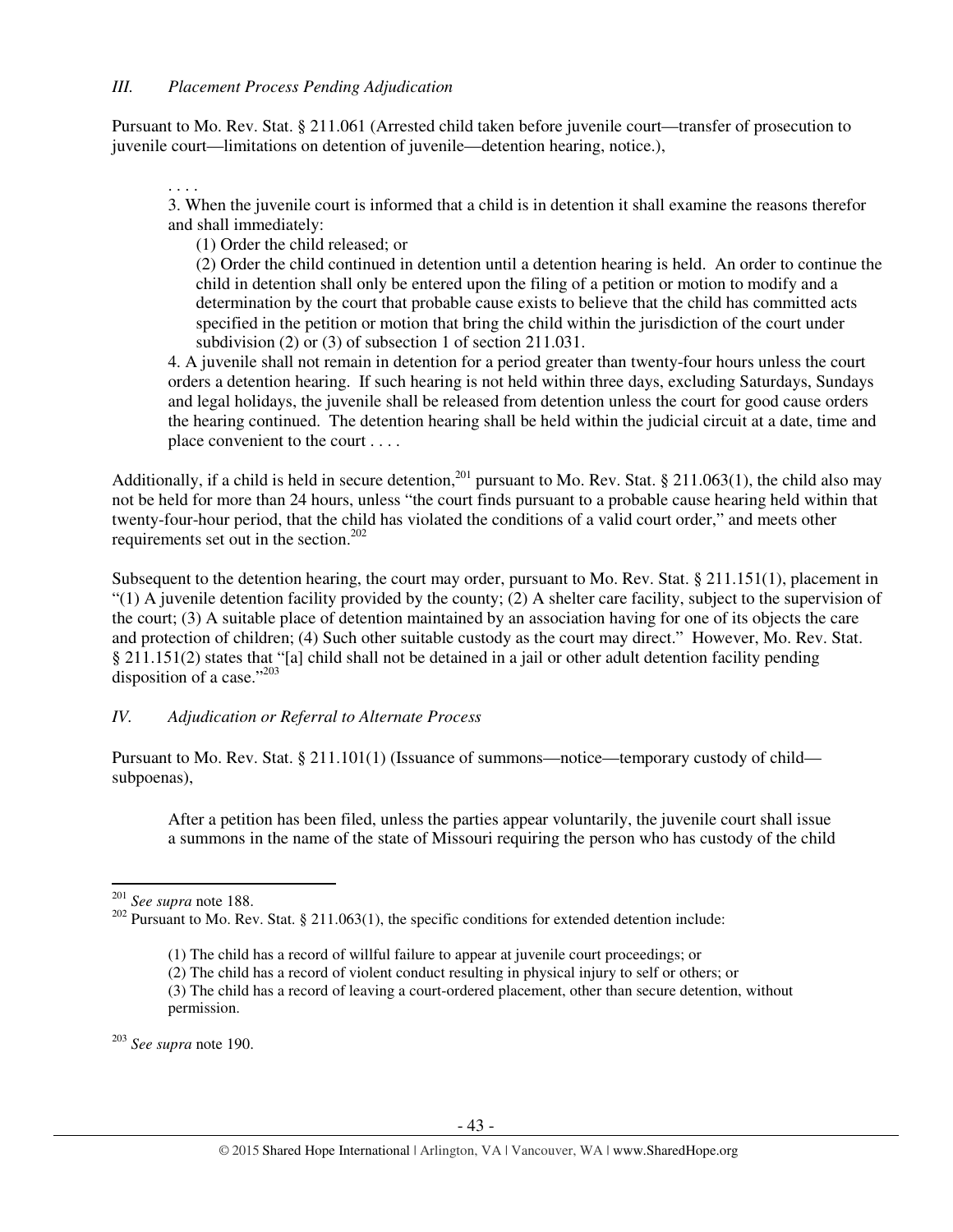*III. Placement Process Pending Adjudication*

Pursuant to Mo. Rev. Stat. § 211.061 (Arrested child taken before juvenile court—transfer of prosecution to juvenile court—limitations on detention of juvenile—detention hearing, notice.),

> . . . .
>
> 3. When the juvenile court is informed that a child is in detention it shall examine the reasons therefor and shall immediately:
>
> (1) Order the child released; or
>
> (2) Order the child continued in detention until a detention hearing is held. An order to continue the child in detention shall only be entered upon the filing of a petition or motion to modify and a determination by the court that probable cause exists to believe that the child has committed acts specified in the petition or motion that bring the child within the jurisdiction of the court under subdivision (2) or (3) of subsection 1 of section 211.031.
>
> 4. A juvenile shall not remain in detention for a period greater than twenty-four hours unless the court orders a detention hearing. If such hearing is not held within three days, excluding Saturdays, Sundays and legal holidays, the juvenile shall be released from detention unless the court for good cause orders the hearing continued. The detention hearing shall be held within the judicial circuit at a date, time and place convenient to the court . . . .

Additionally, if a child is held in secure detention,[201] pursuant to Mo. Rev. Stat. § 211.063(1), the child also may not be held for more than 24 hours, unless "the court finds pursuant to a probable cause hearing held within that twenty-four-hour period, that the child has violated the conditions of a valid court order," and meets other requirements set out in the section.[202]

Subsequent to the detention hearing, the court may order, pursuant to Mo. Rev. Stat. § 211.151(1), placement in "(1) A juvenile detention facility provided by the county; (2) A shelter care facility, subject to the supervision of the court; (3) A suitable place of detention maintained by an association having for one of its objects the care and protection of children; (4) Such other suitable custody as the court may direct." However, Mo. Rev. Stat. § 211.151(2) states that "[a] child shall not be detained in a jail or other adult detention facility pending disposition of a case."[203]

*IV. Adjudication or Referral to Alternate Process*

Pursuant to Mo. Rev. Stat. § 211.101(1) (Issuance of summons—notice—temporary custody of child—subpoenas),

> After a petition has been filed, unless the parties appear voluntarily, the juvenile court shall issue a summons in the name of the state of Missouri requiring the person who has custody of the child

---

[201] *See supra* note 188.

[202] Pursuant to Mo. Rev. Stat. § 211.063(1), the specific conditions for extended detention include:

> (1) The child has a record of willful failure to appear at juvenile court proceedings; or
>
> (2) The child has a record of violent conduct resulting in physical injury to self or others; or
>
> (3) The child has a record of leaving a court-ordered placement, other than secure detention, without permission.

[203] *See supra* note 190.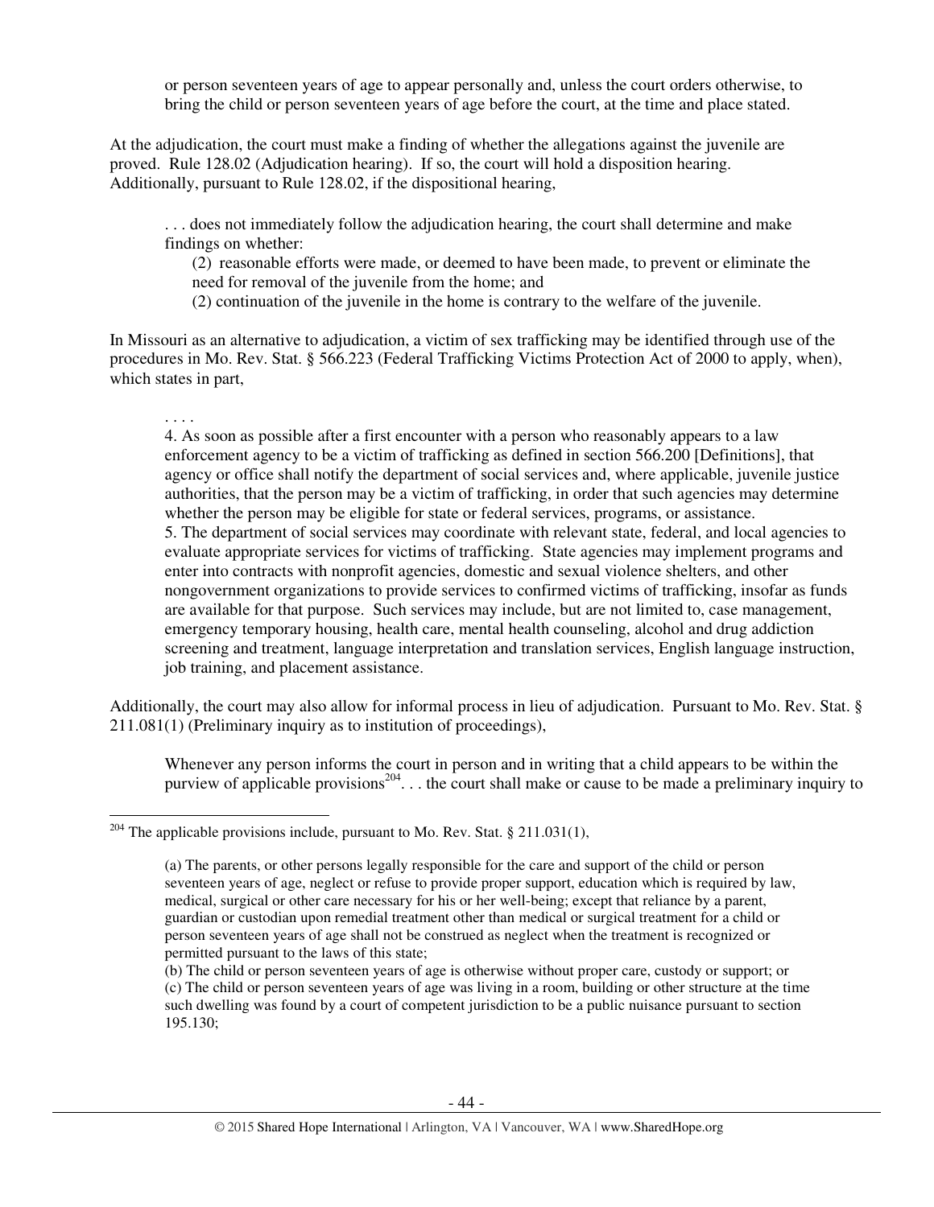or person seventeen years of age to appear personally and, unless the court orders otherwise, to bring the child or person seventeen years of age before the court, at the time and place stated.

At the adjudication, the court must make a finding of whether the allegations against the juvenile are proved. Rule 128.02 (Adjudication hearing). If so, the court will hold a disposition hearing. Additionally, pursuant to Rule 128.02, if the dispositional hearing,

> . . . does not immediately follow the adjudication hearing, the court shall determine and make findings on whether:
>
> (2) reasonable efforts were made, or deemed to have been made, to prevent or eliminate the need for removal of the juvenile from the home; and
>
> (2) continuation of the juvenile in the home is contrary to the welfare of the juvenile.

In Missouri as an alternative to adjudication, a victim of sex trafficking may be identified through use of the procedures in Mo. Rev. Stat. § 566.223 (Federal Trafficking Victims Protection Act of 2000 to apply, when), which states in part,

> . . . .
>
> 4. As soon as possible after a first encounter with a person who reasonably appears to a law enforcement agency to be a victim of trafficking as defined in section 566.200 [Definitions], that agency or office shall notify the department of social services and, where applicable, juvenile justice authorities, that the person may be a victim of trafficking, in order that such agencies may determine whether the person may be eligible for state or federal services, programs, or assistance.
>
> 5. The department of social services may coordinate with relevant state, federal, and local agencies to evaluate appropriate services for victims of trafficking. State agencies may implement programs and enter into contracts with nonprofit agencies, domestic and sexual violence shelters, and other nongovernment organizations to provide services to confirmed victims of trafficking, insofar as funds are available for that purpose. Such services may include, but are not limited to, case management, emergency temporary housing, health care, mental health counseling, alcohol and drug addiction screening and treatment, language interpretation and translation services, English language instruction, job training, and placement assistance.

Additionally, the court may also allow for informal process in lieu of adjudication. Pursuant to Mo. Rev. Stat. § 211.081(1) (Preliminary inquiry as to institution of proceedings),

> Whenever any person informs the court in person and in writing that a child appears to be within the purview of applicable provisions[204]. . . the court shall make or cause to be made a preliminary inquiry to

---

[204] The applicable provisions include, pursuant to Mo. Rev. Stat. § 211.031(1),

> (a) The parents, or other persons legally responsible for the care and support of the child or person seventeen years of age, neglect or refuse to provide proper support, education which is required by law, medical, surgical or other care necessary for his or her well-being; except that reliance by a parent, guardian or custodian upon remedial treatment other than medical or surgical treatment for a child or person seventeen years of age shall not be construed as neglect when the treatment is recognized or permitted pursuant to the laws of this state;
>
> (b) The child or person seventeen years of age is otherwise without proper care, custody or support; or
>
> (c) The child or person seventeen years of age was living in a room, building or other structure at the time such dwelling was found by a court of competent jurisdiction to be a public nuisance pursuant to section 195.130;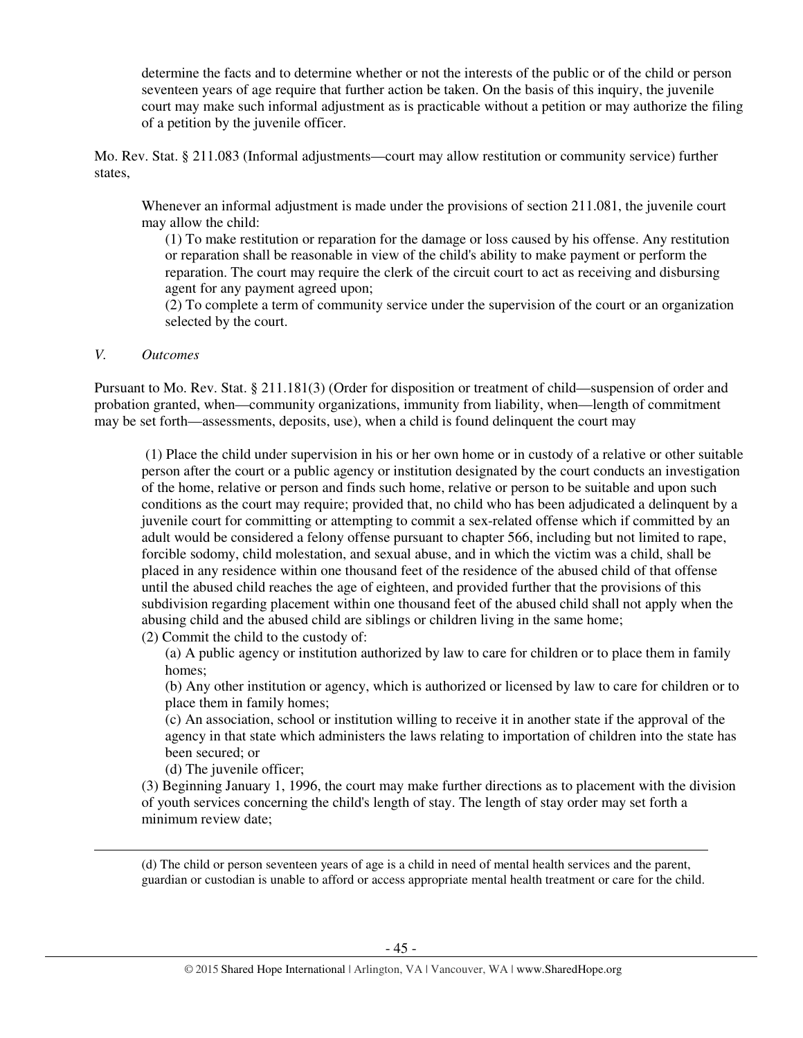determine the facts and to determine whether or not the interests of the public or of the child or person seventeen years of age require that further action be taken. On the basis of this inquiry, the juvenile court may make such informal adjustment as is practicable without a petition or may authorize the filing of a petition by the juvenile officer.

Mo. Rev. Stat. § 211.083 (Informal adjustments—court may allow restitution or community service) further states,

> Whenever an informal adjustment is made under the provisions of section 211.081, the juvenile court may allow the child:
>
> (1) To make restitution or reparation for the damage or loss caused by his offense. Any restitution or reparation shall be reasonable in view of the child's ability to make payment or perform the reparation. The court may require the clerk of the circuit court to act as receiving and disbursing agent for any payment agreed upon;
>
> (2) To complete a term of community service under the supervision of the court or an organization selected by the court.

*V. Outcomes*

Pursuant to Mo. Rev. Stat. § 211.181(3) (Order for disposition or treatment of child—suspension of order and probation granted, when—community organizations, immunity from liability, when—length of commitment may be set forth—assessments, deposits, use), when a child is found delinquent the court may

> (1) Place the child under supervision in his or her own home or in custody of a relative or other suitable person after the court or a public agency or institution designated by the court conducts an investigation of the home, relative or person and finds such home, relative or person to be suitable and upon such conditions as the court may require; provided that, no child who has been adjudicated a delinquent by a juvenile court for committing or attempting to commit a sex-related offense which if committed by an adult would be considered a felony offense pursuant to chapter 566, including but not limited to rape, forcible sodomy, child molestation, and sexual abuse, and in which the victim was a child, shall be placed in any residence within one thousand feet of the residence of the abused child of that offense until the abused child reaches the age of eighteen, and provided further that the provisions of this subdivision regarding placement within one thousand feet of the abused child shall not apply when the abusing child and the abused child are siblings or children living in the same home;
>
> (2) Commit the child to the custody of:
>
> (a) A public agency or institution authorized by law to care for children or to place them in family homes;
>
> (b) Any other institution or agency, which is authorized or licensed by law to care for children or to place them in family homes;
>
> (c) An association, school or institution willing to receive it in another state if the approval of the agency in that state which administers the laws relating to importation of children into the state has been secured; or
>
> (d) The juvenile officer;
>
> (3) Beginning January 1, 1996, the court may make further directions as to placement with the division of youth services concerning the child's length of stay. The length of stay order may set forth a minimum review date;

---

(d) The child or person seventeen years of age is a child in need of mental health services and the parent, guardian or custodian is unable to afford or access appropriate mental health treatment or care for the child.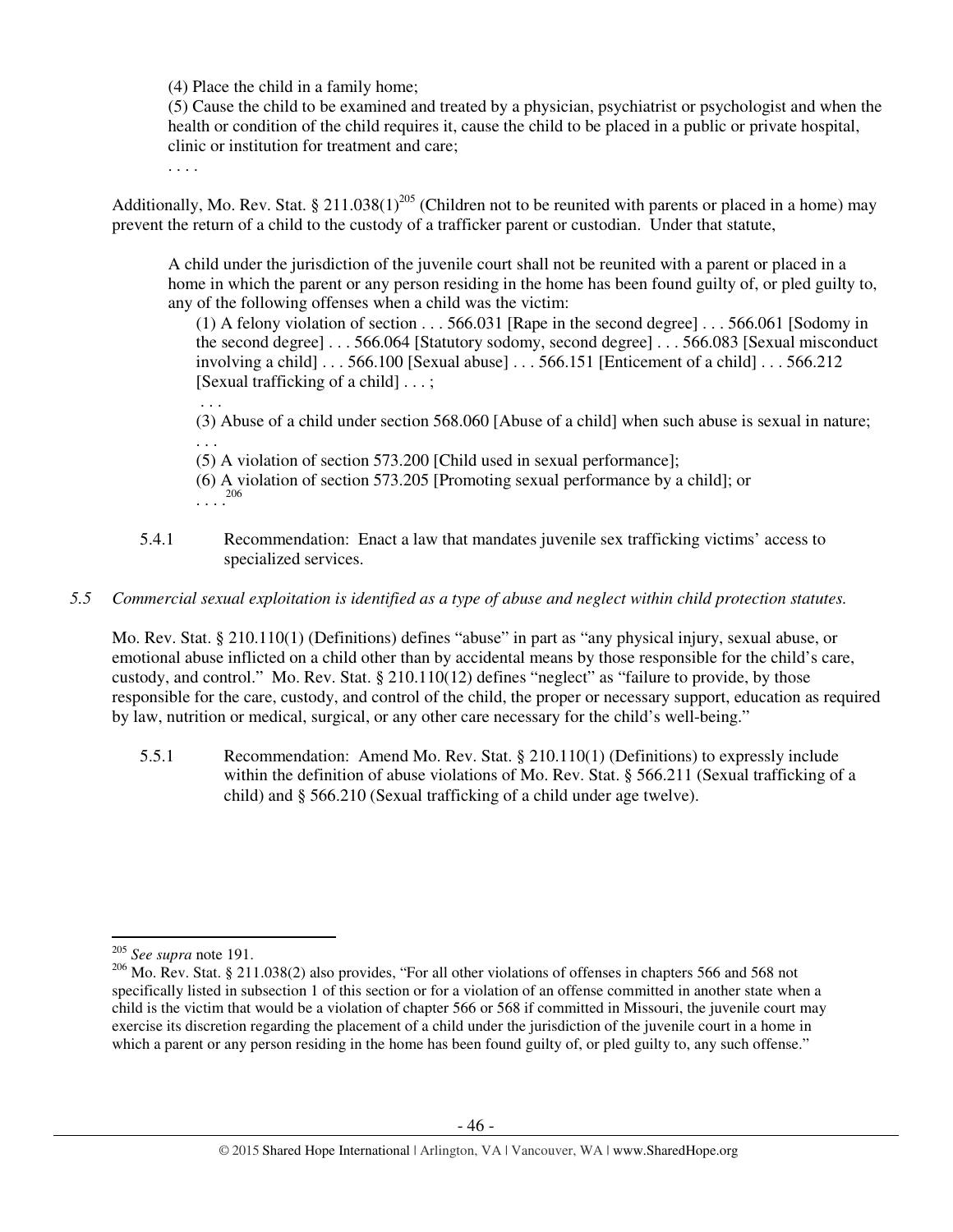(4) Place the child in a family home;

(5) Cause the child to be examined and treated by a physician, psychiatrist or psychologist and when the health or condition of the child requires it, cause the child to be placed in a public or private hospital, clinic or institution for treatment and care;

. . . .

Additionally, Mo. Rev. Stat. § 211.038(1)[205] (Children not to be reunited with parents or placed in a home) may prevent the return of a child to the custody of a trafficker parent or custodian. Under that statute,

> A child under the jurisdiction of the juvenile court shall not be reunited with a parent or placed in a home in which the parent or any person residing in the home has been found guilty of, or pled guilty to, any of the following offenses when a child was the victim:
>
> (1) A felony violation of section . . . 566.031 [Rape in the second degree] . . . 566.061 [Sodomy in the second degree] . . . 566.064 [Statutory sodomy, second degree] . . . 566.083 [Sexual misconduct involving a child] . . . 566.100 [Sexual abuse] . . . 566.151 [Enticement of a child] . . . 566.212 [Sexual trafficking of a child] . . . ;
>
> . . .
>
> (3) Abuse of a child under section 568.060 [Abuse of a child] when such abuse is sexual in nature;
>
> . . .
>
> (5) A violation of section 573.200 [Child used in sexual performance];
>
> (6) A violation of section 573.205 [Promoting sexual performance by a child]; or
>
> . . . .[206]

5.4.1 Recommendation: Enact a law that mandates juvenile sex trafficking victims' access to specialized services.

*5.5 Commercial sexual exploitation is identified as a type of abuse and neglect within child protection statutes.*

Mo. Rev. Stat. § 210.110(1) (Definitions) defines "abuse" in part as "any physical injury, sexual abuse, or emotional abuse inflicted on a child other than by accidental means by those responsible for the child's care, custody, and control." Mo. Rev. Stat. § 210.110(12) defines "neglect" as "failure to provide, by those responsible for the care, custody, and control of the child, the proper or necessary support, education as required by law, nutrition or medical, surgical, or any other care necessary for the child's well-being."

5.5.1 Recommendation: Amend Mo. Rev. Stat. § 210.110(1) (Definitions) to expressly include within the definition of abuse violations of Mo. Rev. Stat. § 566.211 (Sexual trafficking of a child) and § 566.210 (Sexual trafficking of a child under age twelve).

---

[205] *See supra* note 191.

[206] Mo. Rev. Stat. § 211.038(2) also provides, "For all other violations of offenses in chapters 566 and 568 not specifically listed in subsection 1 of this section or for a violation of an offense committed in another state when a child is the victim that would be a violation of chapter 566 or 568 if committed in Missouri, the juvenile court may exercise its discretion regarding the placement of a child under the jurisdiction of the juvenile court in a home in which a parent or any person residing in the home has been found guilty of, or pled guilty to, any such offense."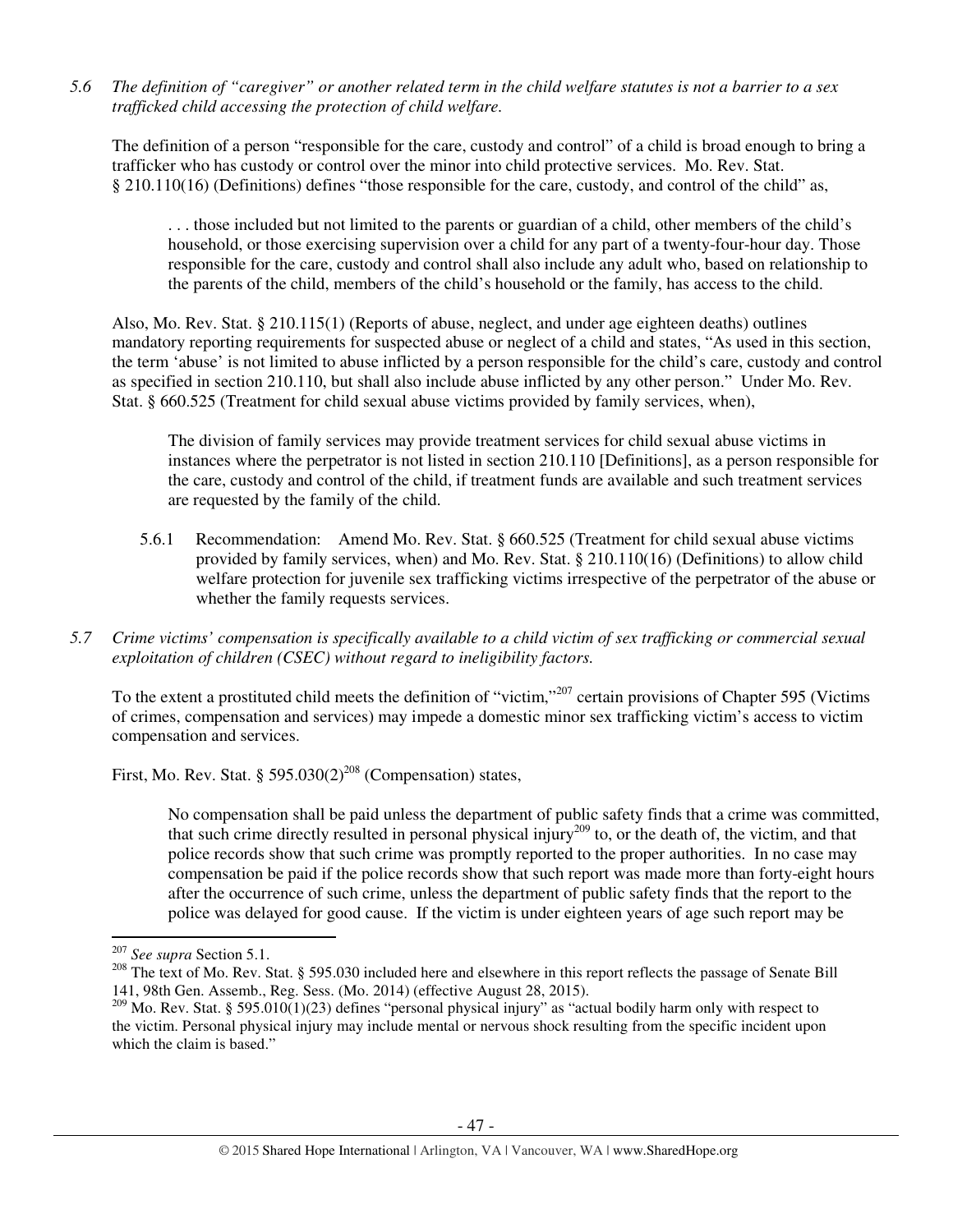*5.6 The definition of "caregiver" or another related term in the child welfare statutes is not a barrier to a sex trafficked child accessing the protection of child welfare.*

The definition of a person "responsible for the care, custody and control" of a child is broad enough to bring a trafficker who has custody or control over the minor into child protective services. Mo. Rev. Stat. § 210.110(16) (Definitions) defines "those responsible for the care, custody, and control of the child" as,

> . . . those included but not limited to the parents or guardian of a child, other members of the child's household, or those exercising supervision over a child for any part of a twenty-four-hour day. Those responsible for the care, custody and control shall also include any adult who, based on relationship to the parents of the child, members of the child's household or the family, has access to the child.

Also, Mo. Rev. Stat. § 210.115(1) (Reports of abuse, neglect, and under age eighteen deaths) outlines mandatory reporting requirements for suspected abuse or neglect of a child and states, "As used in this section, the term 'abuse' is not limited to abuse inflicted by a person responsible for the child's care, custody and control as specified in section 210.110, but shall also include abuse inflicted by any other person." Under Mo. Rev. Stat. § 660.525 (Treatment for child sexual abuse victims provided by family services, when),

> The division of family services may provide treatment services for child sexual abuse victims in instances where the perpetrator is not listed in section 210.110 [Definitions], as a person responsible for the care, custody and control of the child, if treatment funds are available and such treatment services are requested by the family of the child.

5.6.1 Recommendation: Amend Mo. Rev. Stat. § 660.525 (Treatment for child sexual abuse victims provided by family services, when) and Mo. Rev. Stat. § 210.110(16) (Definitions) to allow child welfare protection for juvenile sex trafficking victims irrespective of the perpetrator of the abuse or whether the family requests services.

*5.7 Crime victims' compensation is specifically available to a child victim of sex trafficking or commercial sexual exploitation of children (CSEC) without regard to ineligibility factors.*

To the extent a prostituted child meets the definition of "victim,"[207] certain provisions of Chapter 595 (Victims of crimes, compensation and services) may impede a domestic minor sex trafficking victim's access to victim compensation and services.

First, Mo. Rev. Stat. § 595.030(2)[208] (Compensation) states,

> No compensation shall be paid unless the department of public safety finds that a crime was committed, that such crime directly resulted in personal physical injury[209] to, or the death of, the victim, and that police records show that such crime was promptly reported to the proper authorities. In no case may compensation be paid if the police records show that such report was made more than forty-eight hours after the occurrence of such crime, unless the department of public safety finds that the report to the police was delayed for good cause. If the victim is under eighteen years of age such report may be

[207] *See supra* Section 5.1.

[208] The text of Mo. Rev. Stat. § 595.030 included here and elsewhere in this report reflects the passage of Senate Bill 141, 98th Gen. Assemb., Reg. Sess. (Mo. 2014) (effective August 28, 2015).

[209] Mo. Rev. Stat. § 595.010(1)(23) defines "personal physical injury" as "actual bodily harm only with respect to the victim. Personal physical injury may include mental or nervous shock resulting from the specific incident upon which the claim is based."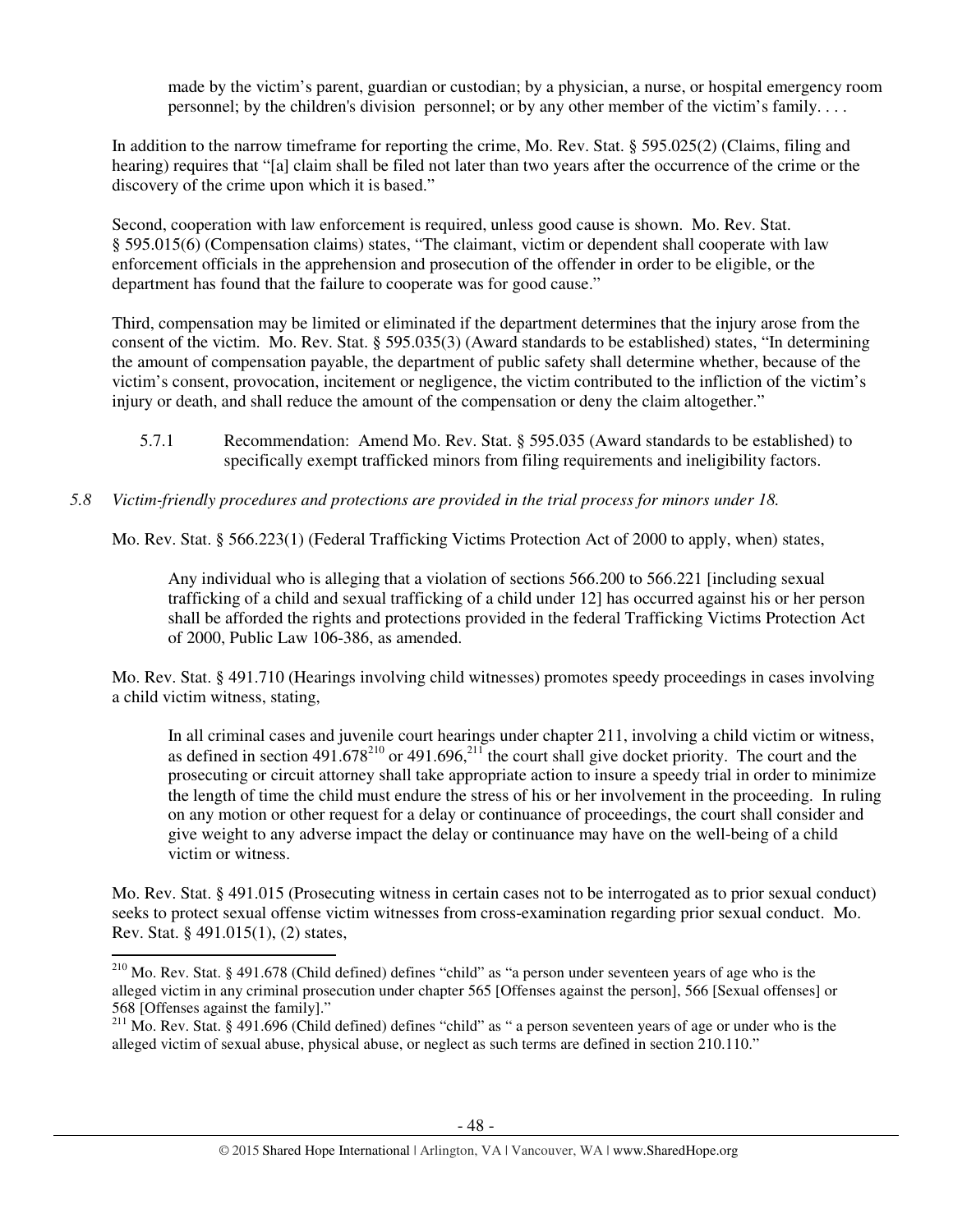> made by the victim's parent, guardian or custodian; by a physician, a nurse, or hospital emergency room personnel; by the children's division personnel; or by any other member of the victim's family. . . .

In addition to the narrow timeframe for reporting the crime, Mo. Rev. Stat. § 595.025(2) (Claims, filing and hearing) requires that "[a] claim shall be filed not later than two years after the occurrence of the crime or the discovery of the crime upon which it is based."

Second, cooperation with law enforcement is required, unless good cause is shown. Mo. Rev. Stat. § 595.015(6) (Compensation claims) states, "The claimant, victim or dependent shall cooperate with law enforcement officials in the apprehension and prosecution of the offender in order to be eligible, or the department has found that the failure to cooperate was for good cause."

Third, compensation may be limited or eliminated if the department determines that the injury arose from the consent of the victim. Mo. Rev. Stat. § 595.035(3) (Award standards to be established) states, "In determining the amount of compensation payable, the department of public safety shall determine whether, because of the victim's consent, provocation, incitement or negligence, the victim contributed to the infliction of the victim's injury or death, and shall reduce the amount of the compensation or deny the claim altogether."

> 5.7.1 Recommendation: Amend Mo. Rev. Stat. § 595.035 (Award standards to be established) to specifically exempt trafficked minors from filing requirements and ineligibility factors.

*5.8 Victim-friendly procedures and protections are provided in the trial process for minors under 18.*

Mo. Rev. Stat. § 566.223(1) (Federal Trafficking Victims Protection Act of 2000 to apply, when) states,

> Any individual who is alleging that a violation of sections 566.200 to 566.221 [including sexual trafficking of a child and sexual trafficking of a child under 12] has occurred against his or her person shall be afforded the rights and protections provided in the federal Trafficking Victims Protection Act of 2000, Public Law 106-386, as amended.

Mo. Rev. Stat. § 491.710 (Hearings involving child witnesses) promotes speedy proceedings in cases involving a child victim witness, stating,

> In all criminal cases and juvenile court hearings under chapter 211, involving a child victim or witness, as defined in section 491.678[210] or 491.696,[211] the court shall give docket priority. The court and the prosecuting or circuit attorney shall take appropriate action to insure a speedy trial in order to minimize the length of time the child must endure the stress of his or her involvement in the proceeding. In ruling on any motion or other request for a delay or continuance of proceedings, the court shall consider and give weight to any adverse impact the delay or continuance may have on the well-being of a child victim or witness.

Mo. Rev. Stat. § 491.015 (Prosecuting witness in certain cases not to be interrogated as to prior sexual conduct) seeks to protect sexual offense victim witnesses from cross-examination regarding prior sexual conduct. Mo. Rev. Stat. § 491.015(1), (2) states,

---

[210] Mo. Rev. Stat. § 491.678 (Child defined) defines "child" as "a person under seventeen years of age who is the alleged victim in any criminal prosecution under chapter 565 [Offenses against the person], 566 [Sexual offenses] or 568 [Offenses against the family]."

[211] Mo. Rev. Stat. § 491.696 (Child defined) defines "child" as " a person seventeen years of age or under who is the alleged victim of sexual abuse, physical abuse, or neglect as such terms are defined in section 210.110."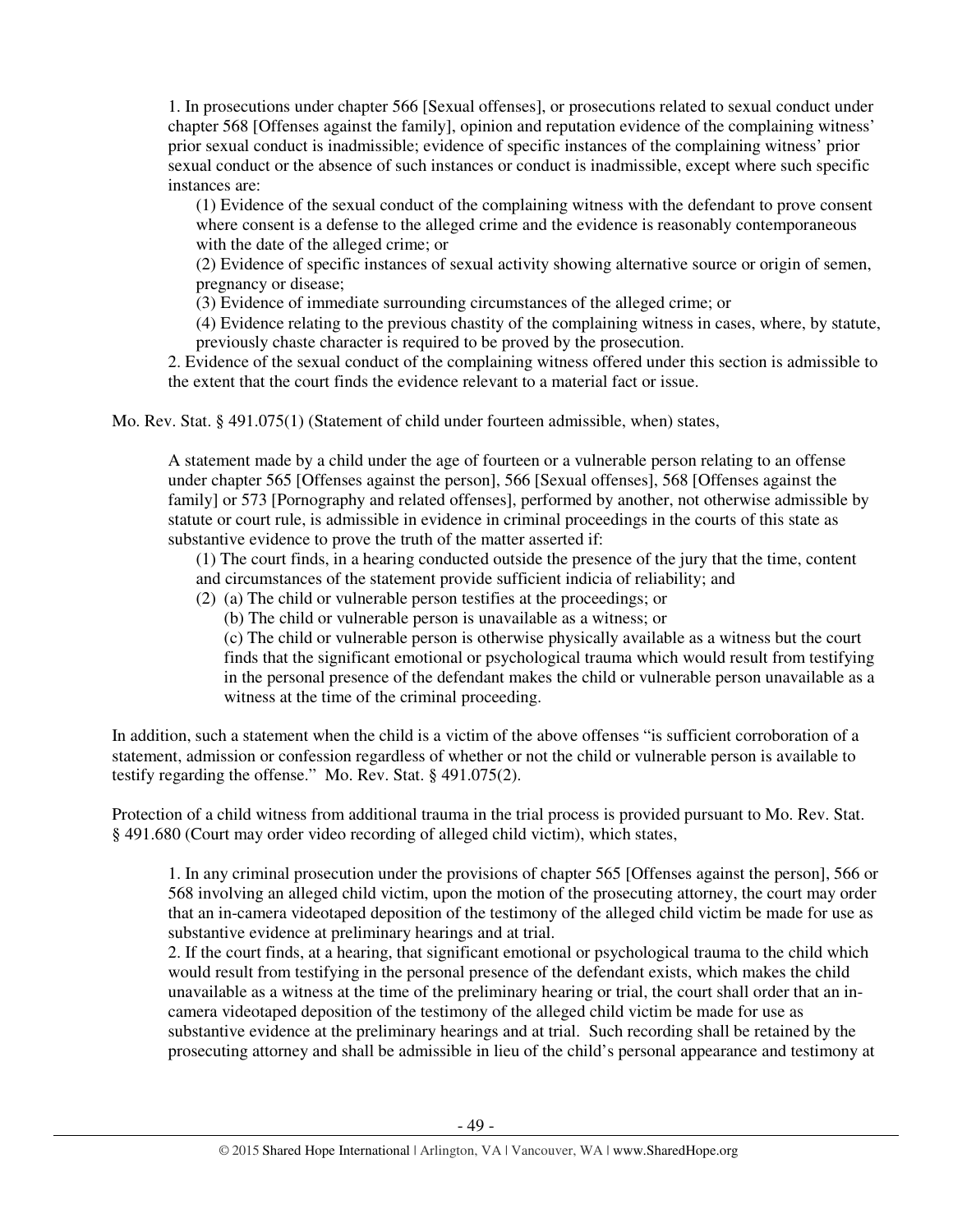1. In prosecutions under chapter 566 [Sexual offenses], or prosecutions related to sexual conduct under chapter 568 [Offenses against the family], opinion and reputation evidence of the complaining witness' prior sexual conduct is inadmissible; evidence of specific instances of the complaining witness' prior sexual conduct or the absence of such instances or conduct is inadmissible, except where such specific instances are:

> (1) Evidence of the sexual conduct of the complaining witness with the defendant to prove consent where consent is a defense to the alleged crime and the evidence is reasonably contemporaneous with the date of the alleged crime; or
>
> (2) Evidence of specific instances of sexual activity showing alternative source or origin of semen, pregnancy or disease;
>
> (3) Evidence of immediate surrounding circumstances of the alleged crime; or
>
> (4) Evidence relating to the previous chastity of the complaining witness in cases, where, by statute, previously chaste character is required to be proved by the prosecution.

2. Evidence of the sexual conduct of the complaining witness offered under this section is admissible to the extent that the court finds the evidence relevant to a material fact or issue.

Mo. Rev. Stat. § 491.075(1) (Statement of child under fourteen admissible, when) states,

> A statement made by a child under the age of fourteen or a vulnerable person relating to an offense under chapter 565 [Offenses against the person], 566 [Sexual offenses], 568 [Offenses against the family] or 573 [Pornography and related offenses], performed by another, not otherwise admissible by statute or court rule, is admissible in evidence in criminal proceedings in the courts of this state as substantive evidence to prove the truth of the matter asserted if:
>
> (1) The court finds, in a hearing conducted outside the presence of the jury that the time, content and circumstances of the statement provide sufficient indicia of reliability; and
>
> (2) (a) The child or vulnerable person testifies at the proceedings; or
>
> (b) The child or vulnerable person is unavailable as a witness; or
>
> (c) The child or vulnerable person is otherwise physically available as a witness but the court finds that the significant emotional or psychological trauma which would result from testifying in the personal presence of the defendant makes the child or vulnerable person unavailable as a witness at the time of the criminal proceeding.

In addition, such a statement when the child is a victim of the above offenses "is sufficient corroboration of a statement, admission or confession regardless of whether or not the child or vulnerable person is available to testify regarding the offense." Mo. Rev. Stat. § 491.075(2).

Protection of a child witness from additional trauma in the trial process is provided pursuant to Mo. Rev. Stat. § 491.680 (Court may order video recording of alleged child victim), which states,

> 1. In any criminal prosecution under the provisions of chapter 565 [Offenses against the person], 566 or 568 involving an alleged child victim, upon the motion of the prosecuting attorney, the court may order that an in-camera videotaped deposition of the testimony of the alleged child victim be made for use as substantive evidence at preliminary hearings and at trial.
>
> 2. If the court finds, at a hearing, that significant emotional or psychological trauma to the child which would result from testifying in the personal presence of the defendant exists, which makes the child unavailable as a witness at the time of the preliminary hearing or trial, the court shall order that an in-camera videotaped deposition of the testimony of the alleged child victim be made for use as substantive evidence at the preliminary hearings and at trial. Such recording shall be retained by the prosecuting attorney and shall be admissible in lieu of the child's personal appearance and testimony at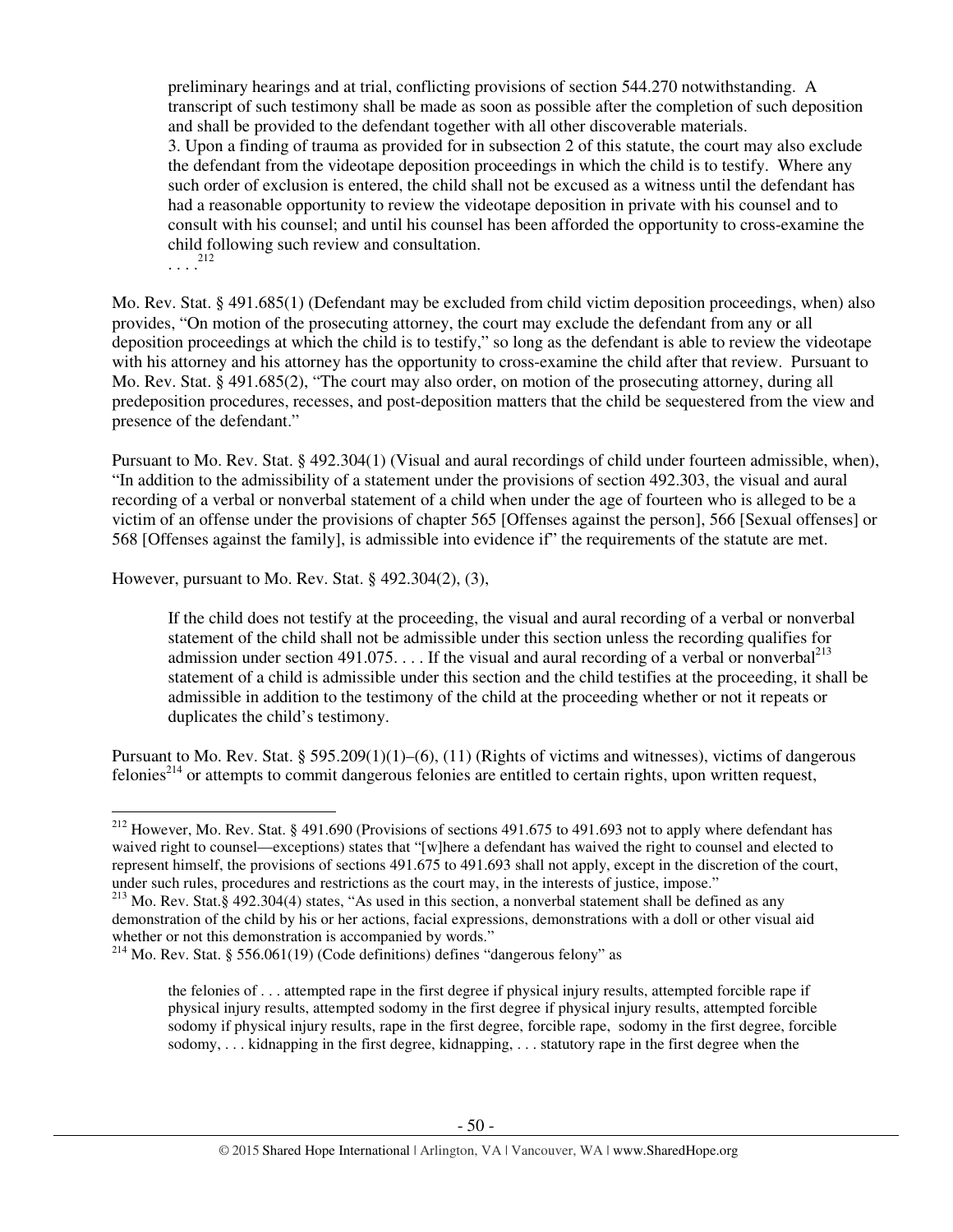> preliminary hearings and at trial, conflicting provisions of section 544.270 notwithstanding. A transcript of such testimony shall be made as soon as possible after the completion of such deposition and shall be provided to the defendant together with all other discoverable materials.
> 3. Upon a finding of trauma as provided for in subsection 2 of this statute, the court may also exclude the defendant from the videotape deposition proceedings in which the child is to testify. Where any such order of exclusion is entered, the child shall not be excused as a witness until the defendant has had a reasonable opportunity to review the videotape deposition in private with his counsel and to consult with his counsel; and until his counsel has been afforded the opportunity to cross-examine the child following such review and consultation.
> . . . .[212]

Mo. Rev. Stat. § 491.685(1) (Defendant may be excluded from child victim deposition proceedings, when) also provides, "On motion of the prosecuting attorney, the court may exclude the defendant from any or all deposition proceedings at which the child is to testify," so long as the defendant is able to review the videotape with his attorney and his attorney has the opportunity to cross-examine the child after that review. Pursuant to Mo. Rev. Stat. § 491.685(2), "The court may also order, on motion of the prosecuting attorney, during all predeposition procedures, recesses, and post-deposition matters that the child be sequestered from the view and presence of the defendant."

Pursuant to Mo. Rev. Stat. § 492.304(1) (Visual and aural recordings of child under fourteen admissible, when), "In addition to the admissibility of a statement under the provisions of section 492.303, the visual and aural recording of a verbal or nonverbal statement of a child when under the age of fourteen who is alleged to be a victim of an offense under the provisions of chapter 565 [Offenses against the person], 566 [Sexual offenses] or 568 [Offenses against the family], is admissible into evidence if" the requirements of the statute are met.

However, pursuant to Mo. Rev. Stat. § 492.304(2), (3),

> If the child does not testify at the proceeding, the visual and aural recording of a verbal or nonverbal statement of the child shall not be admissible under this section unless the recording qualifies for admission under section 491.075. . . . If the visual and aural recording of a verbal or nonverbal[213] statement of a child is admissible under this section and the child testifies at the proceeding, it shall be admissible in addition to the testimony of the child at the proceeding whether or not it repeats or duplicates the child's testimony.

Pursuant to Mo. Rev. Stat. § 595.209(1)(1)–(6), (11) (Rights of victims and witnesses), victims of dangerous felonies[214] or attempts to commit dangerous felonies are entitled to certain rights, upon written request,

---

[212] However, Mo. Rev. Stat. § 491.690 (Provisions of sections 491.675 to 491.693 not to apply where defendant has waived right to counsel—exceptions) states that "[w]here a defendant has waived the right to counsel and elected to represent himself, the provisions of sections 491.675 to 491.693 shall not apply, except in the discretion of the court, under such rules, procedures and restrictions as the court may, in the interests of justice, impose."

[213] Mo. Rev. Stat.§ 492.304(4) states, "As used in this section, a nonverbal statement shall be defined as any demonstration of the child by his or her actions, facial expressions, demonstrations with a doll or other visual aid whether or not this demonstration is accompanied by words."

[214] Mo. Rev. Stat. § 556.061(19) (Code definitions) defines "dangerous felony" as

> the felonies of . . . attempted rape in the first degree if physical injury results, attempted forcible rape if physical injury results, attempted sodomy in the first degree if physical injury results, attempted forcible sodomy if physical injury results, rape in the first degree, forcible rape, sodomy in the first degree, forcible sodomy, . . . kidnapping in the first degree, kidnapping, . . . statutory rape in the first degree when the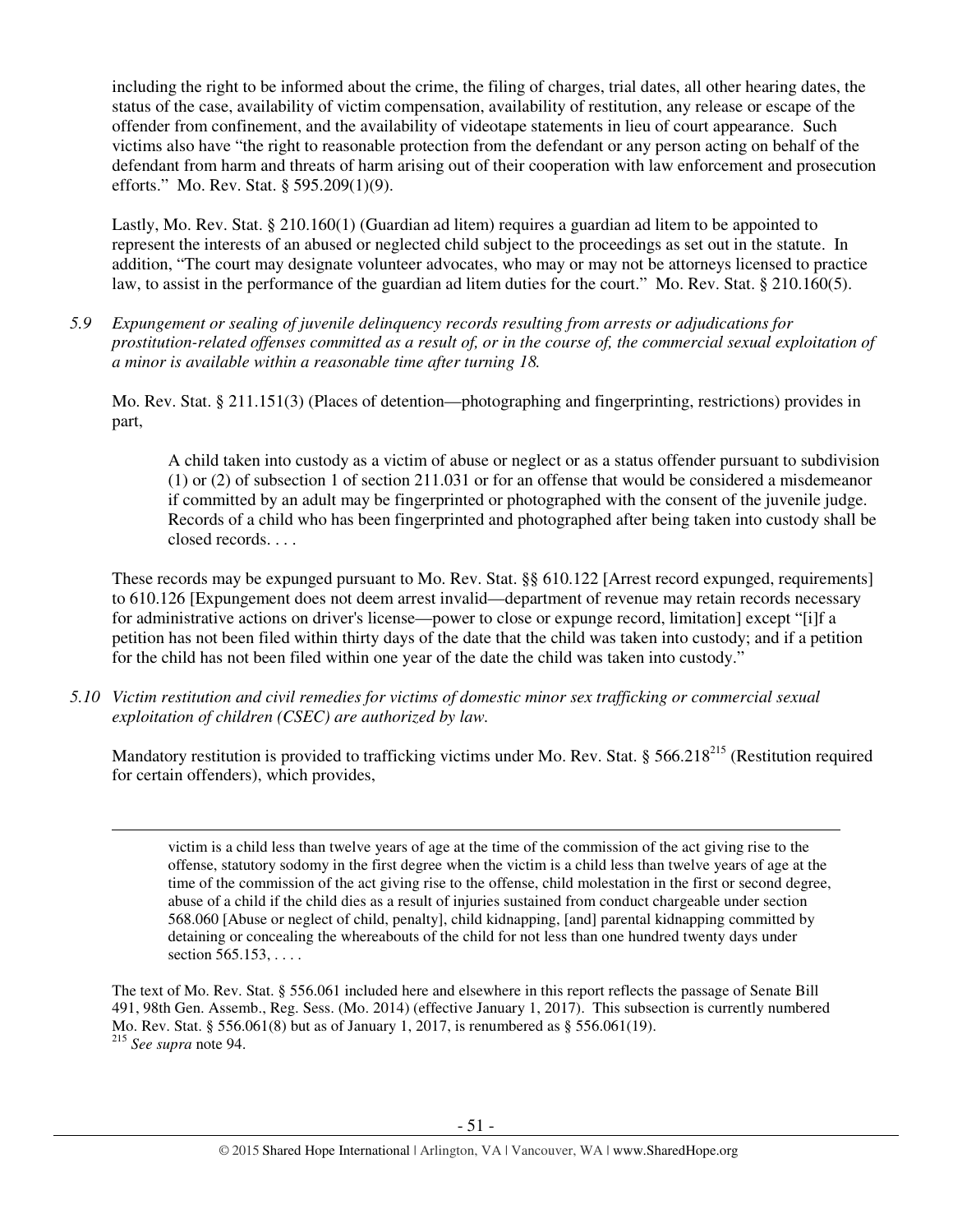including the right to be informed about the crime, the filing of charges, trial dates, all other hearing dates, the status of the case, availability of victim compensation, availability of restitution, any release or escape of the offender from confinement, and the availability of videotape statements in lieu of court appearance. Such victims also have "the right to reasonable protection from the defendant or any person acting on behalf of the defendant from harm and threats of harm arising out of their cooperation with law enforcement and prosecution efforts." Mo. Rev. Stat. § 595.209(1)(9).

Lastly, Mo. Rev. Stat. § 210.160(1) (Guardian ad litem) requires a guardian ad litem to be appointed to represent the interests of an abused or neglected child subject to the proceedings as set out in the statute. In addition, "The court may designate volunteer advocates, who may or may not be attorneys licensed to practice law, to assist in the performance of the guardian ad litem duties for the court." Mo. Rev. Stat. § 210.160(5).

*5.9 Expungement or sealing of juvenile delinquency records resulting from arrests or adjudications for prostitution-related offenses committed as a result of, or in the course of, the commercial sexual exploitation of a minor is available within a reasonable time after turning 18.*

Mo. Rev. Stat. § 211.151(3) (Places of detention—photographing and fingerprinting, restrictions) provides in part,

> A child taken into custody as a victim of abuse or neglect or as a status offender pursuant to subdivision (1) or (2) of subsection 1 of section 211.031 or for an offense that would be considered a misdemeanor if committed by an adult may be fingerprinted or photographed with the consent of the juvenile judge. Records of a child who has been fingerprinted and photographed after being taken into custody shall be closed records. . . .

These records may be expunged pursuant to Mo. Rev. Stat. §§ 610.122 [Arrest record expunged, requirements] to 610.126 [Expungement does not deem arrest invalid—department of revenue may retain records necessary for administrative actions on driver's license—power to close or expunge record, limitation] except "[i]f a petition has not been filed within thirty days of the date that the child was taken into custody; and if a petition for the child has not been filed within one year of the date the child was taken into custody."

*5.10 Victim restitution and civil remedies for victims of domestic minor sex trafficking or commercial sexual exploitation of children (CSEC) are authorized by law.*

Mandatory restitution is provided to trafficking victims under Mo. Rev. Stat. § 566.218[215] (Restitution required for certain offenders), which provides,

---

> victim is a child less than twelve years of age at the time of the commission of the act giving rise to the offense, statutory sodomy in the first degree when the victim is a child less than twelve years of age at the time of the commission of the act giving rise to the offense, child molestation in the first or second degree, abuse of a child if the child dies as a result of injuries sustained from conduct chargeable under section 568.060 [Abuse or neglect of child, penalty], child kidnapping, [and] parental kidnapping committed by detaining or concealing the whereabouts of the child for not less than one hundred twenty days under section 565.153, . . . .

The text of Mo. Rev. Stat. § 556.061 included here and elsewhere in this report reflects the passage of Senate Bill 491, 98th Gen. Assemb., Reg. Sess. (Mo. 2014) (effective January 1, 2017). This subsection is currently numbered Mo. Rev. Stat. § 556.061(8) but as of January 1, 2017, is renumbered as § 556.061(19).

[215] *See supra* note 94.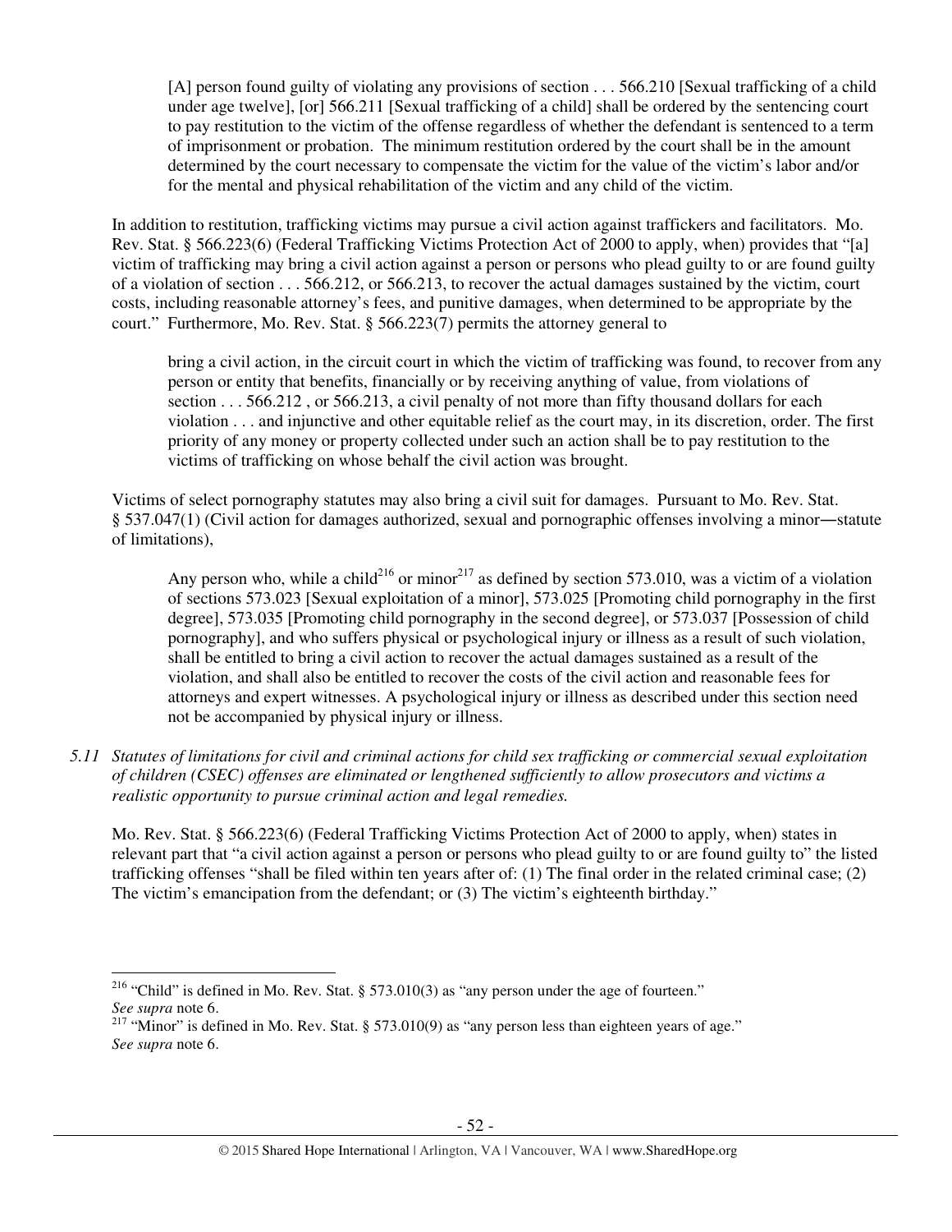> [A] person found guilty of violating any provisions of section . . . 566.210 [Sexual trafficking of a child under age twelve], [or] 566.211 [Sexual trafficking of a child] shall be ordered by the sentencing court to pay restitution to the victim of the offense regardless of whether the defendant is sentenced to a term of imprisonment or probation. The minimum restitution ordered by the court shall be in the amount determined by the court necessary to compensate the victim for the value of the victim's labor and/or for the mental and physical rehabilitation of the victim and any child of the victim.

In addition to restitution, trafficking victims may pursue a civil action against traffickers and facilitators. Mo. Rev. Stat. § 566.223(6) (Federal Trafficking Victims Protection Act of 2000 to apply, when) provides that "[a] victim of trafficking may bring a civil action against a person or persons who plead guilty to or are found guilty of a violation of section . . . 566.212, or 566.213, to recover the actual damages sustained by the victim, court costs, including reasonable attorney's fees, and punitive damages, when determined to be appropriate by the court." Furthermore, Mo. Rev. Stat. § 566.223(7) permits the attorney general to

> bring a civil action, in the circuit court in which the victim of trafficking was found, to recover from any person or entity that benefits, financially or by receiving anything of value, from violations of section . . . 566.212 , or 566.213, a civil penalty of not more than fifty thousand dollars for each violation . . . and injunctive and other equitable relief as the court may, in its discretion, order. The first priority of any money or property collected under such an action shall be to pay restitution to the victims of trafficking on whose behalf the civil action was brought.

Victims of select pornography statutes may also bring a civil suit for damages. Pursuant to Mo. Rev. Stat. § 537.047(1) (Civil action for damages authorized, sexual and pornographic offenses involving a minor―statute of limitations),

> Any person who, while a child[216] or minor[217] as defined by section 573.010, was a victim of a violation of sections 573.023 [Sexual exploitation of a minor], 573.025 [Promoting child pornography in the first degree], 573.035 [Promoting child pornography in the second degree], or 573.037 [Possession of child pornography], and who suffers physical or psychological injury or illness as a result of such violation, shall be entitled to bring a civil action to recover the actual damages sustained as a result of the violation, and shall also be entitled to recover the costs of the civil action and reasonable fees for attorneys and expert witnesses. A psychological injury or illness as described under this section need not be accompanied by physical injury or illness.

*5.11 Statutes of limitations for civil and criminal actions for child sex trafficking or commercial sexual exploitation of children (CSEC) offenses are eliminated or lengthened sufficiently to allow prosecutors and victims a realistic opportunity to pursue criminal action and legal remedies.*

Mo. Rev. Stat. § 566.223(6) (Federal Trafficking Victims Protection Act of 2000 to apply, when) states in relevant part that "a civil action against a person or persons who plead guilty to or are found guilty to" the listed trafficking offenses "shall be filed within ten years after of: (1) The final order in the related criminal case; (2) The victim's emancipation from the defendant; or (3) The victim's eighteenth birthday."

---

[216] "Child" is defined in Mo. Rev. Stat. § 573.010(3) as "any person under the age of fourteen." *See supra* note 6.

[217] "Minor" is defined in Mo. Rev. Stat. § 573.010(9) as "any person less than eighteen years of age." *See supra* note 6.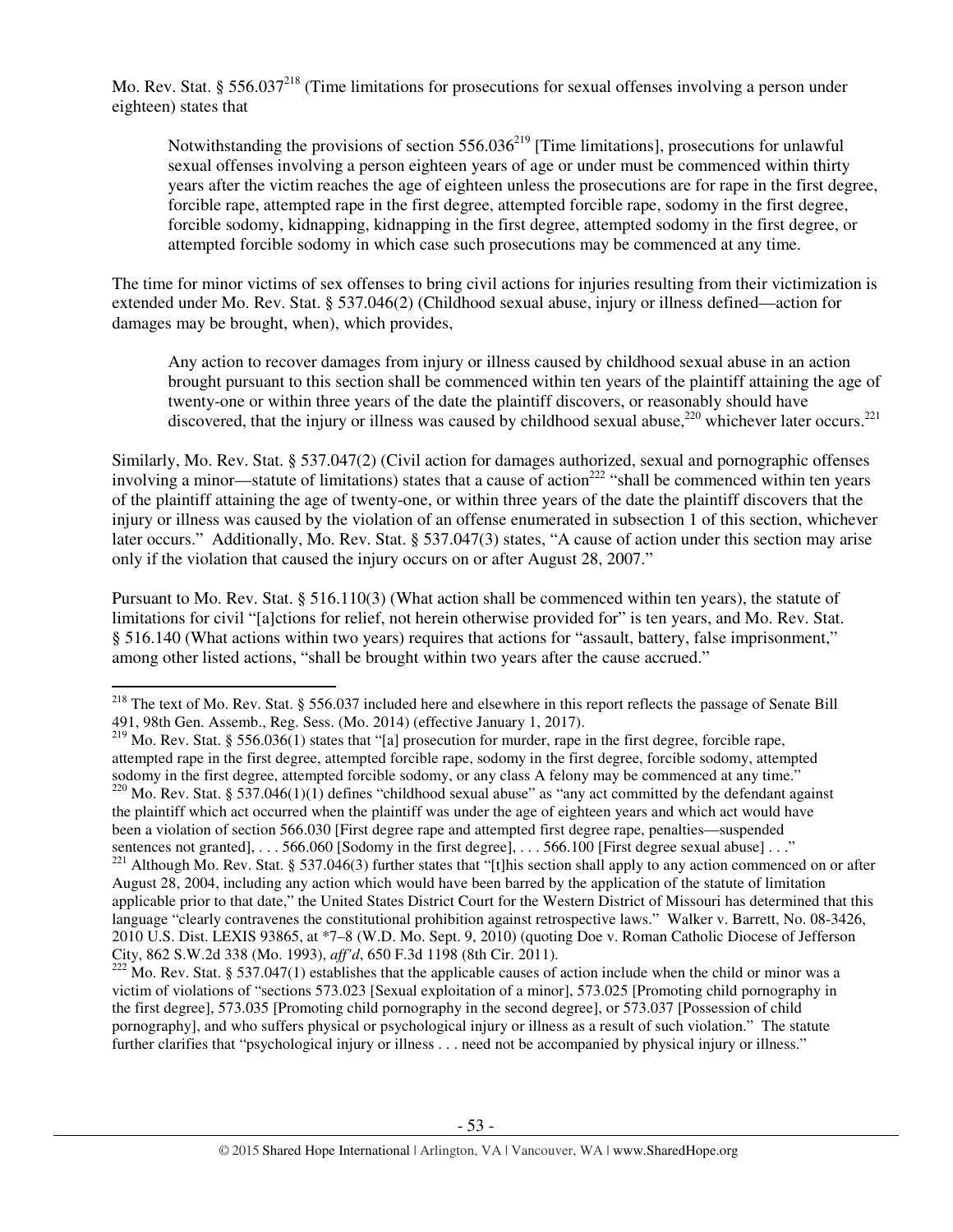Mo. Rev. Stat. § 556.037[218] (Time limitations for prosecutions for sexual offenses involving a person under eighteen) states that

> Notwithstanding the provisions of section 556.036[219] [Time limitations], prosecutions for unlawful sexual offenses involving a person eighteen years of age or under must be commenced within thirty years after the victim reaches the age of eighteen unless the prosecutions are for rape in the first degree, forcible rape, attempted rape in the first degree, attempted forcible rape, sodomy in the first degree, forcible sodomy, kidnapping, kidnapping in the first degree, attempted sodomy in the first degree, or attempted forcible sodomy in which case such prosecutions may be commenced at any time.

The time for minor victims of sex offenses to bring civil actions for injuries resulting from their victimization is extended under Mo. Rev. Stat. § 537.046(2) (Childhood sexual abuse, injury or illness defined—action for damages may be brought, when), which provides,

> Any action to recover damages from injury or illness caused by childhood sexual abuse in an action brought pursuant to this section shall be commenced within ten years of the plaintiff attaining the age of twenty-one or within three years of the date the plaintiff discovers, or reasonably should have discovered, that the injury or illness was caused by childhood sexual abuse,[220] whichever later occurs.[221]

Similarly, Mo. Rev. Stat. § 537.047(2) (Civil action for damages authorized, sexual and pornographic offenses involving a minor—statute of limitations) states that a cause of action[222] "shall be commenced within ten years of the plaintiff attaining the age of twenty-one, or within three years of the date the plaintiff discovers that the injury or illness was caused by the violation of an offense enumerated in subsection 1 of this section, whichever later occurs." Additionally, Mo. Rev. Stat. § 537.047(3) states, "A cause of action under this section may arise only if the violation that caused the injury occurs on or after August 28, 2007."

Pursuant to Mo. Rev. Stat. § 516.110(3) (What action shall be commenced within ten years), the statute of limitations for civil "[a]ctions for relief, not herein otherwise provided for" is ten years, and Mo. Rev. Stat. § 516.140 (What actions within two years) requires that actions for "assault, battery, false imprisonment," among other listed actions, "shall be brought within two years after the cause accrued."

---

[218] The text of Mo. Rev. Stat. § 556.037 included here and elsewhere in this report reflects the passage of Senate Bill 491, 98th Gen. Assemb., Reg. Sess. (Mo. 2014) (effective January 1, 2017).

[219] Mo. Rev. Stat. § 556.036(1) states that "[a] prosecution for murder, rape in the first degree, forcible rape, attempted rape in the first degree, attempted forcible rape, sodomy in the first degree, forcible sodomy, attempted sodomy in the first degree, attempted forcible sodomy, or any class A felony may be commenced at any time."

[220] Mo. Rev. Stat. § 537.046(1)(1) defines "childhood sexual abuse" as "any act committed by the defendant against the plaintiff which act occurred when the plaintiff was under the age of eighteen years and which act would have been a violation of section 566.030 [First degree rape and attempted first degree rape, penalties—suspended sentences not granted], . . . 566.060 [Sodomy in the first degree], . . . 566.100 [First degree sexual abuse] . . ."

[221] Although Mo. Rev. Stat. § 537.046(3) further states that "[t]his section shall apply to any action commenced on or after August 28, 2004, including any action which would have been barred by the application of the statute of limitation applicable prior to that date," the United States District Court for the Western District of Missouri has determined that this language "clearly contravenes the constitutional prohibition against retrospective laws." Walker v. Barrett, No. 08-3426, 2010 U.S. Dist. LEXIS 93865, at *7–8 (W.D. Mo. Sept. 9, 2010) (quoting Doe v. Roman Catholic Diocese of Jefferson City, 862 S.W.2d 338 (Mo. 1993), *aff'd*, 650 F.3d 1198 (8th Cir. 2011).

[222] Mo. Rev. Stat. § 537.047(1) establishes that the applicable causes of action include when the child or minor was a victim of violations of "sections 573.023 [Sexual exploitation of a minor], 573.025 [Promoting child pornography in the first degree], 573.035 [Promoting child pornography in the second degree], or 573.037 [Possession of child pornography], and who suffers physical or psychological injury or illness as a result of such violation." The statute further clarifies that "psychological injury or illness . . . need not be accompanied by physical injury or illness."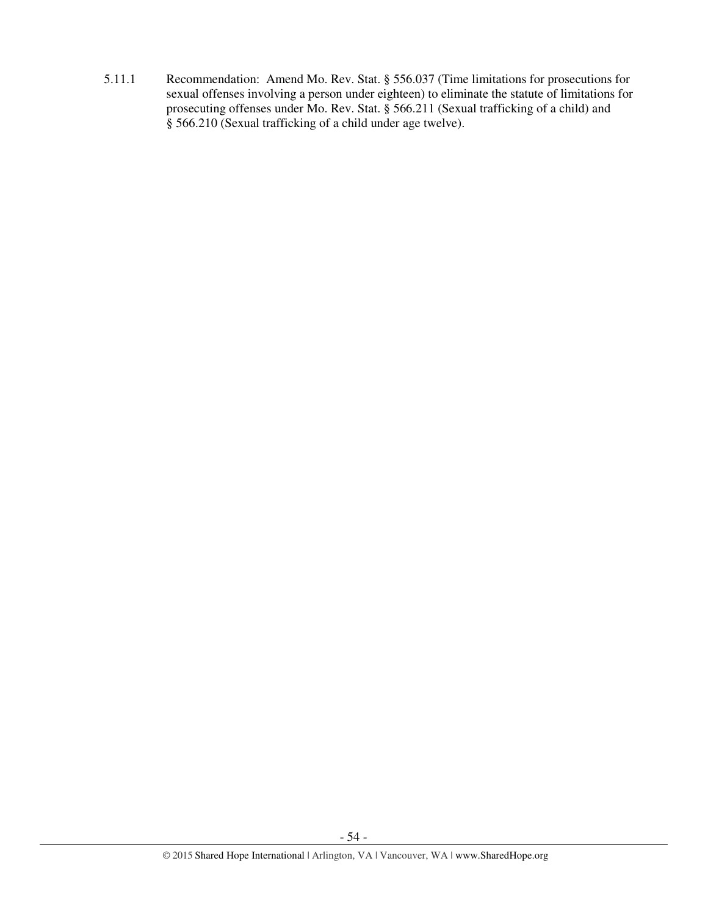5.11.1 Recommendation: Amend Mo. Rev. Stat. § 556.037 (Time limitations for prosecutions for sexual offenses involving a person under eighteen) to eliminate the statute of limitations for prosecuting offenses under Mo. Rev. Stat. § 566.211 (Sexual trafficking of a child) and § 566.210 (Sexual trafficking of a child under age twelve).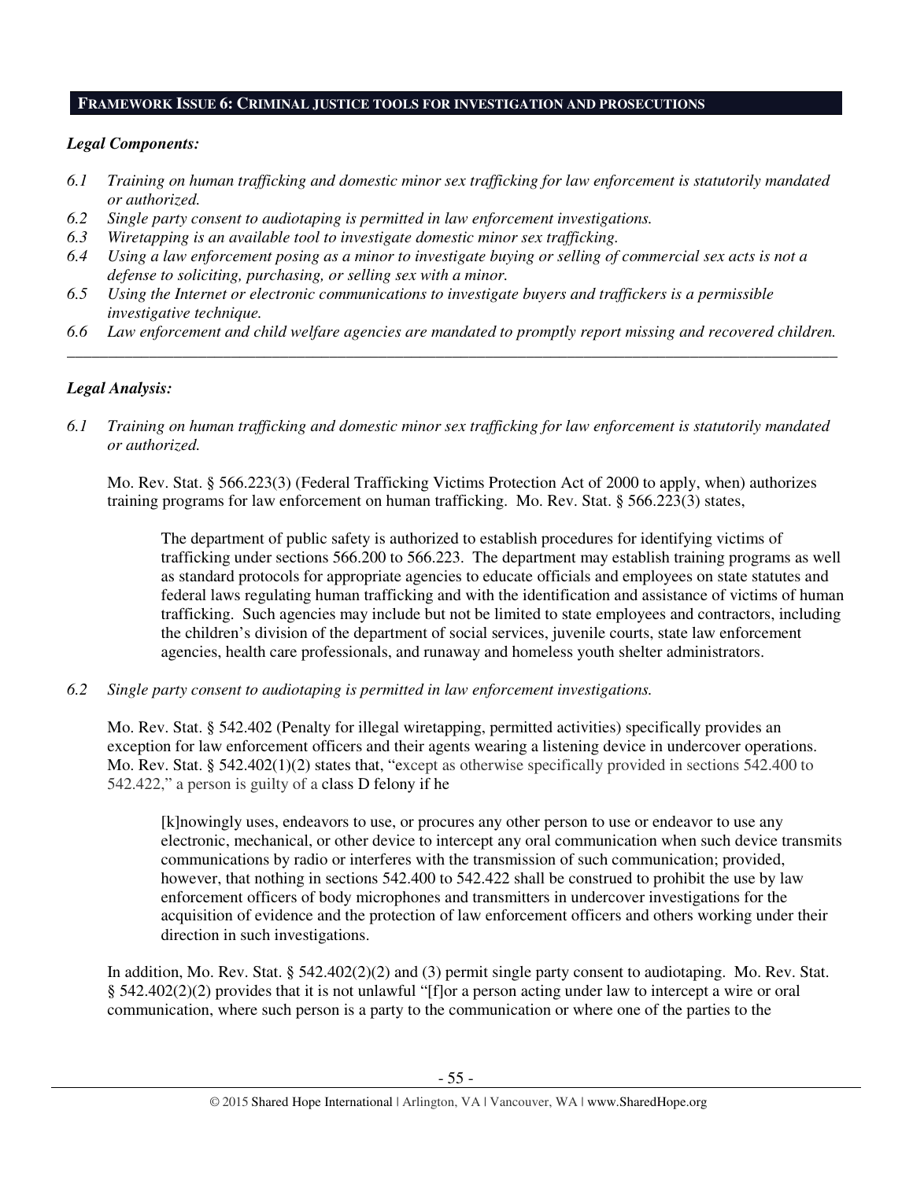## FRAMEWORK ISSUE 6: CRIMINAL JUSTICE TOOLS FOR INVESTIGATION AND PROSECUTIONS

***Legal Components:***

*6.1 Training on human trafficking and domestic minor sex trafficking for law enforcement is statutorily mandated or authorized.*

*6.2 Single party consent to audiotaping is permitted in law enforcement investigations.*

*6.3 Wiretapping is an available tool to investigate domestic minor sex trafficking.*

*6.4 Using a law enforcement posing as a minor to investigate buying or selling of commercial sex acts is not a defense to soliciting, purchasing, or selling sex with a minor.*

*6.5 Using the Internet or electronic communications to investigate buyers and traffickers is a permissible investigative technique.*

*6.6 Law enforcement and child welfare agencies are mandated to promptly report missing and recovered children.*

---

***Legal Analysis:***

*6.1 Training on human trafficking and domestic minor sex trafficking for law enforcement is statutorily mandated or authorized.*

Mo. Rev. Stat. § 566.223(3) (Federal Trafficking Victims Protection Act of 2000 to apply, when) authorizes training programs for law enforcement on human trafficking. Mo. Rev. Stat. § 566.223(3) states,

> The department of public safety is authorized to establish procedures for identifying victims of trafficking under sections 566.200 to 566.223. The department may establish training programs as well as standard protocols for appropriate agencies to educate officials and employees on state statutes and federal laws regulating human trafficking and with the identification and assistance of victims of human trafficking. Such agencies may include but not be limited to state employees and contractors, including the children's division of the department of social services, juvenile courts, state law enforcement agencies, health care professionals, and runaway and homeless youth shelter administrators.

*6.2 Single party consent to audiotaping is permitted in law enforcement investigations.*

Mo. Rev. Stat. § 542.402 (Penalty for illegal wiretapping, permitted activities) specifically provides an exception for law enforcement officers and their agents wearing a listening device in undercover operations. Mo. Rev. Stat. § 542.402(1)(2) states that, "except as otherwise specifically provided in sections 542.400 to 542.422," a person is guilty of a class D felony if he

> [k]nowingly uses, endeavors to use, or procures any other person to use or endeavor to use any electronic, mechanical, or other device to intercept any oral communication when such device transmits communications by radio or interferes with the transmission of such communication; provided, however, that nothing in sections 542.400 to 542.422 shall be construed to prohibit the use by law enforcement officers of body microphones and transmitters in undercover investigations for the acquisition of evidence and the protection of law enforcement officers and others working under their direction in such investigations.

In addition, Mo. Rev. Stat. § 542.402(2)(2) and (3) permit single party consent to audiotaping. Mo. Rev. Stat. § 542.402(2)(2) provides that it is not unlawful "[f]or a person acting under law to intercept a wire or oral communication, where such person is a party to the communication or where one of the parties to the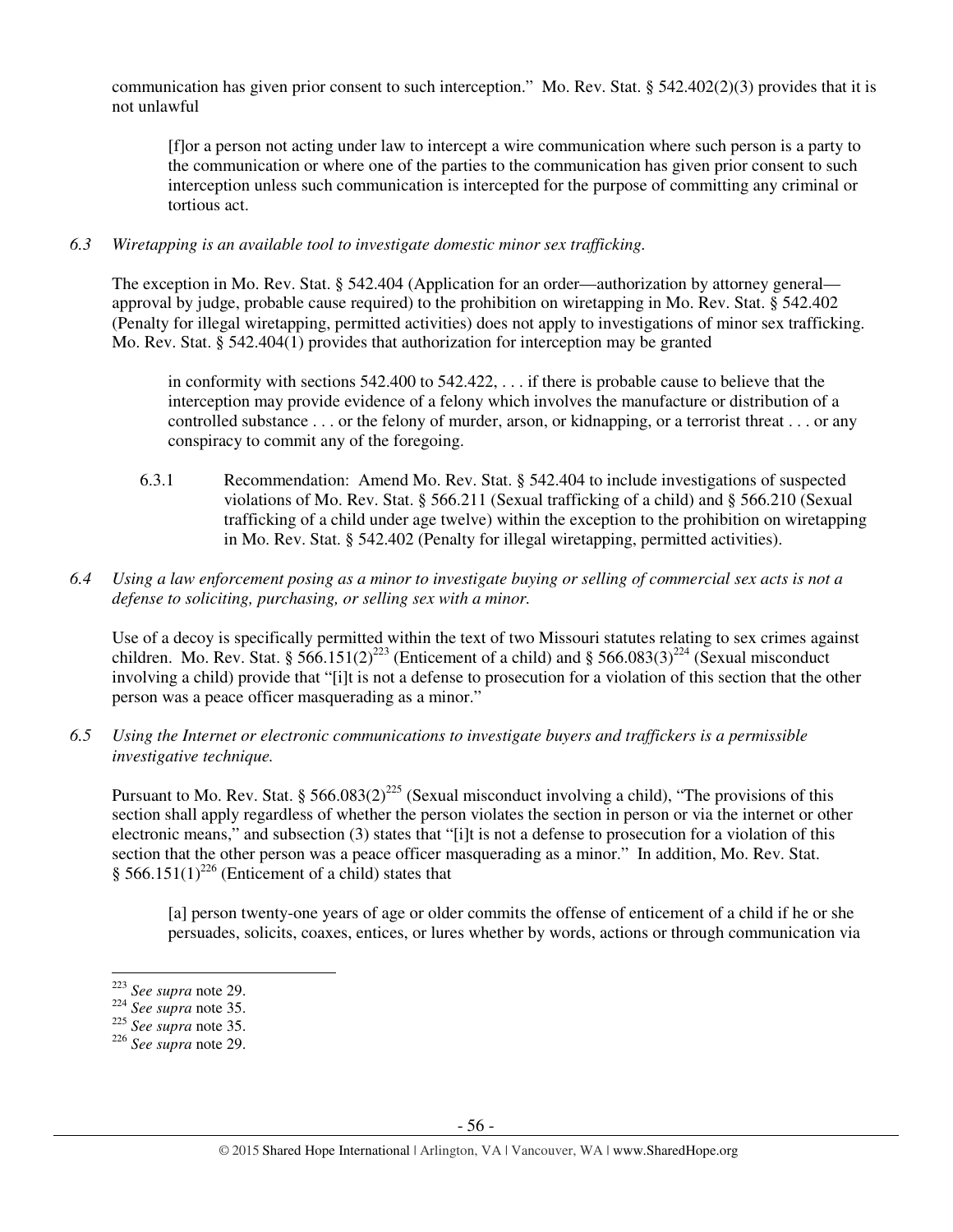communication has given prior consent to such interception." Mo. Rev. Stat. § 542.402(2)(3) provides that it is not unlawful

> [f]or a person not acting under law to intercept a wire communication where such person is a party to the communication or where one of the parties to the communication has given prior consent to such interception unless such communication is intercepted for the purpose of committing any criminal or tortious act.

*6.3 Wiretapping is an available tool to investigate domestic minor sex trafficking.*

The exception in Mo. Rev. Stat. § 542.404 (Application for an order—authorization by attorney general—approval by judge, probable cause required) to the prohibition on wiretapping in Mo. Rev. Stat. § 542.402 (Penalty for illegal wiretapping, permitted activities) does not apply to investigations of minor sex trafficking. Mo. Rev. Stat. § 542.404(1) provides that authorization for interception may be granted

> in conformity with sections 542.400 to 542.422, . . . if there is probable cause to believe that the interception may provide evidence of a felony which involves the manufacture or distribution of a controlled substance . . . or the felony of murder, arson, or kidnapping, or a terrorist threat . . . or any conspiracy to commit any of the foregoing.

6.3.1 Recommendation: Amend Mo. Rev. Stat. § 542.404 to include investigations of suspected violations of Mo. Rev. Stat. § 566.211 (Sexual trafficking of a child) and § 566.210 (Sexual trafficking of a child under age twelve) within the exception to the prohibition on wiretapping in Mo. Rev. Stat. § 542.402 (Penalty for illegal wiretapping, permitted activities).

*6.4 Using a law enforcement posing as a minor to investigate buying or selling of commercial sex acts is not a defense to soliciting, purchasing, or selling sex with a minor.*

Use of a decoy is specifically permitted within the text of two Missouri statutes relating to sex crimes against children. Mo. Rev. Stat. § 566.151(2)[223] (Enticement of a child) and § 566.083(3)[224] (Sexual misconduct involving a child) provide that "[i]t is not a defense to prosecution for a violation of this section that the other person was a peace officer masquerading as a minor."

*6.5 Using the Internet or electronic communications to investigate buyers and traffickers is a permissible investigative technique.*

Pursuant to Mo. Rev. Stat. § 566.083(2)[225] (Sexual misconduct involving a child), "The provisions of this section shall apply regardless of whether the person violates the section in person or via the internet or other electronic means," and subsection (3) states that "[i]t is not a defense to prosecution for a violation of this section that the other person was a peace officer masquerading as a minor." In addition, Mo. Rev. Stat. § 566.151(1)[226] (Enticement of a child) states that

> [a] person twenty-one years of age or older commits the offense of enticement of a child if he or she persuades, solicits, coaxes, entices, or lures whether by words, actions or through communication via

---

[223] *See supra* note 29.
[224] *See supra* note 35.
[225] *See supra* note 35.
[226] *See supra* note 29.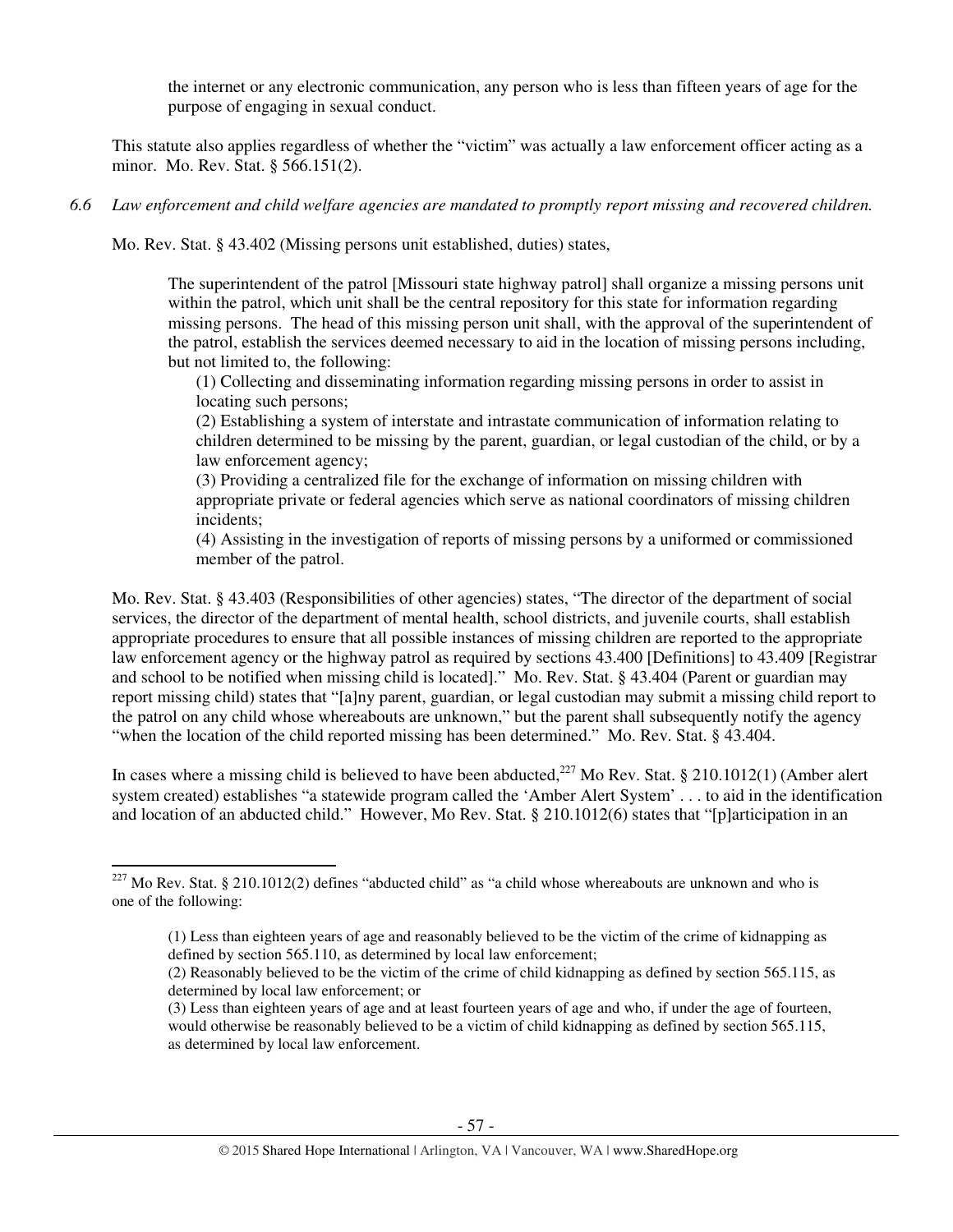the internet or any electronic communication, any person who is less than fifteen years of age for the purpose of engaging in sexual conduct.

This statute also applies regardless of whether the "victim" was actually a law enforcement officer acting as a minor. Mo. Rev. Stat. § 566.151(2).

*6.6 Law enforcement and child welfare agencies are mandated to promptly report missing and recovered children.*

Mo. Rev. Stat. § 43.402 (Missing persons unit established, duties) states,

> The superintendent of the patrol [Missouri state highway patrol] shall organize a missing persons unit within the patrol, which unit shall be the central repository for this state for information regarding missing persons. The head of this missing person unit shall, with the approval of the superintendent of the patrol, establish the services deemed necessary to aid in the location of missing persons including, but not limited to, the following:
>
> (1) Collecting and disseminating information regarding missing persons in order to assist in locating such persons;
>
> (2) Establishing a system of interstate and intrastate communication of information relating to children determined to be missing by the parent, guardian, or legal custodian of the child, or by a law enforcement agency;
>
> (3) Providing a centralized file for the exchange of information on missing children with appropriate private or federal agencies which serve as national coordinators of missing children incidents;
>
> (4) Assisting in the investigation of reports of missing persons by a uniformed or commissioned member of the patrol.

Mo. Rev. Stat. § 43.403 (Responsibilities of other agencies) states, "The director of the department of social services, the director of the department of mental health, school districts, and juvenile courts, shall establish appropriate procedures to ensure that all possible instances of missing children are reported to the appropriate law enforcement agency or the highway patrol as required by sections 43.400 [Definitions] to 43.409 [Registrar and school to be notified when missing child is located]." Mo. Rev. Stat. § 43.404 (Parent or guardian may report missing child) states that "[a]ny parent, guardian, or legal custodian may submit a missing child report to the patrol on any child whose whereabouts are unknown," but the parent shall subsequently notify the agency "when the location of the child reported missing has been determined." Mo. Rev. Stat. § 43.404.

In cases where a missing child is believed to have been abducted,[227] Mo Rev. Stat. § 210.1012(1) (Amber alert system created) establishes "a statewide program called the 'Amber Alert System' . . . to aid in the identification and location of an abducted child." However, Mo Rev. Stat. § 210.1012(6) states that "[p]articipation in an

---

[227] Mo Rev. Stat. § 210.1012(2) defines "abducted child" as "a child whose whereabouts are unknown and who is one of the following:

> (1) Less than eighteen years of age and reasonably believed to be the victim of the crime of kidnapping as defined by section 565.110, as determined by local law enforcement;
>
> (2) Reasonably believed to be the victim of the crime of child kidnapping as defined by section 565.115, as determined by local law enforcement; or
>
> (3) Less than eighteen years of age and at least fourteen years of age and who, if under the age of fourteen, would otherwise be reasonably believed to be a victim of child kidnapping as defined by section 565.115, as determined by local law enforcement.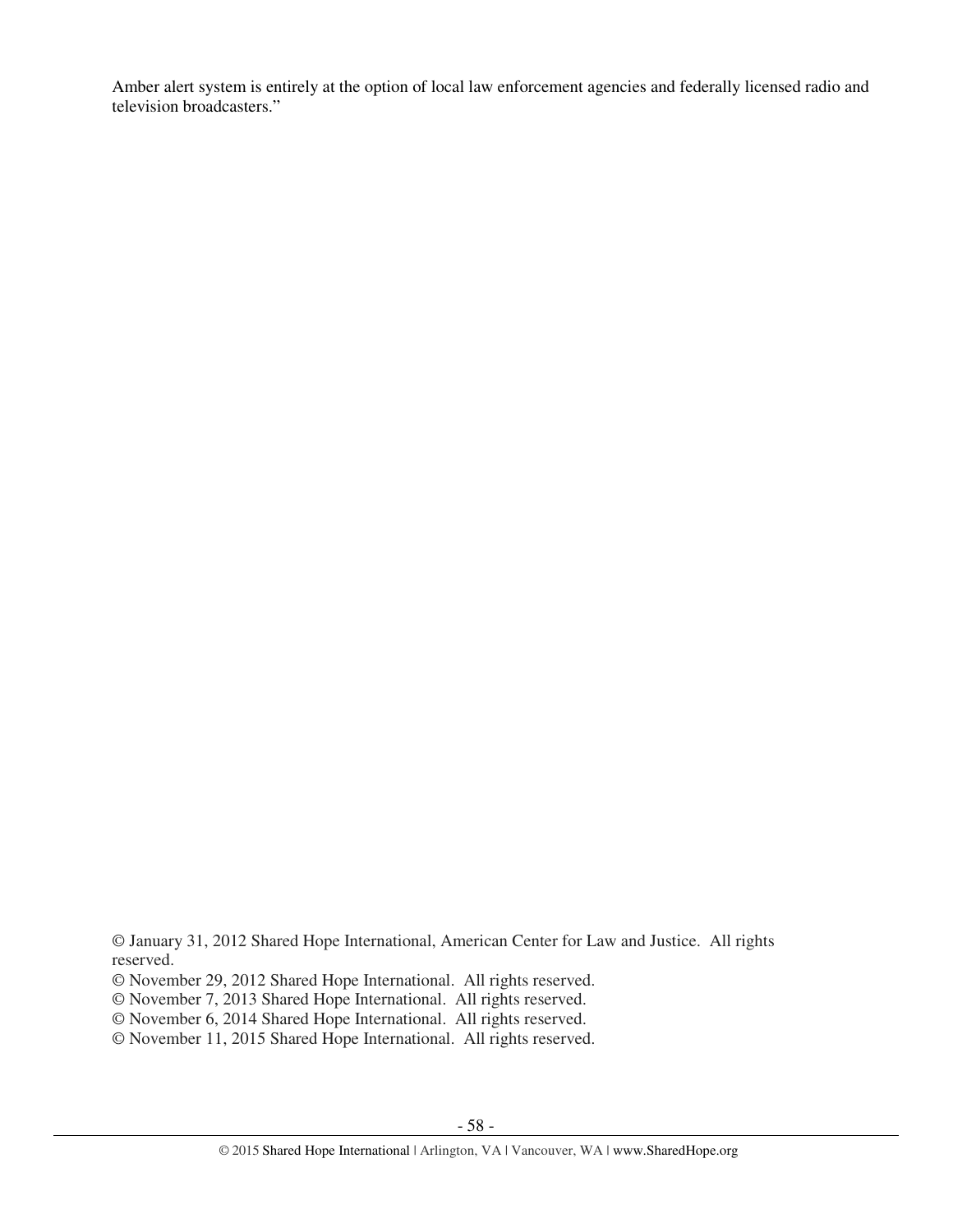Amber alert system is entirely at the option of local law enforcement agencies and federally licensed radio and television broadcasters."

© January 31, 2012 Shared Hope International, American Center for Law and Justice. All rights reserved.
© November 29, 2012 Shared Hope International. All rights reserved.
© November 7, 2013 Shared Hope International. All rights reserved.
© November 6, 2014 Shared Hope International. All rights reserved.
© November 11, 2015 Shared Hope International. All rights reserved.